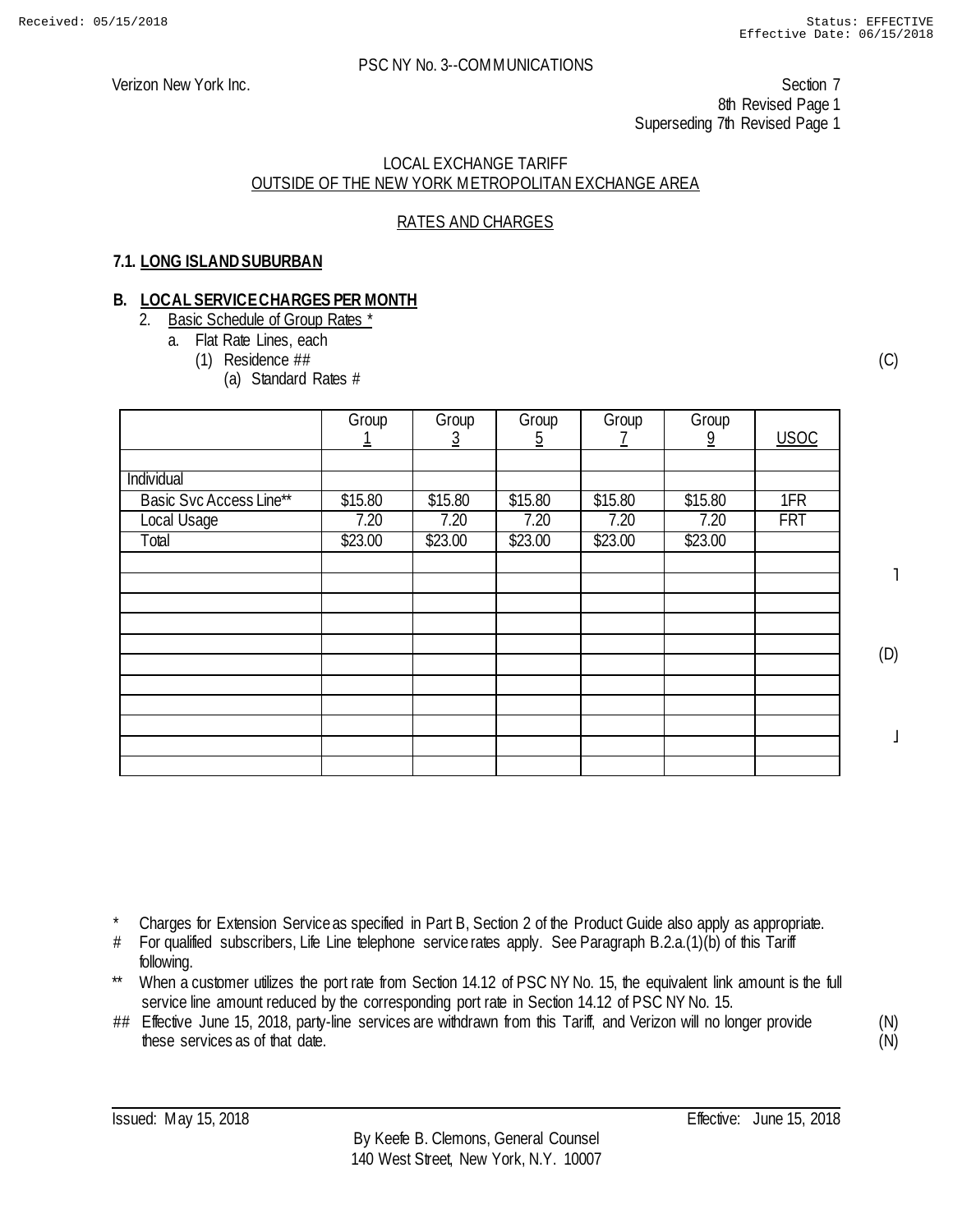Received: 05/15/2018 Status: EFFECTIVE
Effective Date: 06/15/2018

PSC NY No. 3--COMMUNICATIONS

Verizon New York Inc.

Section 7
8th Revised Page 1
Superseding 7th Revised Page 1

LOCAL EXCHANGE TARIFF
OUTSIDE OF THE NEW YORK METROPOLITAN EXCHANGE AREA

RATES AND CHARGES

**7.1. LONG ISLAND SUBURBAN**

**B. LOCAL SERVICE CHARGES PER MONTH**

2. Basic Schedule of Group Rates *
   a. Flat Rate Lines, each
      (1) Residence ## (C)
         (a) Standard Rates #

| | Group 1 | Group 3 | Group 5 | Group 7 | Group 9 | USOC |
|---|---|---|---|---|---|---|
| | | | | | | |
| Individual | | | | | | |
| Basic Svc Access Line** | $15.80 | $15.80 | $15.80 | $15.80 | $15.80 | 1FR |
| Local Usage | 7.20 | 7.20 | 7.20 | 7.20 | 7.20 | FRT |
| Total | $23.00 | $23.00 | $23.00 | $23.00 | $23.00 | |
| | | | | | | |
| | | | | | | |
| | | | | | | |
| | | | | | | |
| | | | | | | |
| | | | | | | |
| | | | | | | |
| | | | | | | |
| | | | | | | |
| | | | | | | |
| | | | | | | |

(D)

\* Charges for Extension Service as specified in Part B, Section 2 of the Product Guide also apply as appropriate.

\# For qualified subscribers, Life Line telephone service rates apply. See Paragraph B.2.a.(1)(b) of this Tariff following.

\** When a customer utilizes the port rate from Section 14.12 of PSC NY No. 15, the equivalent link amount is the full service line amount reduced by the corresponding port rate in Section 14.12 of PSC NY No. 15.

\## Effective June 15, 2018, party-line services are withdrawn from this Tariff, and Verizon will no longer provide these services as of that date. (N)

Issued: May 15, 2018 Effective: June 15, 2018

By Keefe B. Clemons, General Counsel
140 West Street, New York, N.Y. 10007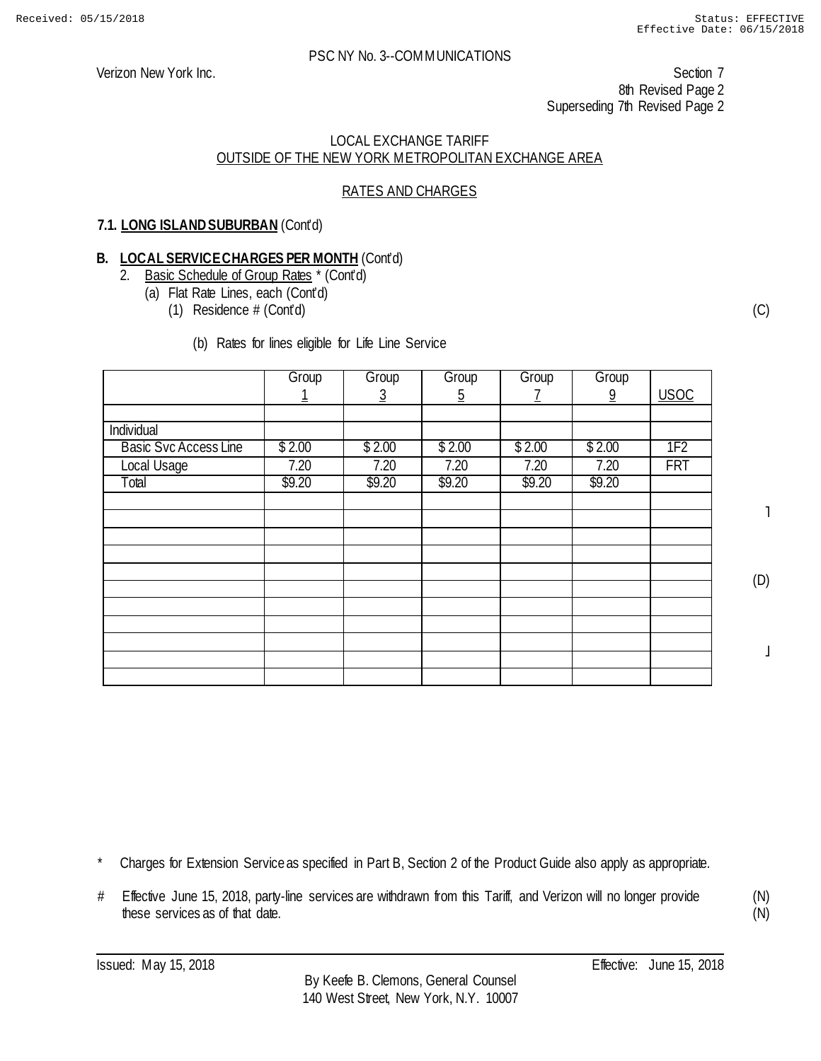PSC NY No. 3--COMMUNICATIONS

Verizon New York Inc.

Section 7
8th Revised Page 2
Superseding 7th Revised Page 2

LOCAL EXCHANGE TARIFF
OUTSIDE OF THE NEW YORK METROPOLITAN EXCHANGE AREA

RATES AND CHARGES

**7.1. LONG ISLAND SUBURBAN** (Cont'd)

**B. LOCAL SERVICE CHARGES PER MONTH** (Cont'd)

2. Basic Schedule of Group Rates * (Cont'd)
   - (a) Flat Rate Lines, each (Cont'd)
     - (1) Residence # (Cont'd) (C)
       - (b) Rates for lines eligible for Life Line Service

| | Group 1 | Group 3 | Group 5 | Group 7 | Group 9 | USOC |
|---|---|---|---|---|---|---|
| | | | | | | |
| Individual | | | | | | |
| Basic Svc Access Line | $ 2.00 | $ 2.00 | $ 2.00 | $ 2.00 | $ 2.00 | 1F2 |
| Local Usage | 7.20 | 7.20 | 7.20 | 7.20 | 7.20 | FRT |
| Total | $9.20 | $9.20 | $9.20 | $9.20 | $9.20 | |
| | | | | | | |
| | | | | | | |
| | | | | | | |
| | | | | | | |
| | | | | | | |
| | | | | | | |
| | | | | | | |
| | | | | | | |
| | | | | | | |
| | | | | | | |
| | | | | | | |

(D)

\* Charges for Extension Service as specified in Part B, Section 2 of the Product Guide also apply as appropriate.

\# Effective June 15, 2018, party-line services are withdrawn from this Tariff, and Verizon will no longer provide these services as of that date. (N)

Issued: May 15, 2018

Effective: June 15, 2018

By Keefe B. Clemons, General Counsel
140 West Street, New York, N.Y. 10007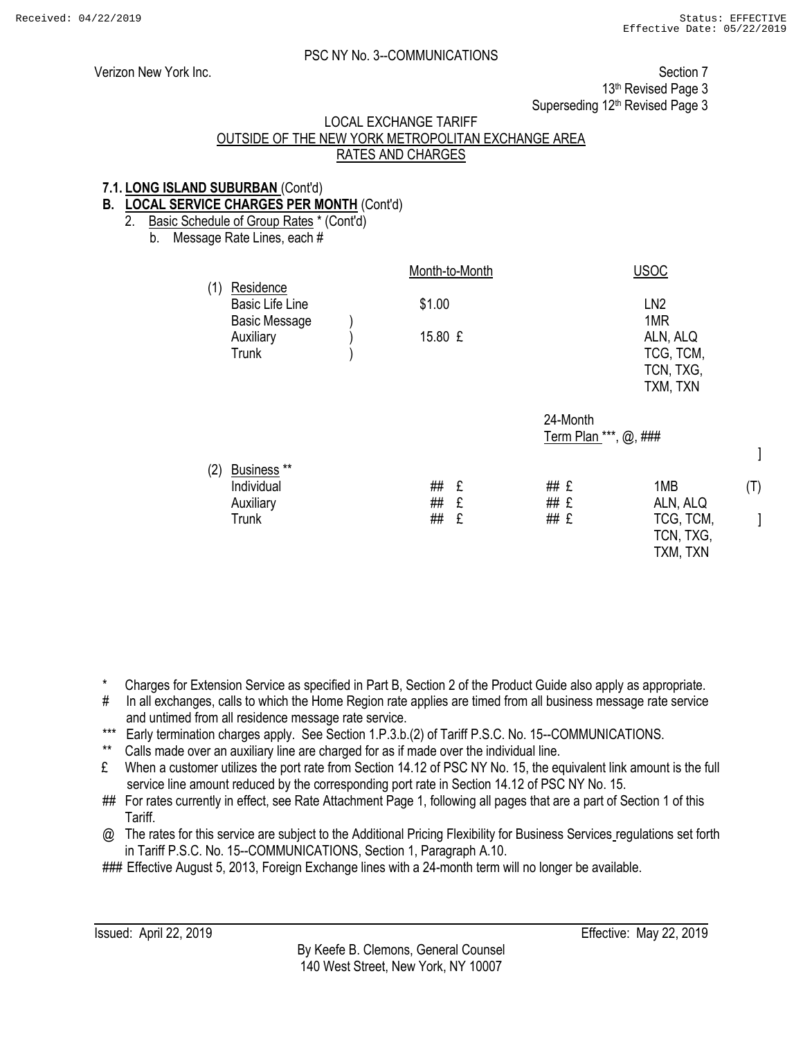PSC NY No. 3--COMMUNICATIONS

Verizon New York Inc.

Section 7
13th Revised Page 3
Superseding 12th Revised Page 3

LOCAL EXCHANGE TARIFF
OUTSIDE OF THE NEW YORK METROPOLITAN EXCHANGE AREA
RATES AND CHARGES

**7.1. LONG ISLAND SUBURBAN** (Cont'd)

**B. LOCAL SERVICE CHARGES PER MONTH** (Cont'd)

2. Basic Schedule of Group Rates * (Cont'd)

b. Message Rate Lines, each #

| | Month-to-Month | | USOC |
|---|---|---|---|
| (1) Residence | | | |
| Basic Life Line | $1.00 | | LN2 |
| Basic Message ) | | | 1MR |
| Auxiliary ) | 15.80 £ | | ALN, ALQ |
| Trunk ) | | | TCG, TCM, TCN, TXG, TXM, TXN |

| | Month-to-Month | 24-Month Term Plan ***, @, ### | USOC | |
|---|---|---|---|---|
| (2) Business ** | | | | ] |
| Individual | ## £ | ## £ | 1MB | (T) |
| Auxiliary | ## £ | ## £ | ALN, ALQ | |
| Trunk | ## £ | ## £ | TCG, TCM, TCN, TXG, TXM, TXN | ] |

\* Charges for Extension Service as specified in Part B, Section 2 of the Product Guide also apply as appropriate.

\# In all exchanges, calls to which the Home Region rate applies are timed from all business message rate service and untimed from all residence message rate service.

\*** Early termination charges apply. See Section 1.P.3.b.(2) of Tariff P.S.C. No. 15--COMMUNICATIONS.

\** Calls made over an auxiliary line are charged for as if made over the individual line.

£ When a customer utilizes the port rate from Section 14.12 of PSC NY No. 15, the equivalent link amount is the full service line amount reduced by the corresponding port rate in Section 14.12 of PSC NY No. 15.

\## For rates currently in effect, see Rate Attachment Page 1, following all pages that are a part of Section 1 of this Tariff.

@ The rates for this service are subject to the Additional Pricing Flexibility for Business Services regulations set forth in Tariff P.S.C. No. 15--COMMUNICATIONS, Section 1, Paragraph A.10.

\### Effective August 5, 2013, Foreign Exchange lines with a 24-month term will no longer be available.

Issued: April 22, 2019

Effective: May 22, 2019

By Keefe B. Clemons, General Counsel
140 West Street, New York, NY 10007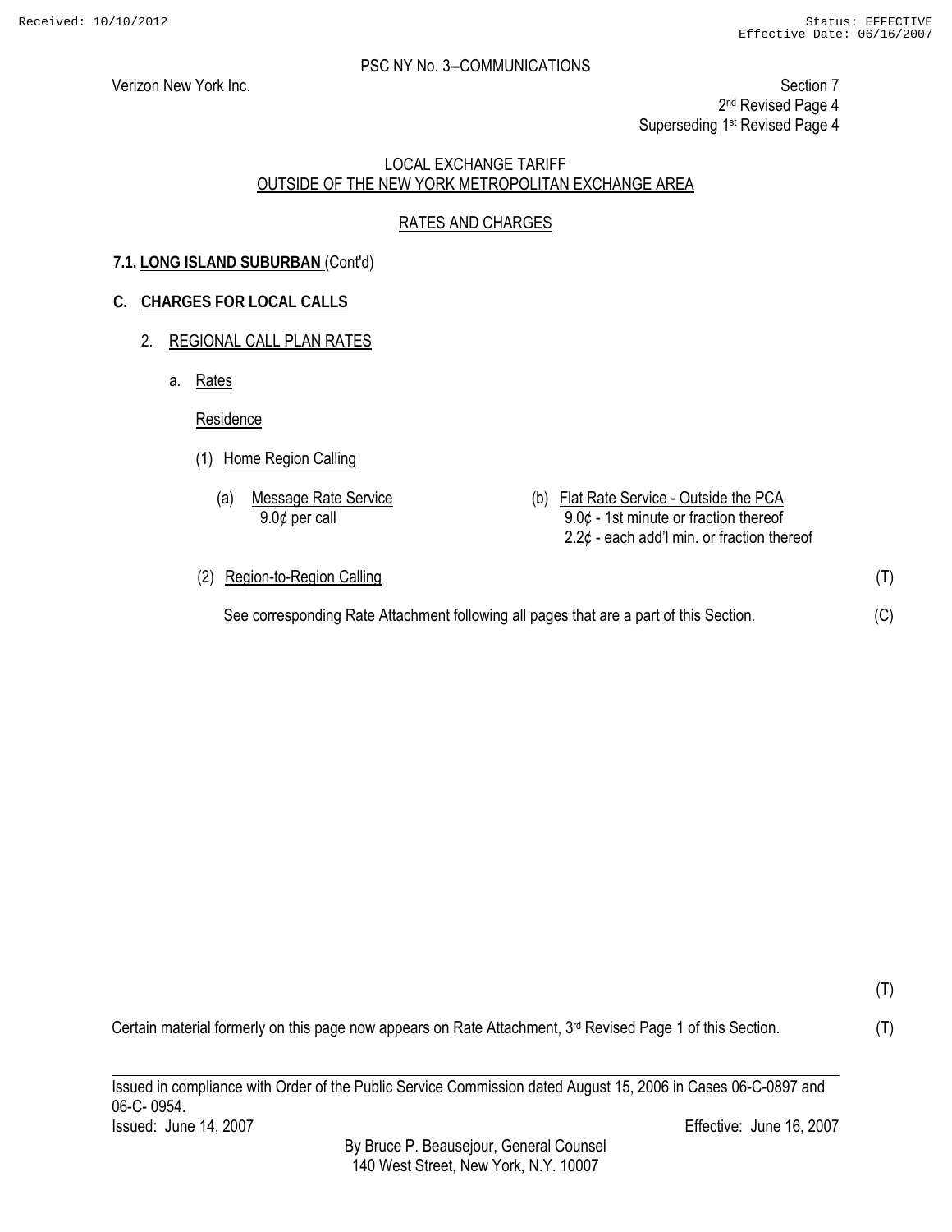PSC NY No. 3--COMMUNICATIONS

Verizon New York Inc.

Section 7
2nd Revised Page 4
Superseding 1st Revised Page 4

LOCAL EXCHANGE TARIFF
OUTSIDE OF THE NEW YORK METROPOLITAN EXCHANGE AREA

RATES AND CHARGES

**7.1. LONG ISLAND SUBURBAN** (Cont'd)

**C. CHARGES FOR LOCAL CALLS**

2. REGIONAL CALL PLAN RATES

a. Rates

Residence

(1) Home Region Calling

(a) Message Rate Service
9.0¢ per call

(b) Flat Rate Service - Outside the PCA
9.0¢ - 1st minute or fraction thereof
2.2¢ - each add'l min. or fraction thereof

(2) Region-to-Region Calling (T)

See corresponding Rate Attachment following all pages that are a part of this Section. (C)

(T)

Certain material formerly on this page now appears on Rate Attachment, 3rd Revised Page 1 of this Section. (T)

Issued in compliance with Order of the Public Service Commission dated August 15, 2006 in Cases 06-C-0897 and 06-C- 0954.

Issued: June 14, 2007

Effective: June 16, 2007

By Bruce P. Beausejour, General Counsel
140 West Street, New York, N.Y. 10007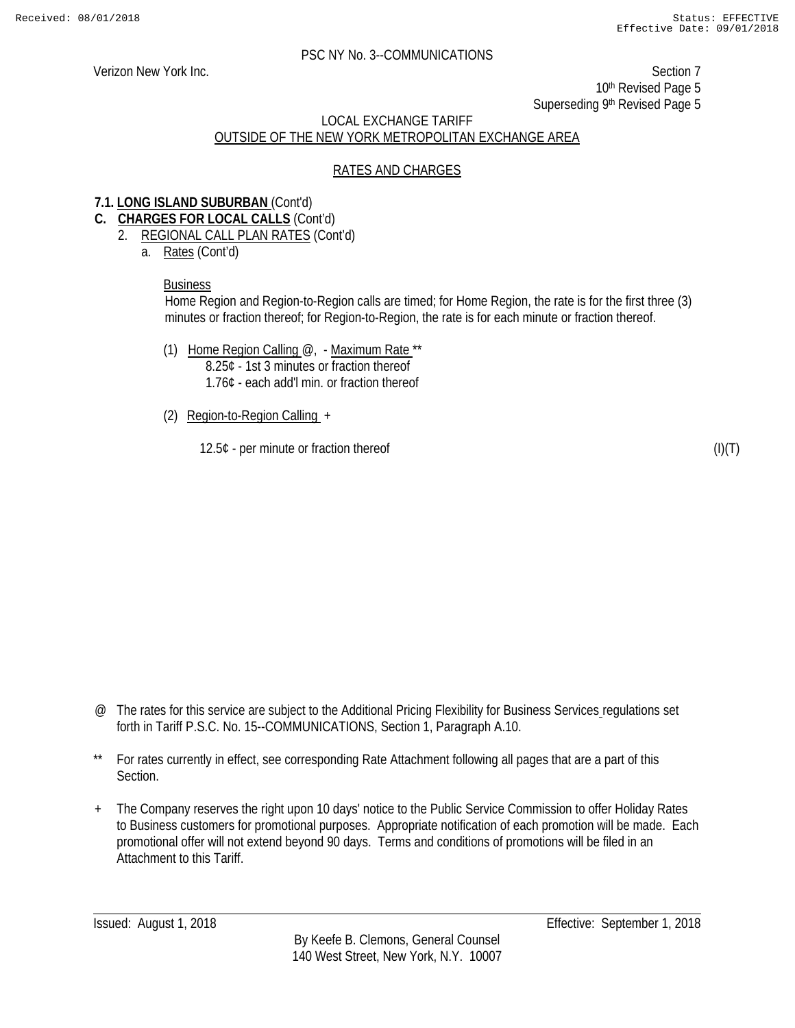PSC NY No. 3--COMMUNICATIONS

Verizon New York Inc.

Section 7
10th Revised Page 5
Superseding 9th Revised Page 5

LOCAL EXCHANGE TARIFF
OUTSIDE OF THE NEW YORK METROPOLITAN EXCHANGE AREA

RATES AND CHARGES

**7.1. LONG ISLAND SUBURBAN** (Cont'd)

**C. CHARGES FOR LOCAL CALLS** (Cont'd)

2. REGIONAL CALL PLAN RATES (Cont'd)

a. Rates (Cont'd)

Business

Home Region and Region-to-Region calls are timed; for Home Region, the rate is for the first three (3) minutes or fraction thereof; for Region-to-Region, the rate is for each minute or fraction thereof.

(1) Home Region Calling @, - Maximum Rate **

8.25¢ - 1st 3 minutes or fraction thereof
1.76¢ - each add'l min. or fraction thereof

(2) Region-to-Region Calling +

12.5¢ - per minute or fraction thereof (I)(T)

@ The rates for this service are subject to the Additional Pricing Flexibility for Business Services regulations set forth in Tariff P.S.C. No. 15--COMMUNICATIONS, Section 1, Paragraph A.10.

** For rates currently in effect, see corresponding Rate Attachment following all pages that are a part of this Section.

+ The Company reserves the right upon 10 days' notice to the Public Service Commission to offer Holiday Rates to Business customers for promotional purposes. Appropriate notification of each promotion will be made. Each promotional offer will not extend beyond 90 days. Terms and conditions of promotions will be filed in an Attachment to this Tariff.

Issued: August 1, 2018 Effective: September 1, 2018

By Keefe B. Clemons, General Counsel
140 West Street, New York, N.Y. 10007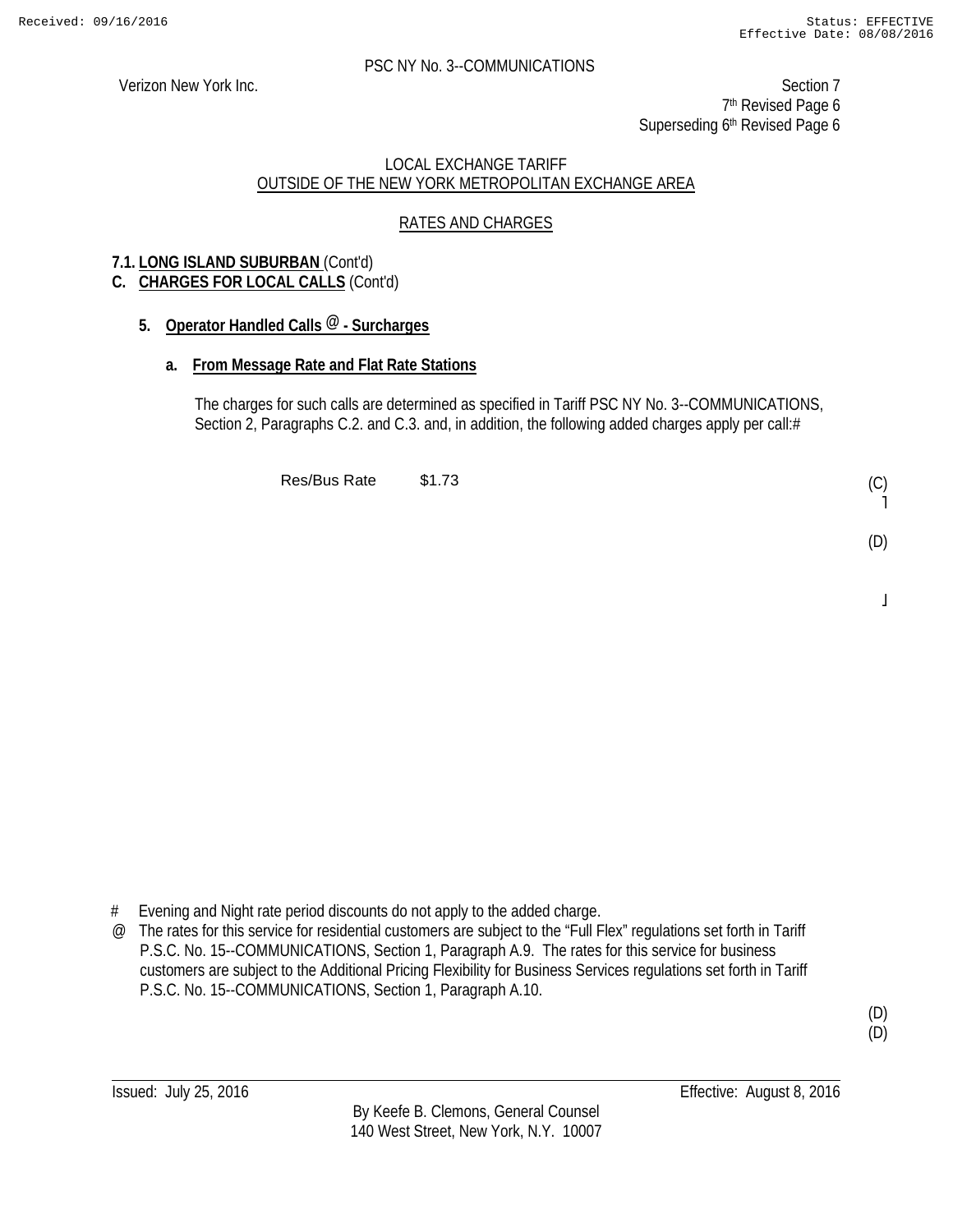PSC NY No. 3--COMMUNICATIONS

Verizon New York Inc.

Section 7
7th Revised Page 6
Superseding 6th Revised Page 6

LOCAL EXCHANGE TARIFF
OUTSIDE OF THE NEW YORK METROPOLITAN EXCHANGE AREA

RATES AND CHARGES

**7.1. LONG ISLAND SUBURBAN** (Cont'd)
**C. CHARGES FOR LOCAL CALLS** (Cont'd)

**5. Operator Handled Calls @ - Surcharges**

**a. From Message Rate and Flat Rate Stations**

The charges for such calls are determined as specified in Tariff PSC NY No. 3--COMMUNICATIONS, Section 2, Paragraphs C.2. and C.3. and, in addition, the following added charges apply per call:#

Res/Bus Rate $1.73 (C)

(D)

# Evening and Night rate period discounts do not apply to the added charge.

@ The rates for this service for residential customers are subject to the "Full Flex" regulations set forth in Tariff P.S.C. No. 15--COMMUNICATIONS, Section 1, Paragraph A.9. The rates for this service for business customers are subject to the Additional Pricing Flexibility for Business Services regulations set forth in Tariff P.S.C. No. 15--COMMUNICATIONS, Section 1, Paragraph A.10.

(D)
(D)

Issued: July 25, 2016 Effective: August 8, 2016

By Keefe B. Clemons, General Counsel
140 West Street, New York, N.Y. 10007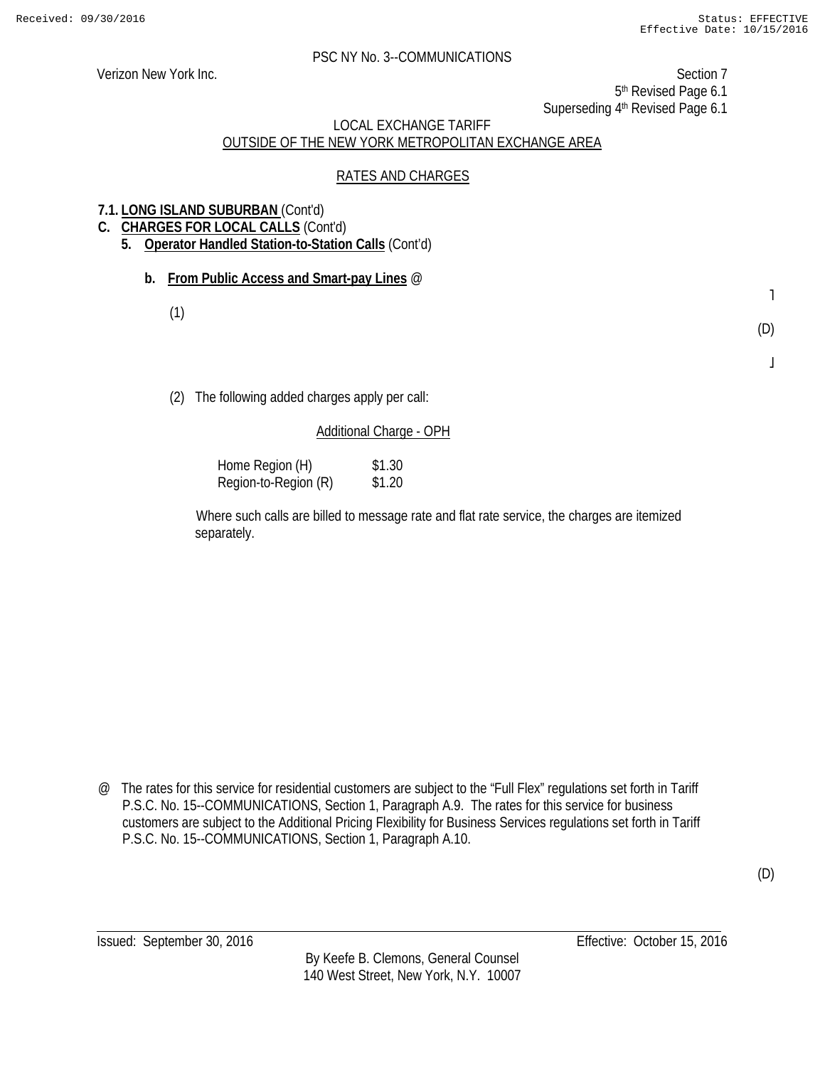PSC NY No. 3--COMMUNICATIONS

Verizon New York Inc.

Section 7
5th Revised Page 6.1
Superseding 4th Revised Page 6.1

LOCAL EXCHANGE TARIFF
OUTSIDE OF THE NEW YORK METROPOLITAN EXCHANGE AREA

RATES AND CHARGES

**7.1. LONG ISLAND SUBURBAN** (Cont'd)

**C. CHARGES FOR LOCAL CALLS** (Cont'd)

**5. Operator Handled Station-to-Station Calls** (Cont'd)

**b. From Public Access and Smart-pay Lines** @

(1) (D)

(2) The following added charges apply per call:

Additional Charge - OPH

| | |
|---|---|
| Home Region (H) | $1.30 |
| Region-to-Region (R) | $1.20 |

Where such calls are billed to message rate and flat rate service, the charges are itemized separately.

@ The rates for this service for residential customers are subject to the "Full Flex" regulations set forth in Tariff P.S.C. No. 15--COMMUNICATIONS, Section 1, Paragraph A.9. The rates for this service for business customers are subject to the Additional Pricing Flexibility for Business Services regulations set forth in Tariff P.S.C. No. 15--COMMUNICATIONS, Section 1, Paragraph A.10.

(D)

Issued: September 30, 2016

Effective: October 15, 2016

By Keefe B. Clemons, General Counsel
140 West Street, New York, N.Y. 10007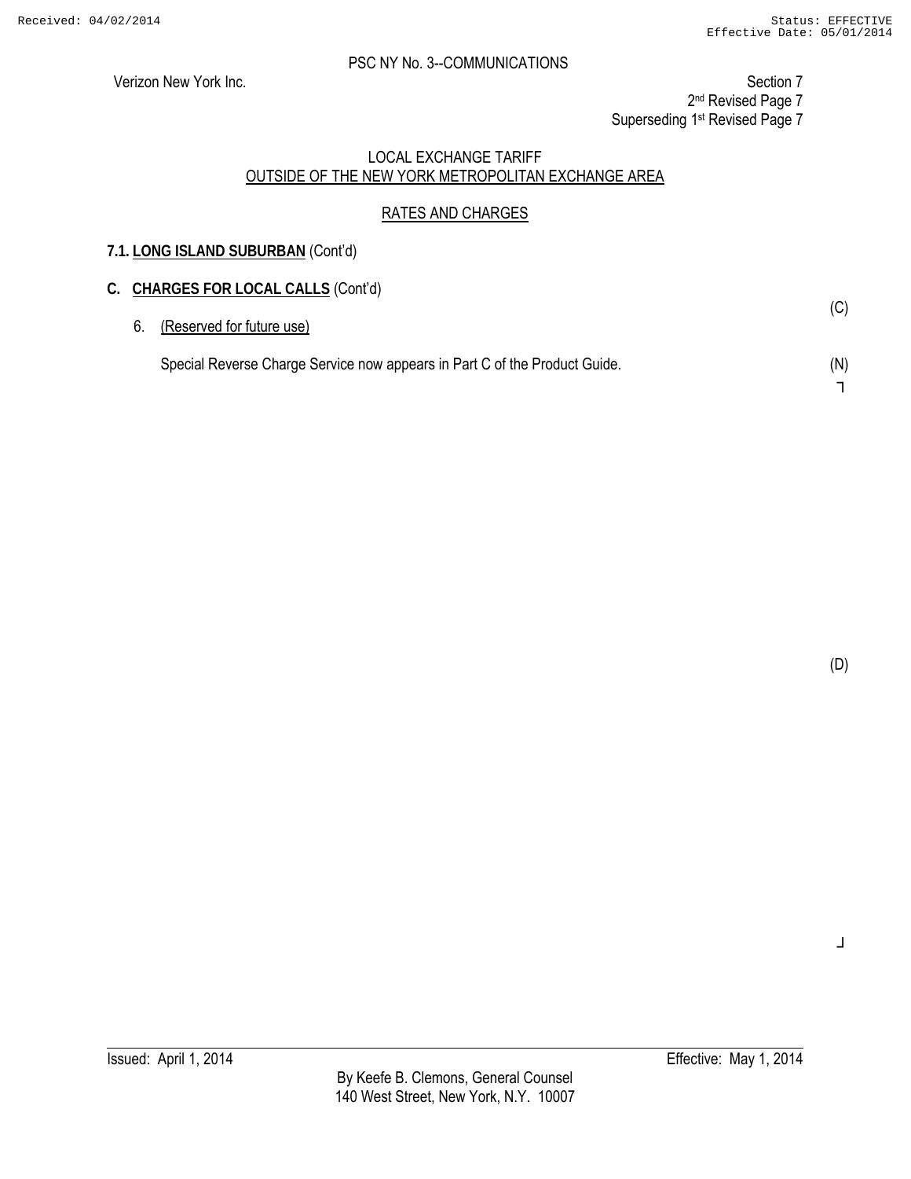PSC NY No. 3--COMMUNICATIONS

Verizon New York Inc.

Section 7
2nd Revised Page 7
Superseding 1st Revised Page 7

LOCAL EXCHANGE TARIFF
OUTSIDE OF THE NEW YORK METROPOLITAN EXCHANGE AREA

RATES AND CHARGES

**7.1. LONG ISLAND SUBURBAN** (Cont'd)

**C. CHARGES FOR LOCAL CALLS** (Cont'd)

6. (Reserved for future use) (C)

Special Reverse Charge Service now appears in Part C of the Product Guide. (N)

(D)

Issued: April 1, 2014

Effective: May 1, 2014

By Keefe B. Clemons, General Counsel
140 West Street, New York, N.Y. 10007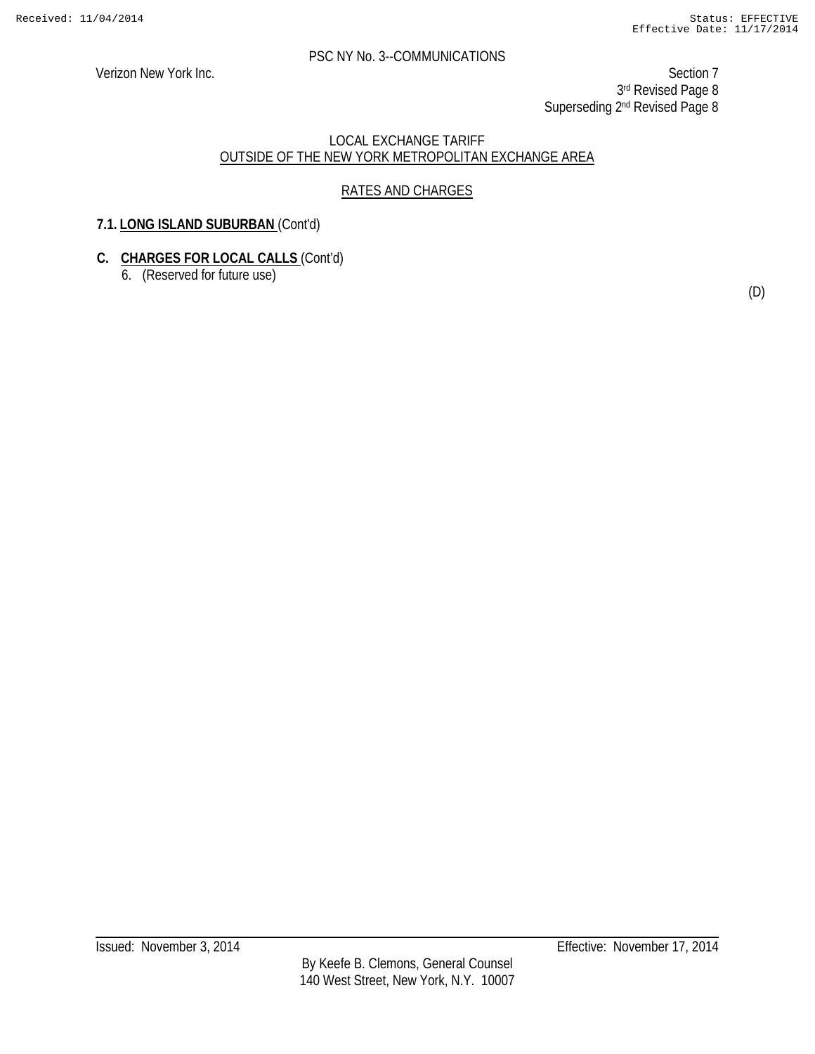PSC NY No. 3--COMMUNICATIONS

Verizon New York Inc.

Section 7
3rd Revised Page 8
Superseding 2nd Revised Page 8

LOCAL EXCHANGE TARIFF
OUTSIDE OF THE NEW YORK METROPOLITAN EXCHANGE AREA

RATES AND CHARGES

**7.1. LONG ISLAND SUBURBAN** (Cont'd)

**C. CHARGES FOR LOCAL CALLS** (Cont'd)

6. (Reserved for future use)

(D)

Issued: November 3, 2014

Effective: November 17, 2014

By Keefe B. Clemons, General Counsel
140 West Street, New York, N.Y. 10007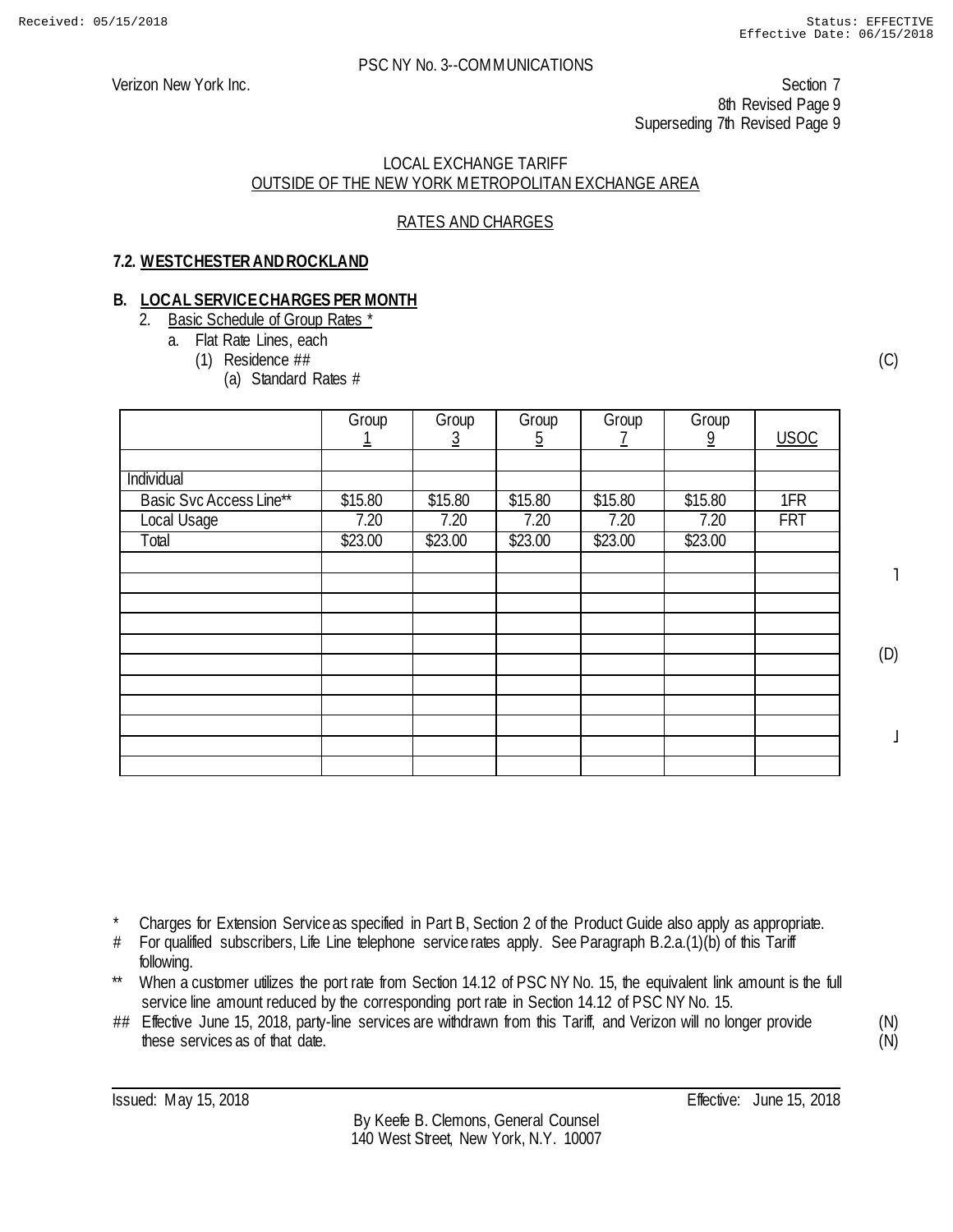Received: 05/15/2018 Status: EFFECTIVE
Effective Date: 06/15/2018

PSC NY No. 3--COMMUNICATIONS

Verizon New York Inc.

Section 7
8th Revised Page 9
Superseding 7th Revised Page 9

LOCAL EXCHANGE TARIFF
OUTSIDE OF THE NEW YORK METROPOLITAN EXCHANGE AREA

RATES AND CHARGES

## 7.2. WESTCHESTER AND ROCKLAND

### B. LOCAL SERVICE CHARGES PER MONTH

2. Basic Schedule of Group Rates *
   a. Flat Rate Lines, each
      (1) Residence ## (C)
         (a) Standard Rates #

| | Group 1 | Group 3 | Group 5 | Group 7 | Group 9 | USOC |
|---|---|---|---|---|---|---|
| | | | | | | |
| Individual | | | | | | |
| Basic Svc Access Line** | $15.80 | $15.80 | $15.80 | $15.80 | $15.80 | 1FR |
| Local Usage | 7.20 | 7.20 | 7.20 | 7.20 | 7.20 | FRT |
| Total | $23.00 | $23.00 | $23.00 | $23.00 | $23.00 | |
| | | | | | | |
| | | | | | | |
| | | | | | | |
| | | | | | | |
| | | | | | | |
| | | | | | | |
| | | | | | | |
| | | | | | | |
| | | | | | | |
| | | | | | | |
| | | | | | | |

(D)

\* Charges for Extension Service as specified in Part B, Section 2 of the Product Guide also apply as appropriate.

\# For qualified subscribers, Life Line telephone service rates apply. See Paragraph B.2.a.(1)(b) of this Tariff following.

\*\* When a customer utilizes the port rate from Section 14.12 of PSC NY No. 15, the equivalent link amount is the full service line amount reduced by the corresponding port rate in Section 14.12 of PSC NY No. 15.

\#\# Effective June 15, 2018, party-line services are withdrawn from this Tariff, and Verizon will no longer provide these services as of that date. (N)

Issued: May 15, 2018 Effective: June 15, 2018

By Keefe B. Clemons, General Counsel
140 West Street, New York, N.Y. 10007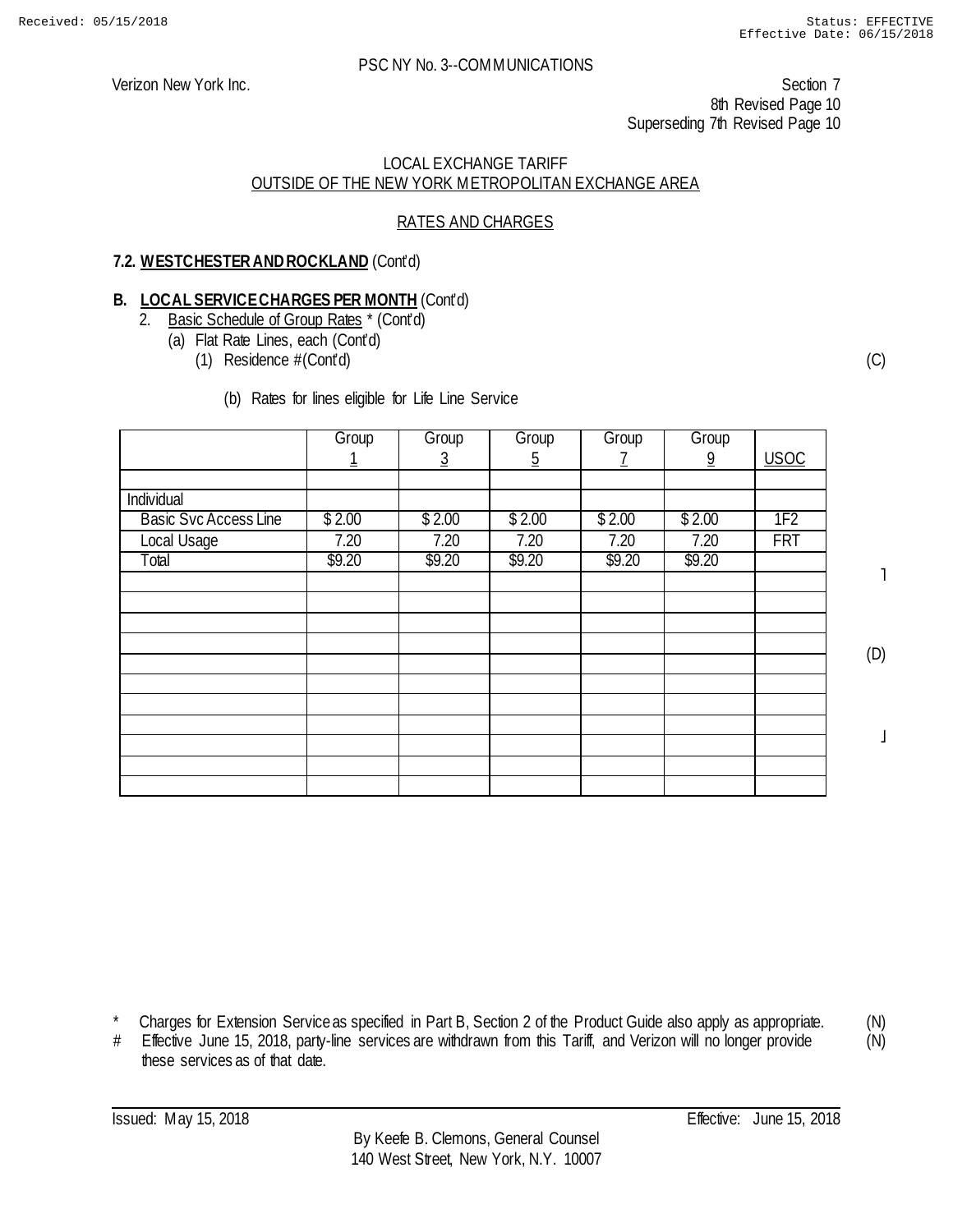PSC NY No. 3--COMMUNICATIONS

Verizon New York Inc.

Section 7
8th Revised Page 10
Superseding 7th Revised Page 10

LOCAL EXCHANGE TARIFF
OUTSIDE OF THE NEW YORK METROPOLITAN EXCHANGE AREA

RATES AND CHARGES

**7.2. WESTCHESTER AND ROCKLAND** (Cont'd)

**B. LOCAL SERVICE CHARGES PER MONTH** (Cont'd)

2. Basic Schedule of Group Rates * (Cont'd)
   (a) Flat Rate Lines, each (Cont'd)
      (1) Residence # (Cont'd) (C)

(b) Rates for lines eligible for Life Line Service

| | Group 1 | Group 3 | Group 5 | Group 7 | Group 9 | USOC |
|---|---|---|---|---|---|---|
| | | | | | | |
| Individual | | | | | | |
| Basic Svc Access Line | $ 2.00 | $ 2.00 | $ 2.00 | $ 2.00 | $ 2.00 | 1F2 |
| Local Usage | 7.20 | 7.20 | 7.20 | 7.20 | 7.20 | FRT |
| Total | $9.20 | $9.20 | $9.20 | $9.20 | $9.20 | |
| | | | | | | |
| | | | | | | |
| | | | | | | |
| | | | | | | |
| | | | | | | |
| | | | | | | |
| | | | | | | |
| | | | | | | |
| | | | | | | |
| | | | | | | |
| | | | | | | |

(D)

\* Charges for Extension Service as specified in Part B, Section 2 of the Product Guide also apply as appropriate. (N)

\# Effective June 15, 2018, party-line services are withdrawn from this Tariff, and Verizon will no longer provide these services as of that date. (N)

Issued: May 15, 2018

Effective: June 15, 2018

By Keefe B. Clemons, General Counsel
140 West Street, New York, N.Y. 10007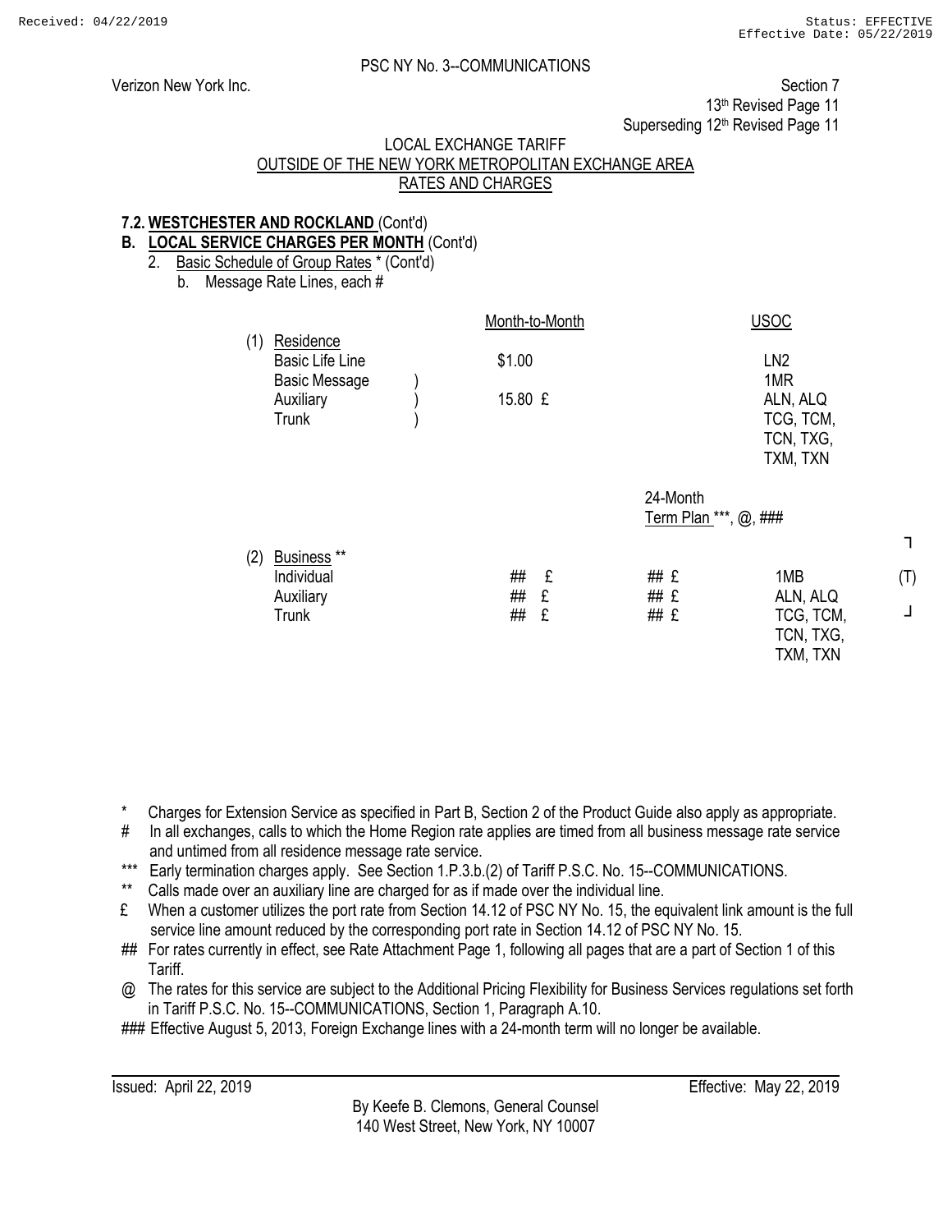PSC NY No. 3--COMMUNICATIONS

Verizon New York Inc.

Section 7
13th Revised Page 11
Superseding 12th Revised Page 11

LOCAL EXCHANGE TARIFF
OUTSIDE OF THE NEW YORK METROPOLITAN EXCHANGE AREA
RATES AND CHARGES

**7.2. WESTCHESTER AND ROCKLAND** (Cont'd)

**B. LOCAL SERVICE CHARGES PER MONTH** (Cont'd)

2. Basic Schedule of Group Rates * (Cont'd)

   b. Message Rate Lines, each #

| | Month-to-Month | | USOC | |
|---|---|---|---|---|
| (1) Residence | | | | |
| Basic Life Line | $1.00 | | LN2 | |
| Basic Message ) | | | 1MR | |
| Auxiliary ) | 15.80 £ | | ALN, ALQ | |
| Trunk ) | | | TCG, TCM, TCN, TXG, TXM, TXN | |
| | | 24-Month Term Plan ***, @, ### | | |
| (2) Business ** | | | | |
| Individual | ## £ | ## £ | 1MB | (T) |
| Auxiliary | ## £ | ## £ | ALN, ALQ | |
| Trunk | ## £ | ## £ | TCG, TCM, TCN, TXG, TXM, TXN | |

\* Charges for Extension Service as specified in Part B, Section 2 of the Product Guide also apply as appropriate.

\# In all exchanges, calls to which the Home Region rate applies are timed from all business message rate service and untimed from all residence message rate service.

\*** Early termination charges apply. See Section 1.P.3.b.(2) of Tariff P.S.C. No. 15--COMMUNICATIONS.

\** Calls made over an auxiliary line are charged for as if made over the individual line.

£ When a customer utilizes the port rate from Section 14.12 of PSC NY No. 15, the equivalent link amount is the full service line amount reduced by the corresponding port rate in Section 14.12 of PSC NY No. 15.

\## For rates currently in effect, see Rate Attachment Page 1, following all pages that are a part of Section 1 of this Tariff.

@ The rates for this service are subject to the Additional Pricing Flexibility for Business Services regulations set forth in Tariff P.S.C. No. 15--COMMUNICATIONS, Section 1, Paragraph A.10.

\### Effective August 5, 2013, Foreign Exchange lines with a 24-month term will no longer be available.

Issued: April 22, 2019

Effective: May 22, 2019

By Keefe B. Clemons, General Counsel
140 West Street, New York, NY 10007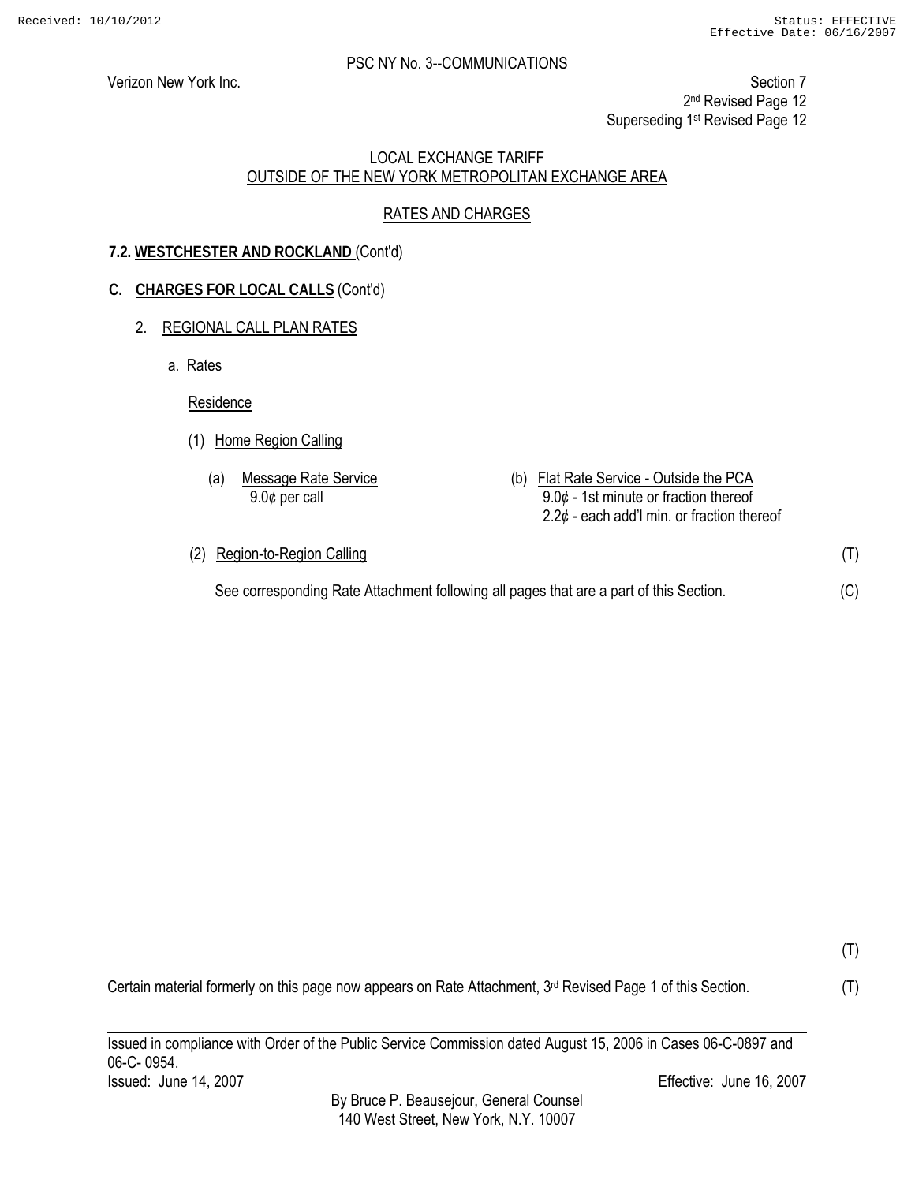PSC NY No. 3--COMMUNICATIONS

Verizon New York Inc.

Section 7
2nd Revised Page 12
Superseding 1st Revised Page 12

LOCAL EXCHANGE TARIFF
OUTSIDE OF THE NEW YORK METROPOLITAN EXCHANGE AREA

RATES AND CHARGES

**7.2. WESTCHESTER AND ROCKLAND** (Cont'd)

**C. CHARGES FOR LOCAL CALLS** (Cont'd)

2. REGIONAL CALL PLAN RATES

a. Rates

Residence

(1) Home Region Calling

(a) Message Rate Service
9.0¢ per call

(b) Flat Rate Service - Outside the PCA
9.0¢ - 1st minute or fraction thereof
2.2¢ - each add'l min. or fraction thereof

(2) Region-to-Region Calling (T)

See corresponding Rate Attachment following all pages that are a part of this Section. (C)

(T)

Certain material formerly on this page now appears on Rate Attachment, 3rd Revised Page 1 of this Section. (T)

Issued in compliance with Order of the Public Service Commission dated August 15, 2006 in Cases 06-C-0897 and 06-C- 0954.

Issued: June 14, 2007

Effective: June 16, 2007

By Bruce P. Beausejour, General Counsel
140 West Street, New York, N.Y. 10007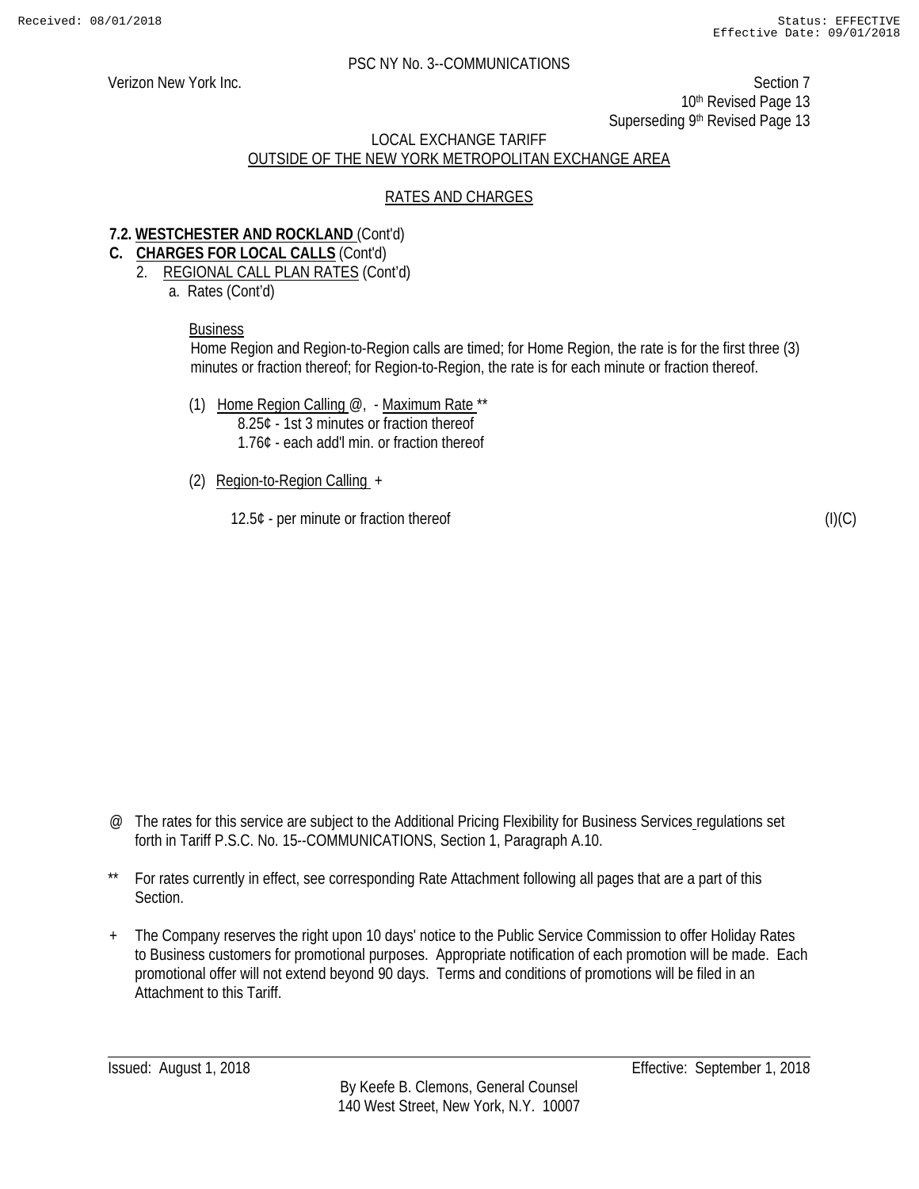PSC NY No. 3--COMMUNICATIONS

Verizon New York Inc.

Section 7
10th Revised Page 13
Superseding 9th Revised Page 13

LOCAL EXCHANGE TARIFF
OUTSIDE OF THE NEW YORK METROPOLITAN EXCHANGE AREA

RATES AND CHARGES

**7.2. WESTCHESTER AND ROCKLAND** (Cont'd)

**C. CHARGES FOR LOCAL CALLS** (Cont'd)

2. REGIONAL CALL PLAN RATES (Cont'd)

a. Rates (Cont'd)

Business

Home Region and Region-to-Region calls are timed; for Home Region, the rate is for the first three (3) minutes or fraction thereof; for Region-to-Region, the rate is for each minute or fraction thereof.

(1) Home Region Calling @, - Maximum Rate **

8.25¢ - 1st 3 minutes or fraction thereof
1.76¢ - each add'l min. or fraction thereof

(2) Region-to-Region Calling +

12.5¢ - per minute or fraction thereof (I)(C)

@ The rates for this service are subject to the Additional Pricing Flexibility for Business Services regulations set forth in Tariff P.S.C. No. 15--COMMUNICATIONS, Section 1, Paragraph A.10.

** For rates currently in effect, see corresponding Rate Attachment following all pages that are a part of this Section.

+ The Company reserves the right upon 10 days' notice to the Public Service Commission to offer Holiday Rates to Business customers for promotional purposes. Appropriate notification of each promotion will be made. Each promotional offer will not extend beyond 90 days. Terms and conditions of promotions will be filed in an Attachment to this Tariff.

Issued: August 1, 2018 Effective: September 1, 2018

By Keefe B. Clemons, General Counsel
140 West Street, New York, N.Y. 10007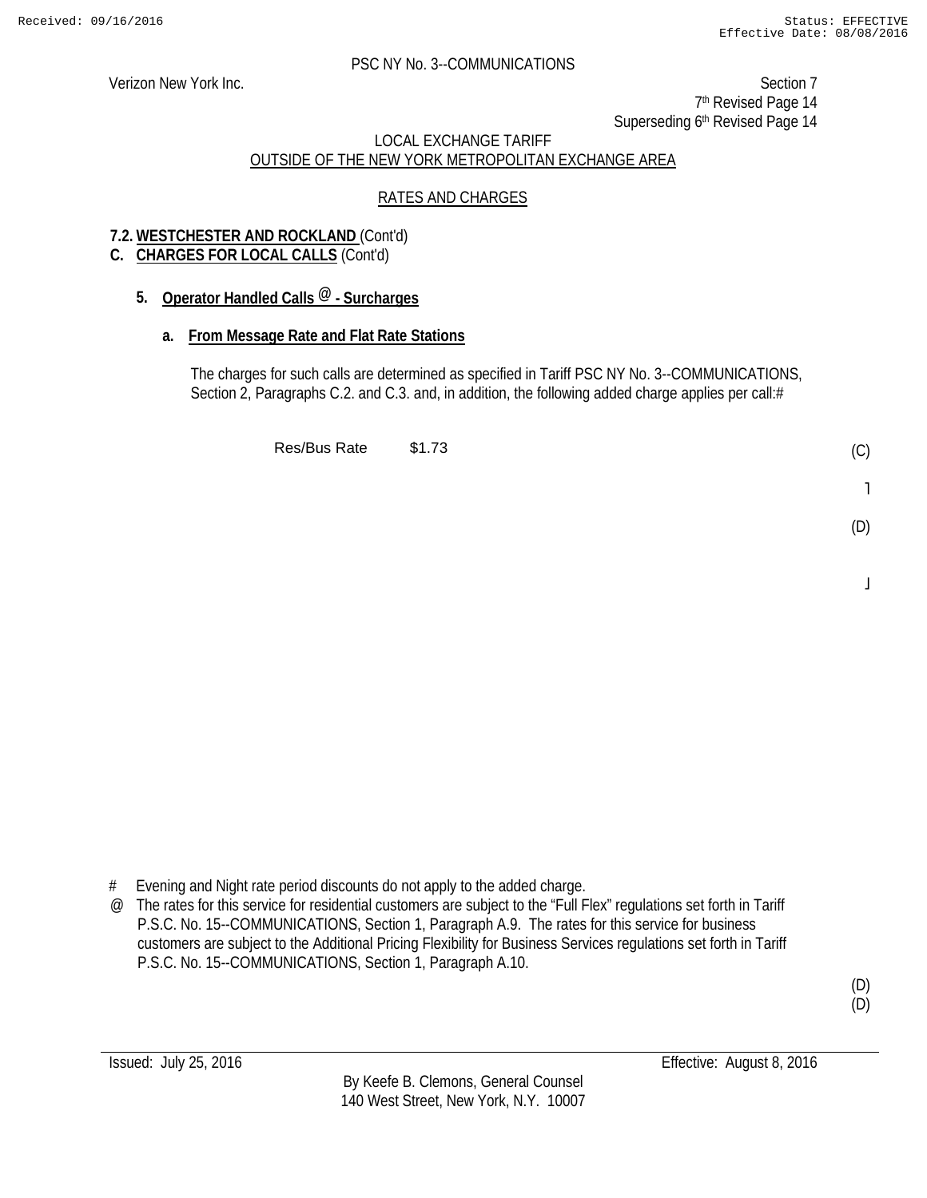PSC NY No. 3--COMMUNICATIONS

Verizon New York Inc.

Section 7
7th Revised Page 14
Superseding 6th Revised Page 14

LOCAL EXCHANGE TARIFF
OUTSIDE OF THE NEW YORK METROPOLITAN EXCHANGE AREA

RATES AND CHARGES

**7.2. WESTCHESTER AND ROCKLAND** (Cont'd)

**C. CHARGES FOR LOCAL CALLS** (Cont'd)

**5. Operator Handled Calls @ - Surcharges**

**a. From Message Rate and Flat Rate Stations**

The charges for such calls are determined as specified in Tariff PSC NY No. 3--COMMUNICATIONS, Section 2, Paragraphs C.2. and C.3. and, in addition, the following added charge applies per call:#

Res/Bus Rate $1.73 (C)

(D)

\# Evening and Night rate period discounts do not apply to the added charge.

@ The rates for this service for residential customers are subject to the “Full Flex” regulations set forth in Tariff P.S.C. No. 15--COMMUNICATIONS, Section 1, Paragraph A.9. The rates for this service for business customers are subject to the Additional Pricing Flexibility for Business Services regulations set forth in Tariff P.S.C. No. 15--COMMUNICATIONS, Section 1, Paragraph A.10.

(D)
(D)

Issued: July 25, 2016

Effective: August 8, 2016

By Keefe B. Clemons, General Counsel
140 West Street, New York, N.Y. 10007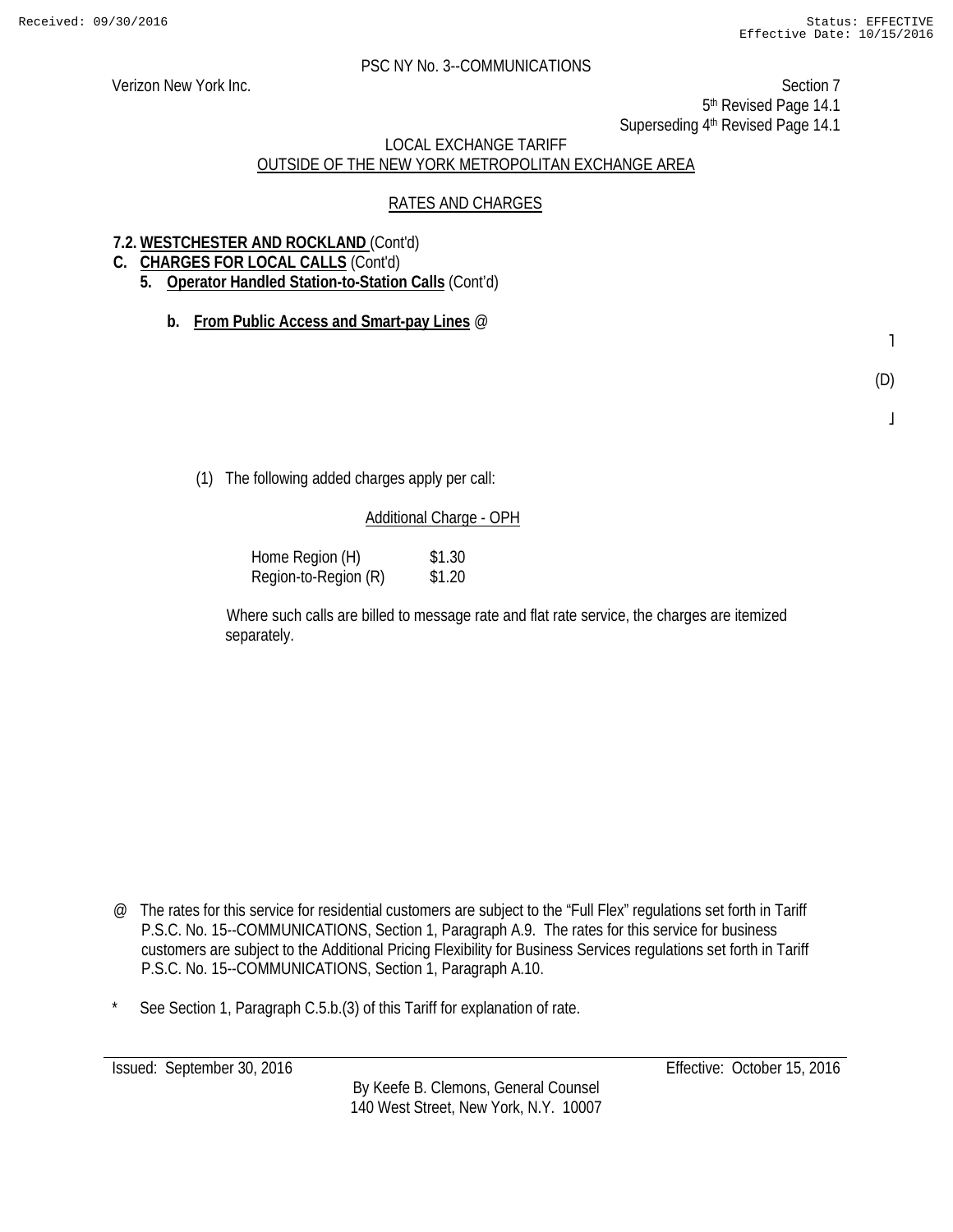PSC NY No. 3--COMMUNICATIONS

Verizon New York Inc.

Section 7
5th Revised Page 14.1
Superseding 4th Revised Page 14.1

LOCAL EXCHANGE TARIFF
OUTSIDE OF THE NEW YORK METROPOLITAN EXCHANGE AREA

RATES AND CHARGES

**7.2. WESTCHESTER AND ROCKLAND** (Cont'd)

**C. CHARGES FOR LOCAL CALLS** (Cont'd)

**5. Operator Handled Station-to-Station Calls** (Cont'd)

**b. From Public Access and Smart-pay Lines** @

(D)

(1) The following added charges apply per call:

Additional Charge - OPH

| | |
|---|---|
| Home Region (H) | $1.30 |
| Region-to-Region (R) | $1.20 |

Where such calls are billed to message rate and flat rate service, the charges are itemized separately.

@ The rates for this service for residential customers are subject to the "Full Flex" regulations set forth in Tariff P.S.C. No. 15--COMMUNICATIONS, Section 1, Paragraph A.9. The rates for this service for business customers are subject to the Additional Pricing Flexibility for Business Services regulations set forth in Tariff P.S.C. No. 15--COMMUNICATIONS, Section 1, Paragraph A.10.

* See Section 1, Paragraph C.5.b.(3) of this Tariff for explanation of rate.

Issued: September 30, 2016 Effective: October 15, 2016

By Keefe B. Clemons, General Counsel
140 West Street, New York, N.Y. 10007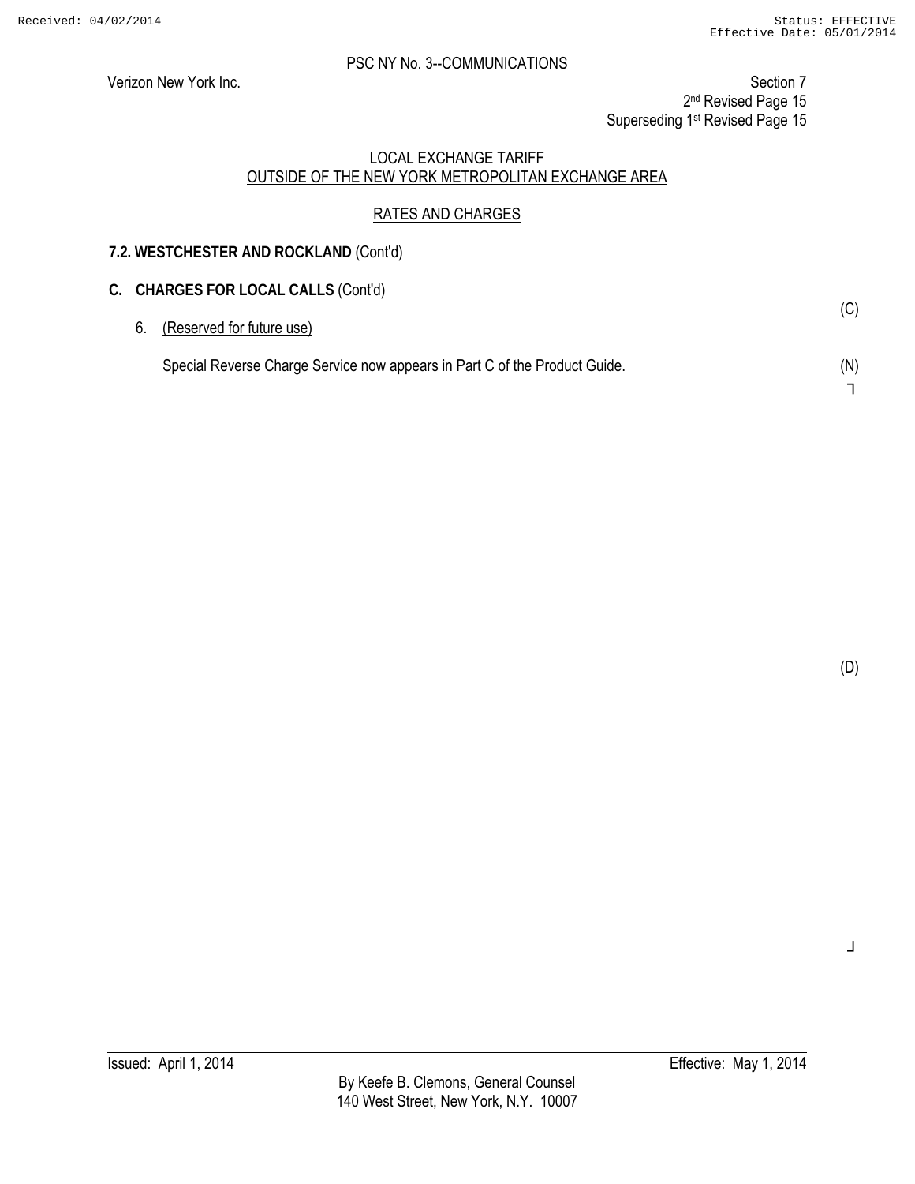PSC NY No. 3--COMMUNICATIONS

Verizon New York Inc.

Section 7
2nd Revised Page 15
Superseding 1st Revised Page 15

LOCAL EXCHANGE TARIFF
OUTSIDE OF THE NEW YORK METROPOLITAN EXCHANGE AREA

RATES AND CHARGES

**7.2. WESTCHESTER AND ROCKLAND** (Cont'd)

**C. CHARGES FOR LOCAL CALLS** (Cont'd)

6. (Reserved for future use) (C)

Special Reverse Charge Service now appears in Part C of the Product Guide. (N)

(D)

Issued: April 1, 2014

Effective: May 1, 2014

By Keefe B. Clemons, General Counsel
140 West Street, New York, N.Y. 10007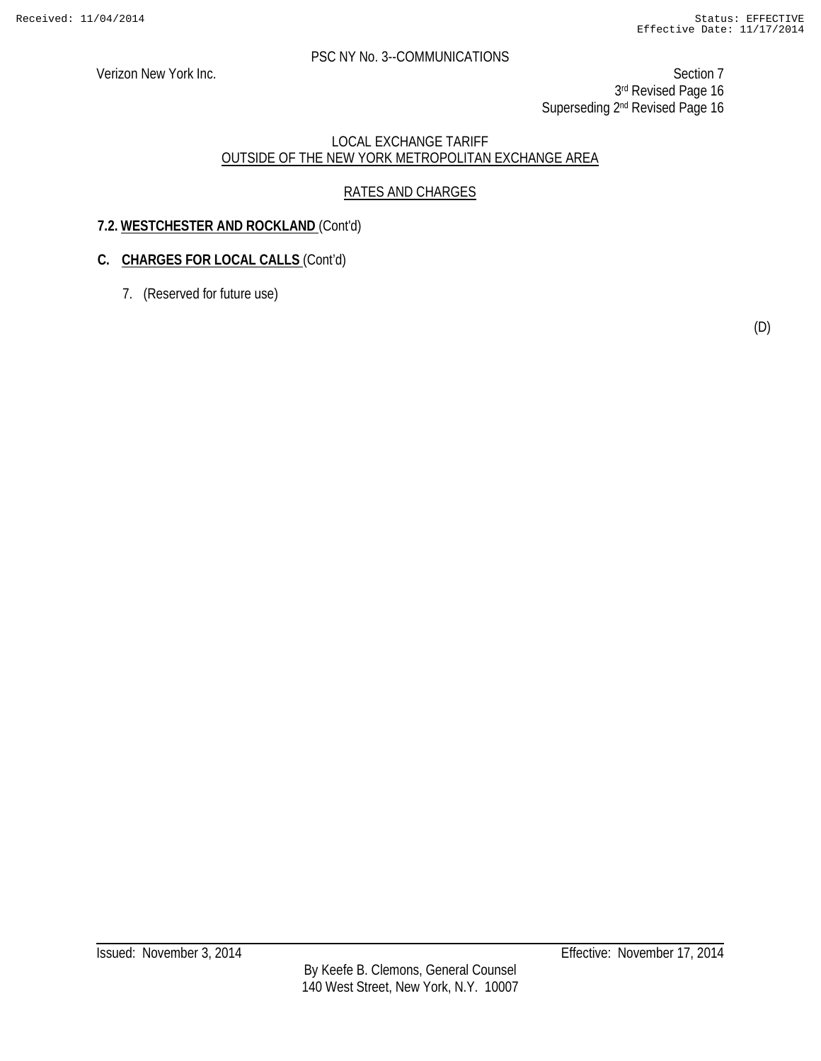PSC NY No. 3--COMMUNICATIONS

Verizon New York Inc.

Section 7
3rd Revised Page 16
Superseding 2nd Revised Page 16

LOCAL EXCHANGE TARIFF
OUTSIDE OF THE NEW YORK METROPOLITAN EXCHANGE AREA

RATES AND CHARGES

**7.2. WESTCHESTER AND ROCKLAND** (Cont'd)

**C. CHARGES FOR LOCAL CALLS** (Cont'd)

7. (Reserved for future use)

(D)

Issued: November 3, 2014

Effective: November 17, 2014

By Keefe B. Clemons, General Counsel
140 West Street, New York, N.Y. 10007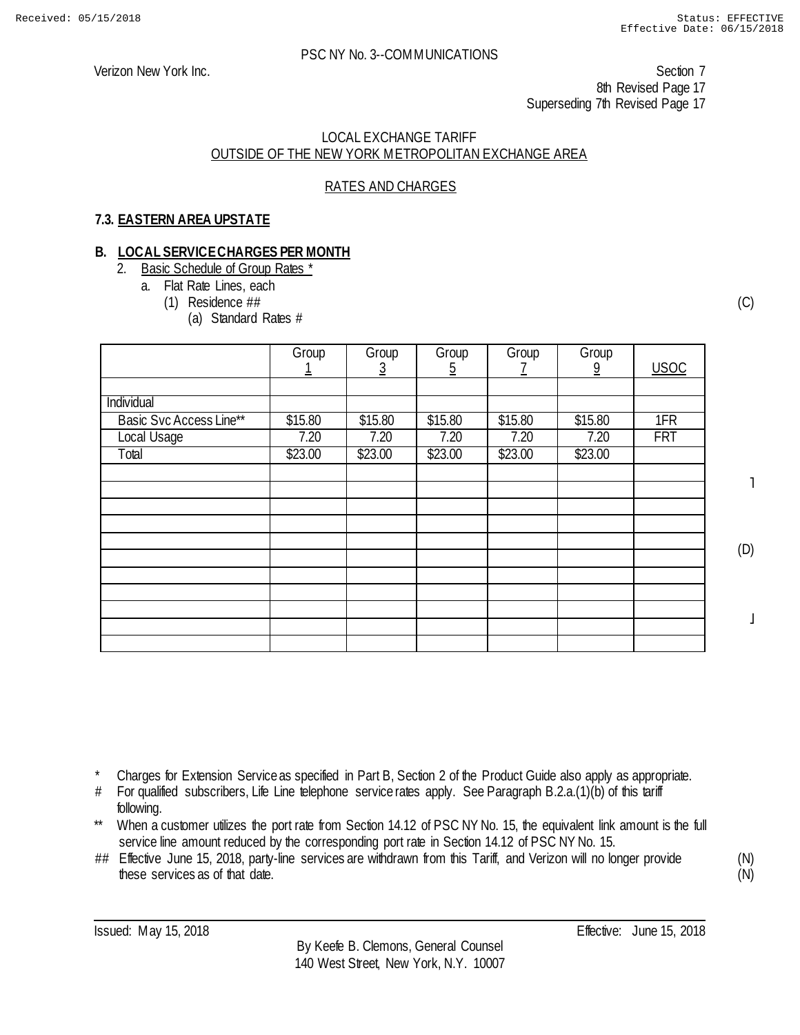PSC NY No. 3--COMMUNICATIONS

Verizon New York Inc.

Section 7
8th Revised Page 17
Superseding 7th Revised Page 17

LOCAL EXCHANGE TARIFF
OUTSIDE OF THE NEW YORK METROPOLITAN EXCHANGE AREA

RATES AND CHARGES

**7.3. EASTERN AREA UPSTATE**

**B. LOCAL SERVICE CHARGES PER MONTH**

2. Basic Schedule of Group Rates *
   a. Flat Rate Lines, each
      (1) Residence ## (C)
         (a) Standard Rates #

| | Group 1 | Group 3 | Group 5 | Group 7 | Group 9 | USOC |
|---|---|---|---|---|---|---|
| | | | | | | |
| Individual | | | | | | |
| Basic Svc Access Line** | $15.80 | $15.80 | $15.80 | $15.80 | $15.80 | 1FR |
| Local Usage | 7.20 | 7.20 | 7.20 | 7.20 | 7.20 | FRT |
| Total | $23.00 | $23.00 | $23.00 | $23.00 | $23.00 | |
| | | | | | | |
| | | | | | | |
| | | | | | | |
| | | | | | | |
| | | | | | | |
| | | | | | | |
| | | | | | | |
| | | | | | | |
| | | | | | | |
| | | | | | | |
| | | | | | | |

(D)

\* Charges for Extension Service as specified in Part B, Section 2 of the Product Guide also apply as appropriate.

\# For qualified subscribers, Life Line telephone service rates apply. See Paragraph B.2.a.(1)(b) of this tariff following.

\*\* When a customer utilizes the port rate from Section 14.12 of PSC NY No. 15, the equivalent link amount is the full service line amount reduced by the corresponding port rate in Section 14.12 of PSC NY No. 15.

\#\# Effective June 15, 2018, party-line services are withdrawn from this Tariff, and Verizon will no longer provide these services as of that date. (N)

Issued: May 15, 2018 Effective: June 15, 2018

By Keefe B. Clemons, General Counsel
140 West Street, New York, N.Y. 10007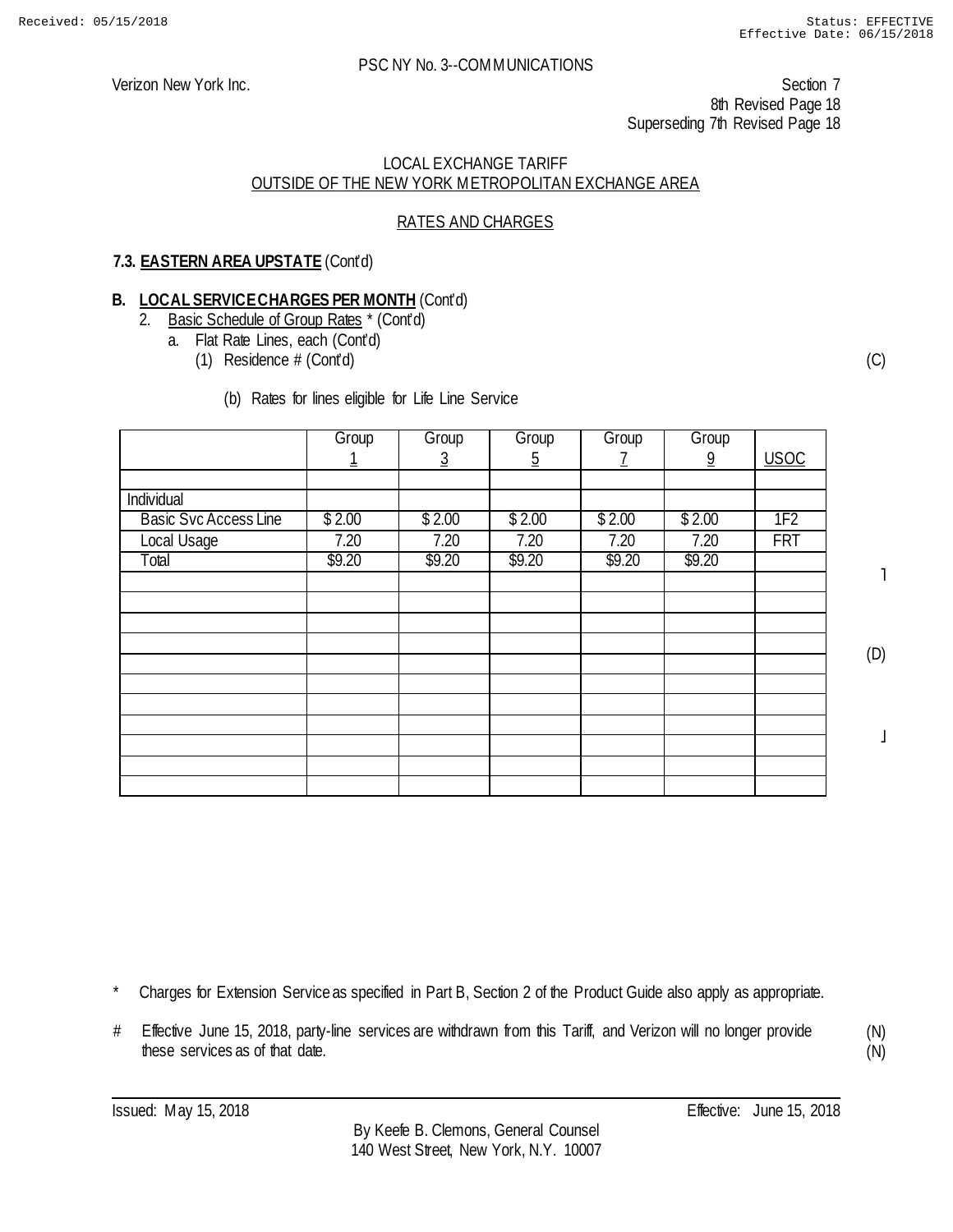PSC NY No. 3--COMMUNICATIONS

Verizon New York Inc.

Section 7
8th Revised Page 18
Superseding 7th Revised Page 18

LOCAL EXCHANGE TARIFF
OUTSIDE OF THE NEW YORK METROPOLITAN EXCHANGE AREA

RATES AND CHARGES

**7.3. EASTERN AREA UPSTATE** (Cont'd)

**B. LOCAL SERVICE CHARGES PER MONTH** (Cont'd)

2. Basic Schedule of Group Rates * (Cont'd)

   a. Flat Rate Lines, each (Cont'd)

      (1) Residence # (Cont'd) (C)

         (b) Rates for lines eligible for Life Line Service

| | Group 1 | Group 3 | Group 5 | Group 7 | Group 9 | USOC |
|---|---|---|---|---|---|---|
| | | | | | | |
| Individual | | | | | | |
| Basic Svc Access Line | $ 2.00 | $ 2.00 | $ 2.00 | $ 2.00 | $ 2.00 | 1F2 |
| Local Usage | 7.20 | 7.20 | 7.20 | 7.20 | 7.20 | FRT |
| Total | $9.20 | $9.20 | $9.20 | $9.20 | $9.20 | |
| | | | | | | |
| | | | | | | |
| | | | | | | |
| | | | | | | |
| | | | | | | |
| | | | | | | |
| | | | | | | |
| | | | | | | |
| | | | | | | |
| | | | | | | |
| | | | | | | |

(D)

\* Charges for Extension Service as specified in Part B, Section 2 of the Product Guide also apply as appropriate.

\# Effective June 15, 2018, party-line services are withdrawn from this Tariff, and Verizon will no longer provide these services as of that date. (N)

Issued: May 15, 2018

Effective: June 15, 2018

By Keefe B. Clemons, General Counsel
140 West Street, New York, N.Y. 10007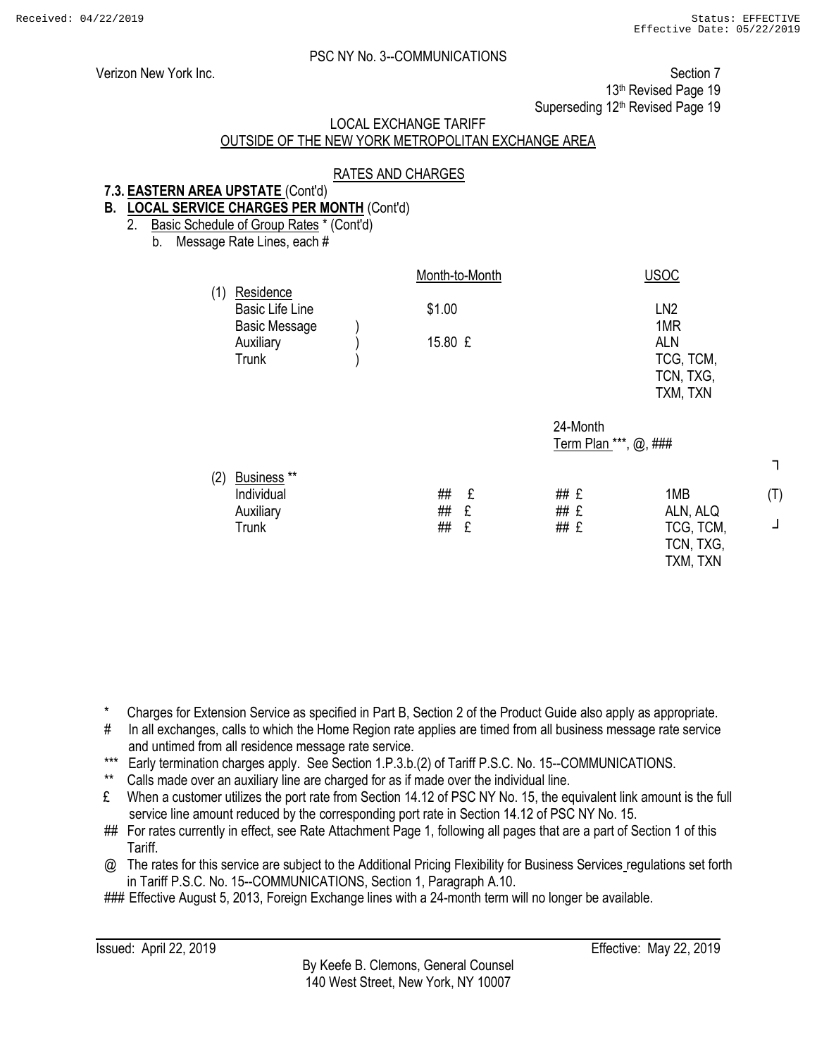PSC NY No. 3--COMMUNICATIONS

Verizon New York Inc.

Section 7
13th Revised Page 19
Superseding 12th Revised Page 19

LOCAL EXCHANGE TARIFF
OUTSIDE OF THE NEW YORK METROPOLITAN EXCHANGE AREA

RATES AND CHARGES

**7.3. EASTERN AREA UPSTATE** (Cont'd)

**B. LOCAL SERVICE CHARGES PER MONTH** (Cont'd)

2. Basic Schedule of Group Rates * (Cont'd)

   b. Message Rate Lines, each #

| | Month-to-Month | | USOC |
|---|---|---|---|
| (1) Residence | | | |
| Basic Life Line | $1.00 | | LN2 |
| Basic Message ) | | | 1MR |
| Auxiliary ) | 15.80 £ | | ALN |
| Trunk ) | | | TCG, TCM, TCN, TXG, TXM, TXN |

| | Month-to-Month | 24-Month Term Plan ***, @, ### | USOC | |
|---|---|---|---|---|
| (2) Business ** | | | | |
| Individual | ## £ | ## £ | 1MB | (T) |
| Auxiliary | ## £ | ## £ | ALN, ALQ | |
| Trunk | ## £ | ## £ | TCG, TCM, TCN, TXG, TXM, TXN | |

\* Charges for Extension Service as specified in Part B, Section 2 of the Product Guide also apply as appropriate.

\# In all exchanges, calls to which the Home Region rate applies are timed from all business message rate service and untimed from all residence message rate service.

\*** Early termination charges apply. See Section 1.P.3.b.(2) of Tariff P.S.C. No. 15--COMMUNICATIONS.

\** Calls made over an auxiliary line are charged for as if made over the individual line.

£ When a customer utilizes the port rate from Section 14.12 of PSC NY No. 15, the equivalent link amount is the full service line amount reduced by the corresponding port rate in Section 14.12 of PSC NY No. 15.

\## For rates currently in effect, see Rate Attachment Page 1, following all pages that are a part of Section 1 of this Tariff.

@ The rates for this service are subject to the Additional Pricing Flexibility for Business Services regulations set forth in Tariff P.S.C. No. 15--COMMUNICATIONS, Section 1, Paragraph A.10.

\### Effective August 5, 2013, Foreign Exchange lines with a 24-month term will no longer be available.

Issued: April 22, 2019

Effective: May 22, 2019

By Keefe B. Clemons, General Counsel
140 West Street, New York, NY 10007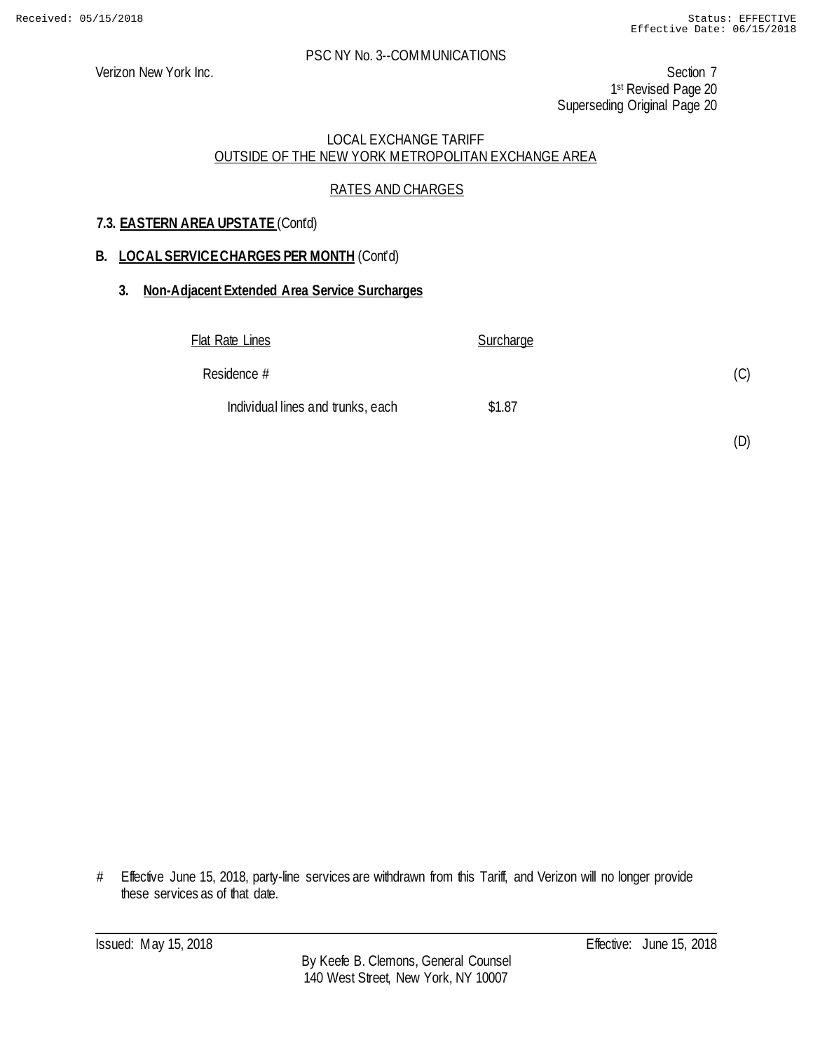PSC NY No. 3--COMMUNICATIONS

Verizon New York Inc.

Section 7
1st Revised Page 20
Superseding Original Page 20

LOCAL EXCHANGE TARIFF
OUTSIDE OF THE NEW YORK METROPOLITAN EXCHANGE AREA

RATES AND CHARGES

## 7.3. EASTERN AREA UPSTATE (Cont'd)

### B. LOCAL SERVICE CHARGES PER MONTH (Cont'd)

#### 3. Non-Adjacent Extended Area Service Surcharges

| Flat Rate Lines | Surcharge | |
|---|---|---|
| Residence # | | (C) |
| Individual lines and trunks, each | $1.87 | |
| | | (D) |

# Effective June 15, 2018, party-line services are withdrawn from this Tariff, and Verizon will no longer provide these services as of that date.

Issued: May 15, 2018

Effective: June 15, 2018

By Keefe B. Clemons, General Counsel
140 West Street, New York, NY 10007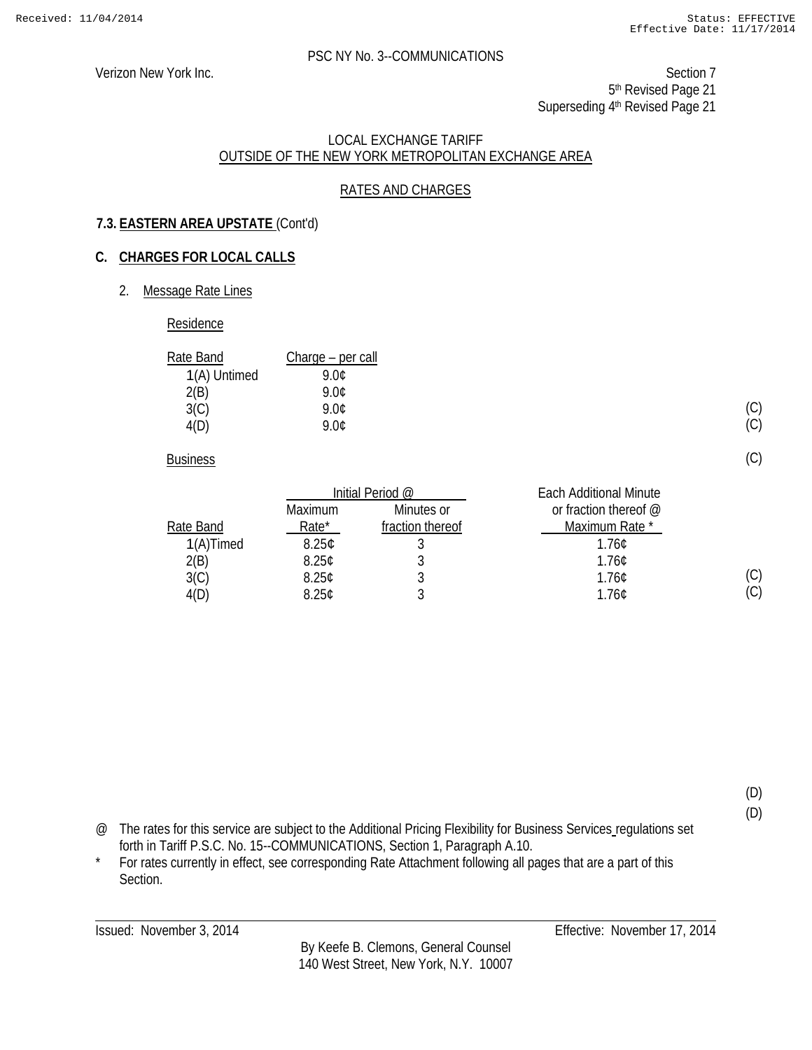PSC NY No. 3--COMMUNICATIONS

Verizon New York Inc.

Section 7
5th Revised Page 21
Superseding 4th Revised Page 21

LOCAL EXCHANGE TARIFF
OUTSIDE OF THE NEW YORK METROPOLITAN EXCHANGE AREA

RATES AND CHARGES

### 7.3. EASTERN AREA UPSTATE (Cont'd)

### C. CHARGES FOR LOCAL CALLS

2. Message Rate Lines

Residence

| Rate Band | Charge – per call | |
|---|---|---|
| 1(A) Untimed | 9.0¢ | |
| 2(B) | 9.0¢ | |
| 3(C) | 9.0¢ | (C) |
| 4(D) | 9.0¢ | (C) |

Business (C)

| | Initial Period @ | | Each Additional Minute or fraction thereof @ | |
|---|---|---|---|---|
| Rate Band | Maximum Rate* | Minutes or fraction thereof | Maximum Rate * | |
| 1(A)Timed | 8.25¢ | 3 | 1.76¢ | |
| 2(B) | 8.25¢ | 3 | 1.76¢ | |
| 3(C) | 8.25¢ | 3 | 1.76¢ | (C) |
| 4(D) | 8.25¢ | 3 | 1.76¢ | (C) |

(D)
(D)

@ The rates for this service are subject to the Additional Pricing Flexibility for Business Services regulations set forth in Tariff P.S.C. No. 15--COMMUNICATIONS, Section 1, Paragraph A.10.

* For rates currently in effect, see corresponding Rate Attachment following all pages that are a part of this Section.

Issued: November 3, 2014 Effective: November 17, 2014

By Keefe B. Clemons, General Counsel
140 West Street, New York, N.Y. 10007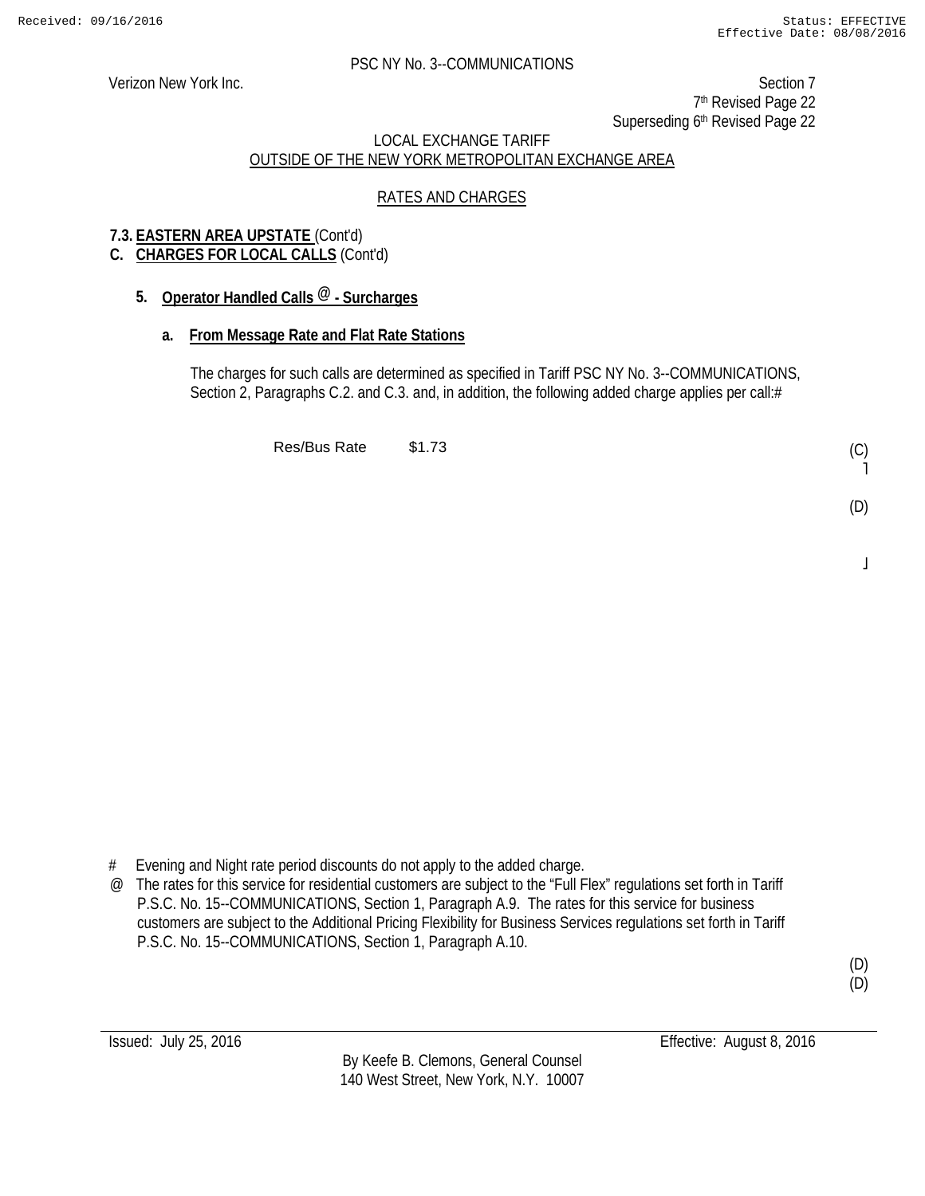PSC NY No. 3--COMMUNICATIONS

Verizon New York Inc.

Section 7
7th Revised Page 22
Superseding 6th Revised Page 22

LOCAL EXCHANGE TARIFF
OUTSIDE OF THE NEW YORK METROPOLITAN EXCHANGE AREA

RATES AND CHARGES

**7.3. EASTERN AREA UPSTATE** (Cont'd)

**C. CHARGES FOR LOCAL CALLS** (Cont'd)

**5. Operator Handled Calls @ - Surcharges**

**a. From Message Rate and Flat Rate Stations**

The charges for such calls are determined as specified in Tariff PSC NY No. 3--COMMUNICATIONS, Section 2, Paragraphs C.2. and C.3. and, in addition, the following added charge applies per call:#

Res/Bus Rate $1.73 (C)

(D)

# Evening and Night rate period discounts do not apply to the added charge.

@ The rates for this service for residential customers are subject to the "Full Flex" regulations set forth in Tariff P.S.C. No. 15--COMMUNICATIONS, Section 1, Paragraph A.9. The rates for this service for business customers are subject to the Additional Pricing Flexibility for Business Services regulations set forth in Tariff P.S.C. No. 15--COMMUNICATIONS, Section 1, Paragraph A.10.

(D)
(D)

Issued: July 25, 2016

Effective: August 8, 2016

By Keefe B. Clemons, General Counsel
140 West Street, New York, N.Y. 10007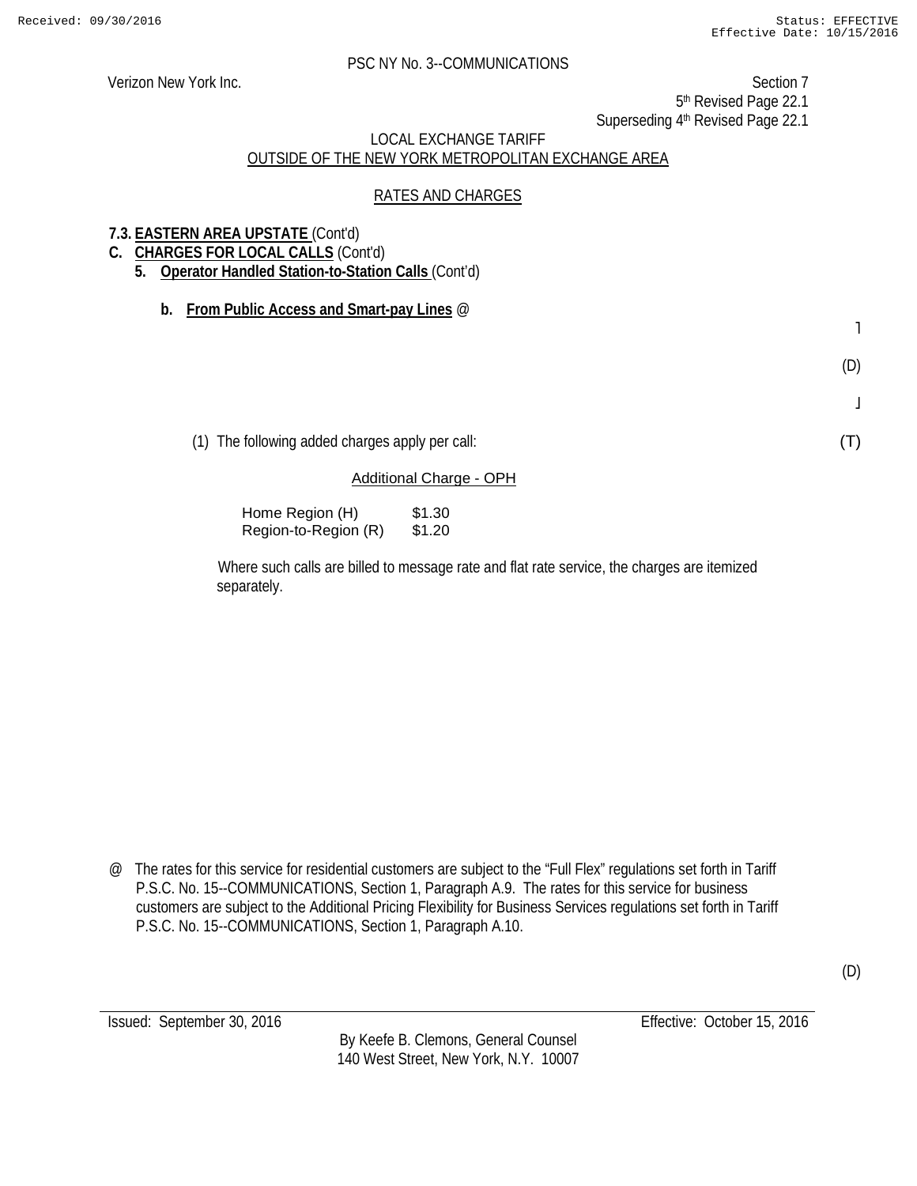PSC NY No. 3--COMMUNICATIONS

Verizon New York Inc.

Section 7
5th Revised Page 22.1
Superseding 4th Revised Page 22.1

LOCAL EXCHANGE TARIFF
OUTSIDE OF THE NEW YORK METROPOLITAN EXCHANGE AREA

RATES AND CHARGES

**7.3. EASTERN AREA UPSTATE** (Cont'd)

**C. CHARGES FOR LOCAL CALLS** (Cont'd)

**5. Operator Handled Station-to-Station Calls** (Cont'd)

**b. From Public Access and Smart-pay Lines** @

(D)

(1) The following added charges apply per call: (T)

Additional Charge - OPH

| | |
|---|---|
| Home Region (H) | $1.30 |
| Region-to-Region (R) | $1.20 |

Where such calls are billed to message rate and flat rate service, the charges are itemized separately.

@ The rates for this service for residential customers are subject to the "Full Flex" regulations set forth in Tariff P.S.C. No. 15--COMMUNICATIONS, Section 1, Paragraph A.9. The rates for this service for business customers are subject to the Additional Pricing Flexibility for Business Services regulations set forth in Tariff P.S.C. No. 15--COMMUNICATIONS, Section 1, Paragraph A.10.

(D)

Issued: September 30, 2016

Effective: October 15, 2016

By Keefe B. Clemons, General Counsel
140 West Street, New York, N.Y. 10007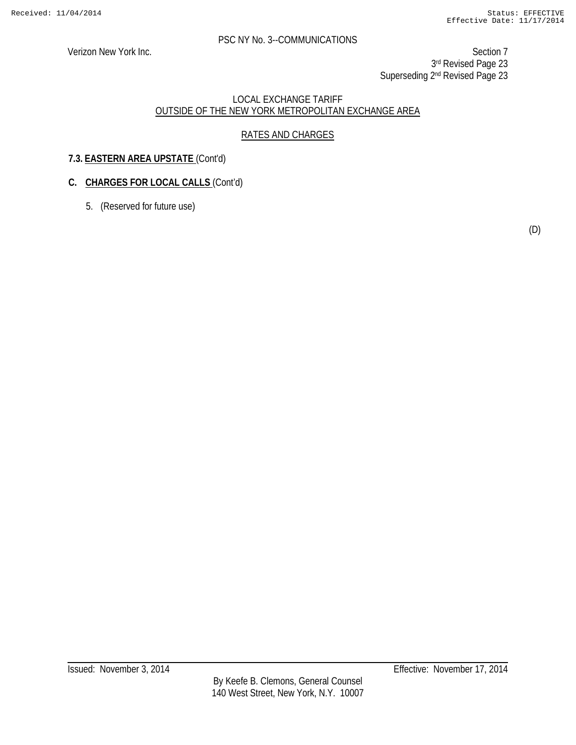PSC NY No. 3--COMMUNICATIONS

Verizon New York Inc.

Section 7
3rd Revised Page 23
Superseding 2nd Revised Page 23

LOCAL EXCHANGE TARIFF
OUTSIDE OF THE NEW YORK METROPOLITAN EXCHANGE AREA

RATES AND CHARGES

**7.3. EASTERN AREA UPSTATE** (Cont'd)

**C. CHARGES FOR LOCAL CALLS** (Cont'd)

5. (Reserved for future use)

(D)

Issued: November 3, 2014

Effective: November 17, 2014

By Keefe B. Clemons, General Counsel
140 West Street, New York, N.Y. 10007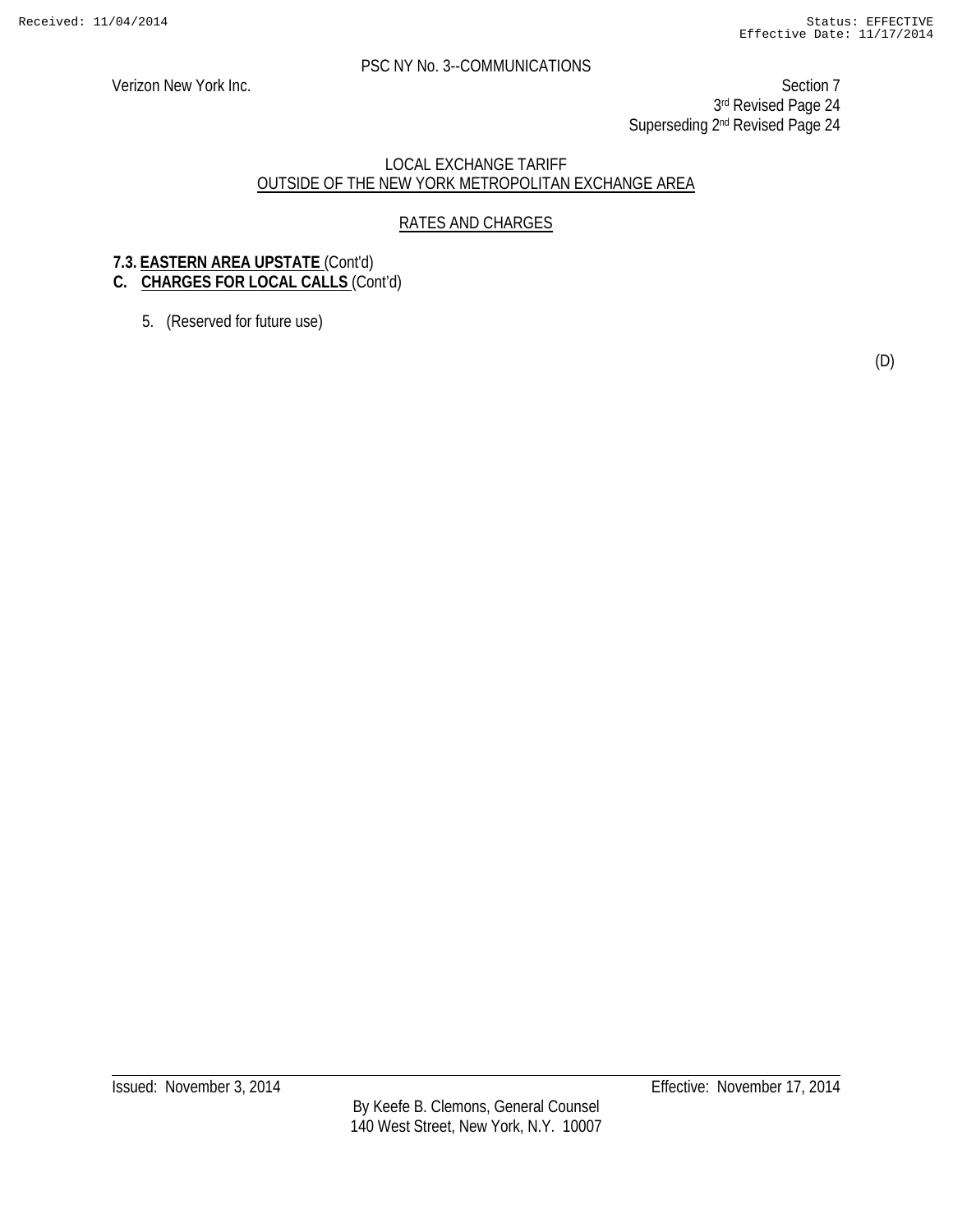PSC NY No. 3--COMMUNICATIONS

Verizon New York Inc.

Section 7
3rd Revised Page 24
Superseding 2nd Revised Page 24

LOCAL EXCHANGE TARIFF
OUTSIDE OF THE NEW YORK METROPOLITAN EXCHANGE AREA

RATES AND CHARGES

**7.3. EASTERN AREA UPSTATE** (Cont'd)

**C. CHARGES FOR LOCAL CALLS** (Cont'd)

5. (Reserved for future use)

(D)

Issued: November 3, 2014

Effective: November 17, 2014

By Keefe B. Clemons, General Counsel
140 West Street, New York, N.Y. 10007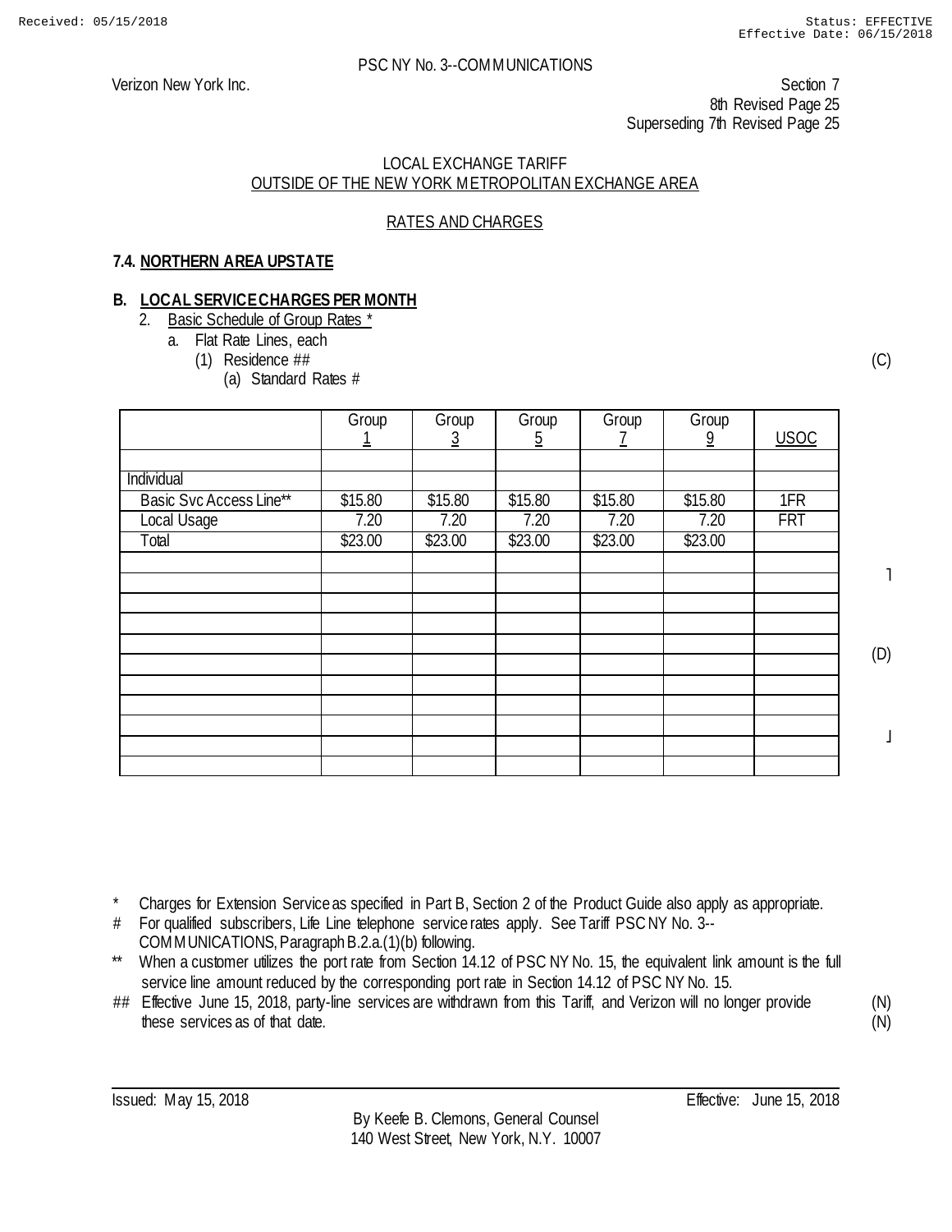Verizon New York Inc.

PSC NY No. 3--COMMUNICATIONS

Section 7
8th Revised Page 25
Superseding 7th Revised Page 25

LOCAL EXCHANGE TARIFF
OUTSIDE OF THE NEW YORK METROPOLITAN EXCHANGE AREA

RATES AND CHARGES

### 7.4. NORTHERN AREA UPSTATE

#### B. LOCAL SERVICE CHARGES PER MONTH

2. Basic Schedule of Group Rates *
   a. Flat Rate Lines, each
      (1) Residence ## (C)
         (a) Standard Rates #

| | Group 1 | Group 3 | Group 5 | Group 7 | Group 9 | USOC |
|---|---|---|---|---|---|---|
| | | | | | | |
| Individual | | | | | | |
| Basic Svc Access Line** | $15.80 | $15.80 | $15.80 | $15.80 | $15.80 | 1FR |
| Local Usage | 7.20 | 7.20 | 7.20 | 7.20 | 7.20 | FRT |
| Total | $23.00 | $23.00 | $23.00 | $23.00 | $23.00 | |
| | | | | | | |
| | | | | | | |
| | | | | | | |
| | | | | | | |
| | | | | | | |
| | | | | | | |
| | | | | | | |
| | | | | | | |
| | | | | | | |
| | | | | | | |
| | | | | | | |

(D)

\* Charges for Extension Service as specified in Part B, Section 2 of the Product Guide also apply as appropriate.

\# For qualified subscribers, Life Line telephone service rates apply. See Tariff PSC NY No. 3--COMMUNICATIONS, Paragraph B.2.a.(1)(b) following.

\*\* When a customer utilizes the port rate from Section 14.12 of PSC NY No. 15, the equivalent link amount is the full service line amount reduced by the corresponding port rate in Section 14.12 of PSC NY No. 15.

\## Effective June 15, 2018, party-line services are withdrawn from this Tariff, and Verizon will no longer provide these services as of that date. (N)

Issued: May 15, 2018

Effective: June 15, 2018

By Keefe B. Clemons, General Counsel
140 West Street, New York, N.Y. 10007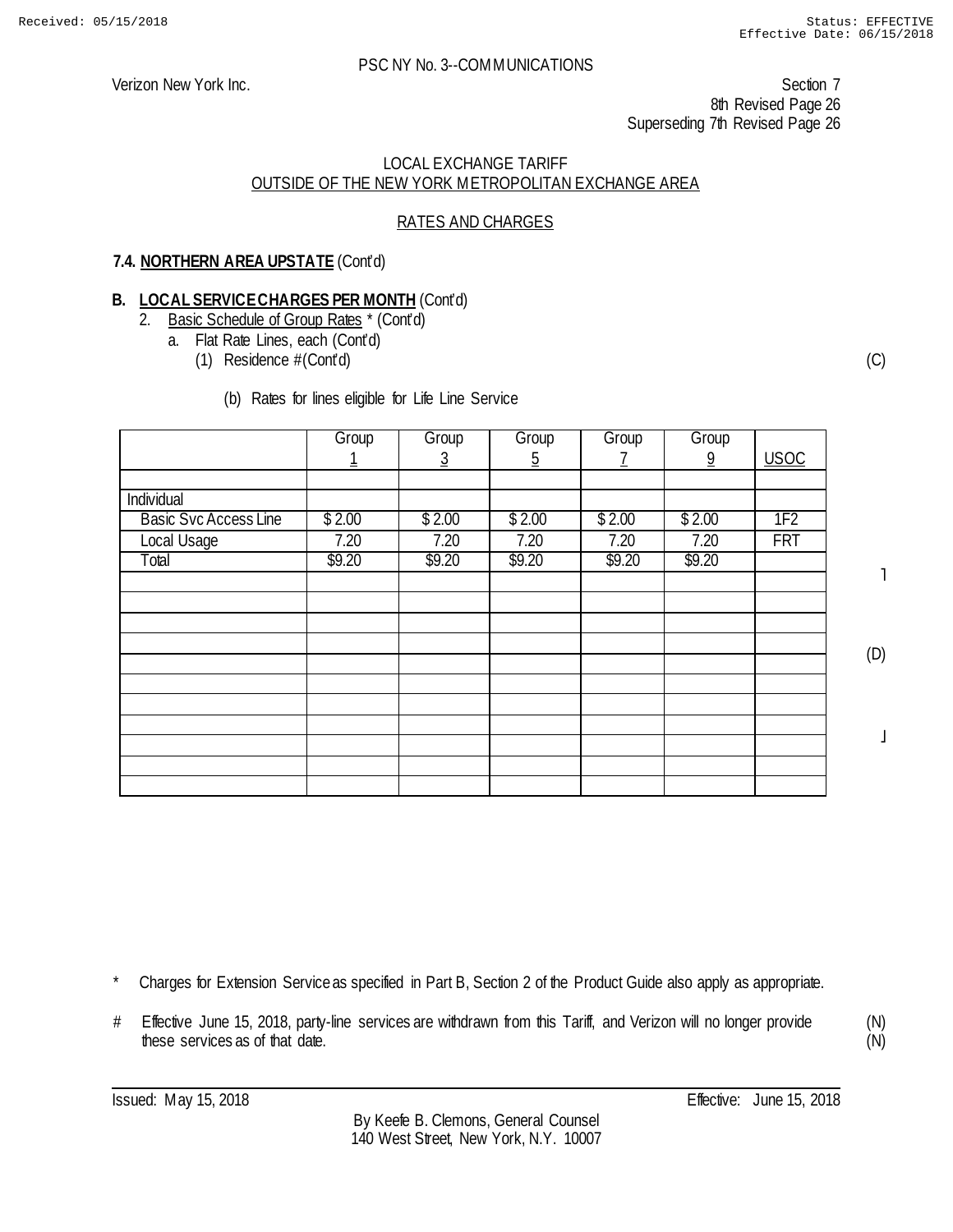PSC NY No. 3--COMMUNICATIONS

Verizon New York Inc.

Section 7
8th Revised Page 26
Superseding 7th Revised Page 26

LOCAL EXCHANGE TARIFF
OUTSIDE OF THE NEW YORK METROPOLITAN EXCHANGE AREA

RATES AND CHARGES

**7.4. NORTHERN AREA UPSTATE** (Cont'd)

**B. LOCAL SERVICE CHARGES PER MONTH** (Cont'd)

2. Basic Schedule of Group Rates * (Cont'd)
   a. Flat Rate Lines, each (Cont'd)
      (1) Residence # (Cont'd) (C)

         (b) Rates for lines eligible for Life Line Service

| | Group 1 | Group 3 | Group 5 | Group 7 | Group 9 | USOC |
|---|---|---|---|---|---|---|
| | | | | | | |
| Individual | | | | | | |
| Basic Svc Access Line | $ 2.00 | $ 2.00 | $ 2.00 | $ 2.00 | $ 2.00 | 1F2 |
| Local Usage | 7.20 | 7.20 | 7.20 | 7.20 | 7.20 | FRT |
| Total | $9.20 | $9.20 | $9.20 | $9.20 | $9.20 | |
| | | | | | | |
| | | | | | | |
| | | | | | | |
| | | | | | | |
| | | | | | | |
| | | | | | | |
| | | | | | | |
| | | | | | | |
| | | | | | | |
| | | | | | | |
| | | | | | | |

(D)

\* Charges for Extension Service as specified in Part B, Section 2 of the Product Guide also apply as appropriate.

\# Effective June 15, 2018, party-line services are withdrawn from this Tariff, and Verizon will no longer provide these services as of that date. (N)

Issued: May 15, 2018
Effective: June 15, 2018

By Keefe B. Clemons, General Counsel
140 West Street, New York, N.Y. 10007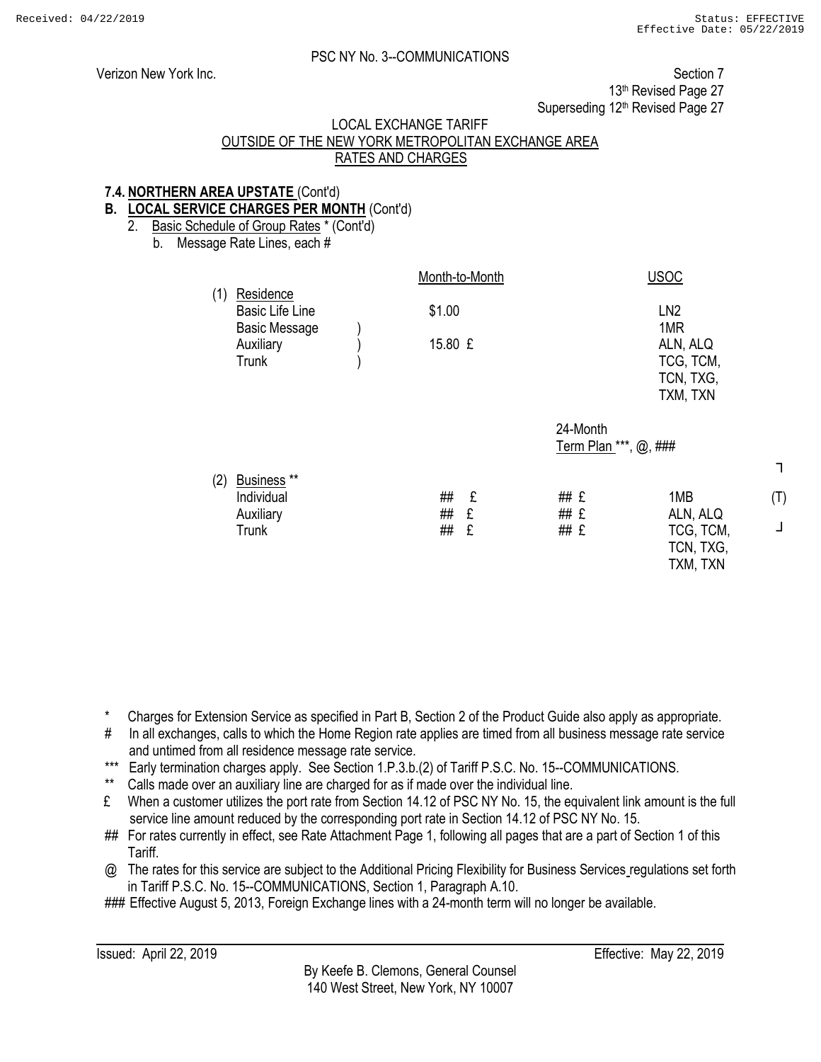PSC NY No. 3--COMMUNICATIONS

Verizon New York Inc.

Section 7
13th Revised Page 27
Superseding 12th Revised Page 27

LOCAL EXCHANGE TARIFF
OUTSIDE OF THE NEW YORK METROPOLITAN EXCHANGE AREA
RATES AND CHARGES

**7.4. NORTHERN AREA UPSTATE (Cont'd)**

**B. LOCAL SERVICE CHARGES PER MONTH (Cont'd)**

2. Basic Schedule of Group Rates * (Cont'd)

   b. Message Rate Lines, each #

| | Month-to-Month | | USOC |
|---|---|---|---|
| (1) Residence | | | |
| Basic Life Line | $1.00 | | LN2 |
| Basic Message ) | | | 1MR |
| Auxiliary ) | 15.80 £ | | ALN, ALQ |
| Trunk ) | | | TCG, TCM, TCN, TXG, TXM, TXN |

| | Month-to-Month | 24-Month Term Plan ***, @, ### | USOC | |
|---|---|---|---|---|
| (2) Business ** | | | | |
| Individual | ## £ | ## £ | 1MB | (T) |
| Auxiliary | ## £ | ## £ | ALN, ALQ | |
| Trunk | ## £ | ## £ | TCG, TCM, TCN, TXG, TXM, TXN | |

\* Charges for Extension Service as specified in Part B, Section 2 of the Product Guide also apply as appropriate.

\# In all exchanges, calls to which the Home Region rate applies are timed from all business message rate service and untimed from all residence message rate service.

*** Early termination charges apply. See Section 1.P.3.b.(2) of Tariff P.S.C. No. 15--COMMUNICATIONS.

** Calls made over an auxiliary line are charged for as if made over the individual line.

£ When a customer utilizes the port rate from Section 14.12 of PSC NY No. 15, the equivalent link amount is the full service line amount reduced by the corresponding port rate in Section 14.12 of PSC NY No. 15.

\## For rates currently in effect, see Rate Attachment Page 1, following all pages that are a part of Section 1 of this Tariff.

@ The rates for this service are subject to the Additional Pricing Flexibility for Business Services regulations set forth in Tariff P.S.C. No. 15--COMMUNICATIONS, Section 1, Paragraph A.10.

\### Effective August 5, 2013, Foreign Exchange lines with a 24-month term will no longer be available.

Issued: April 22, 2019

Effective: May 22, 2019

By Keefe B. Clemons, General Counsel
140 West Street, New York, NY 10007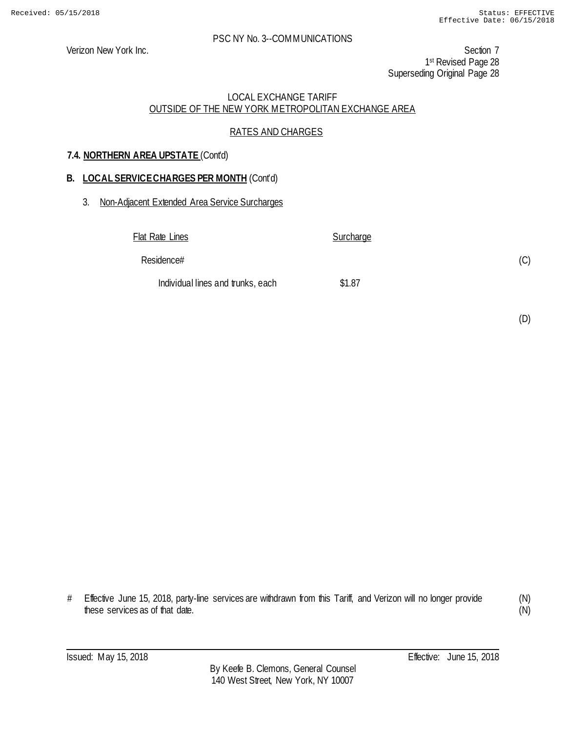PSC NY No. 3--COMMUNICATIONS

Verizon New York Inc.

Section 7
1st Revised Page 28
Superseding Original Page 28

LOCAL EXCHANGE TARIFF
OUTSIDE OF THE NEW YORK METROPOLITAN EXCHANGE AREA

RATES AND CHARGES

### 7.4. NORTHERN AREA UPSTATE (Cont'd)

### B. LOCAL SERVICE CHARGES PER MONTH (Cont'd)

3. Non-Adjacent Extended Area Service Surcharges

| Flat Rate Lines | Surcharge | |
|---|---|---|
| Residence# | | (C) |
| Individual lines and trunks, each | $1.87 | |
| | | (D) |

\# Effective June 15, 2018, party-line services are withdrawn from this Tariff, and Verizon will no longer provide these services as of that date. (N)(N)

Issued: May 15, 2018

Effective: June 15, 2018

By Keefe B. Clemons, General Counsel
140 West Street, New York, NY 10007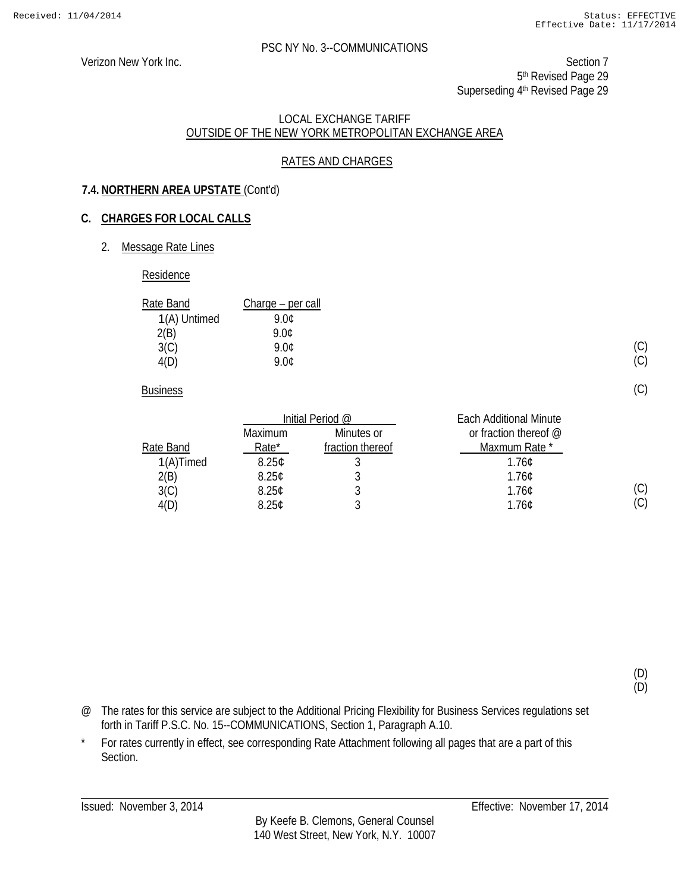PSC NY No. 3--COMMUNICATIONS

Verizon New York Inc.

Section 7
5th Revised Page 29
Superseding 4th Revised Page 29

LOCAL EXCHANGE TARIFF
OUTSIDE OF THE NEW YORK METROPOLITAN EXCHANGE AREA

RATES AND CHARGES

**7.4. NORTHERN AREA UPSTATE** (Cont'd)

**C. CHARGES FOR LOCAL CALLS**

2. Message Rate Lines

Residence

| Rate Band | Charge – per call | |
|---|---|---|
| 1(A) Untimed | 9.0¢ | |
| 2(B) | 9.0¢ | |
| 3(C) | 9.0¢ | (C) |
| 4(D) | 9.0¢ | (C) |

Business (C)

| | Initial Period @ | | Each Additional Minute | |
|---|---|---|---|---|
| Rate Band | Maximum Rate* | Minutes or fraction thereof | or fraction thereof @ Maxmum Rate * | |
| 1(A)Timed | 8.25¢ | 3 | 1.76¢ | |
| 2(B) | 8.25¢ | 3 | 1.76¢ | |
| 3(C) | 8.25¢ | 3 | 1.76¢ | (C) |
| 4(D) | 8.25¢ | 3 | 1.76¢ | (C) |

(D)
(D)

@ The rates for this service are subject to the Additional Pricing Flexibility for Business Services regulations set forth in Tariff P.S.C. No. 15--COMMUNICATIONS, Section 1, Paragraph A.10.

\* For rates currently in effect, see corresponding Rate Attachment following all pages that are a part of this Section.

Issued: November 3, 2014 Effective: November 17, 2014

By Keefe B. Clemons, General Counsel
140 West Street, New York, N.Y. 10007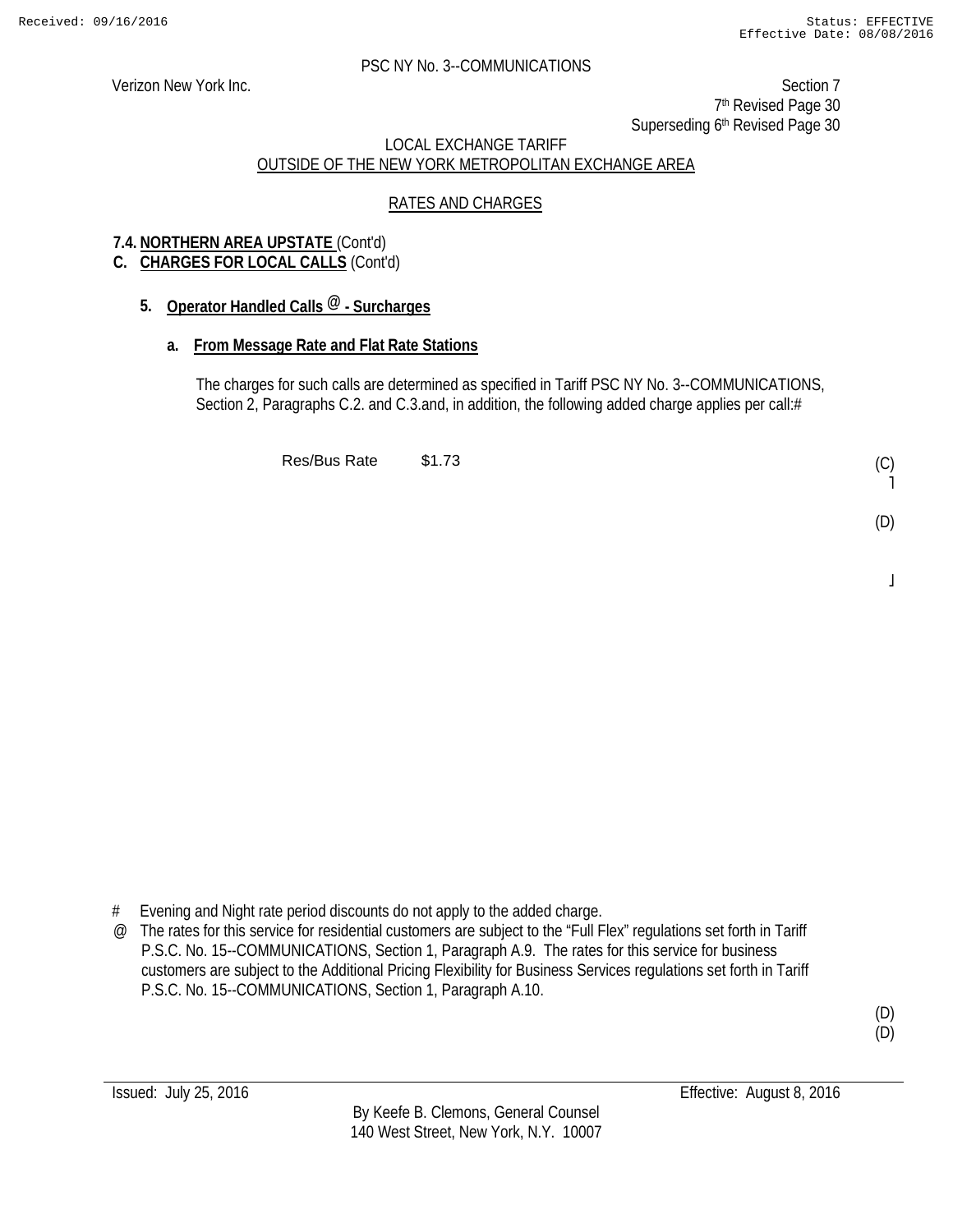PSC NY No. 3--COMMUNICATIONS

Verizon New York Inc.

Section 7
7th Revised Page 30
Superseding 6th Revised Page 30

LOCAL EXCHANGE TARIFF
OUTSIDE OF THE NEW YORK METROPOLITAN EXCHANGE AREA

RATES AND CHARGES

**7.4. NORTHERN AREA UPSTATE** (Cont'd)
**C. CHARGES FOR LOCAL CALLS** (Cont'd)

**5. Operator Handled Calls @ - Surcharges**

**a. From Message Rate and Flat Rate Stations**

The charges for such calls are determined as specified in Tariff PSC NY No. 3--COMMUNICATIONS, Section 2, Paragraphs C.2. and C.3.and, in addition, the following added charge applies per call:#

Res/Bus Rate $1.73 (C)

(D)

# Evening and Night rate period discounts do not apply to the added charge.

@ The rates for this service for residential customers are subject to the "Full Flex" regulations set forth in Tariff P.S.C. No. 15--COMMUNICATIONS, Section 1, Paragraph A.9. The rates for this service for business customers are subject to the Additional Pricing Flexibility for Business Services regulations set forth in Tariff P.S.C. No. 15--COMMUNICATIONS, Section 1, Paragraph A.10.

(D)
(D)

Issued: July 25, 2016 Effective: August 8, 2016

By Keefe B. Clemons, General Counsel
140 West Street, New York, N.Y. 10007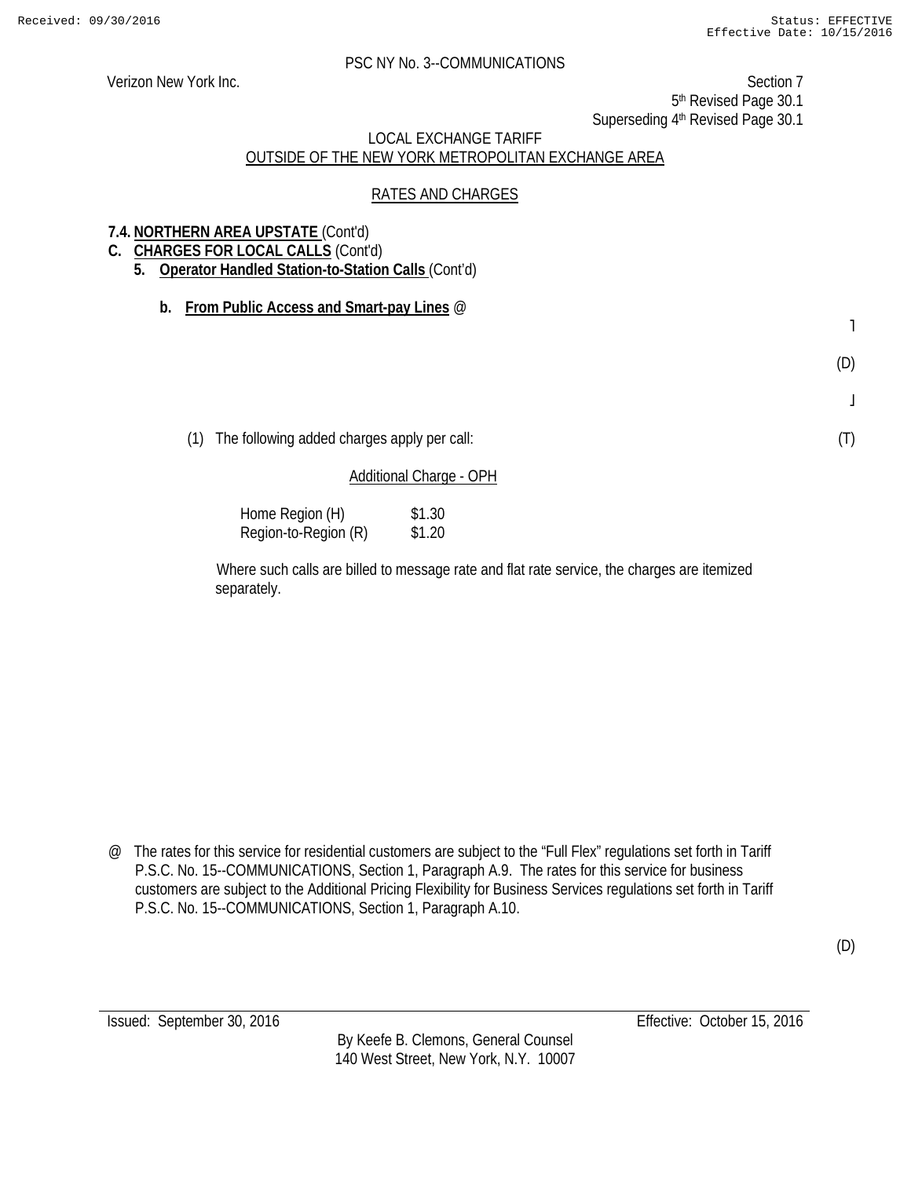PSC NY No. 3--COMMUNICATIONS

Verizon New York Inc.

Section 7
5th Revised Page 30.1
Superseding 4th Revised Page 30.1

LOCAL EXCHANGE TARIFF
OUTSIDE OF THE NEW YORK METROPOLITAN EXCHANGE AREA

RATES AND CHARGES

**7.4. NORTHERN AREA UPSTATE** (Cont'd)

**C. CHARGES FOR LOCAL CALLS** (Cont'd)

**5. Operator Handled Station-to-Station Calls** (Cont'd)

**b. From Public Access and Smart-pay Lines** @

(D)

(1) The following added charges apply per call: (T)

Additional Charge - OPH

| | |
|---|---|
| Home Region (H) | $1.30 |
| Region-to-Region (R) | $1.20 |

Where such calls are billed to message rate and flat rate service, the charges are itemized separately.

@ The rates for this service for residential customers are subject to the "Full Flex" regulations set forth in Tariff P.S.C. No. 15--COMMUNICATIONS, Section 1, Paragraph A.9. The rates for this service for business customers are subject to the Additional Pricing Flexibility for Business Services regulations set forth in Tariff P.S.C. No. 15--COMMUNICATIONS, Section 1, Paragraph A.10.

(D)

Issued: September 30, 2016

Effective: October 15, 2016

By Keefe B. Clemons, General Counsel
140 West Street, New York, N.Y. 10007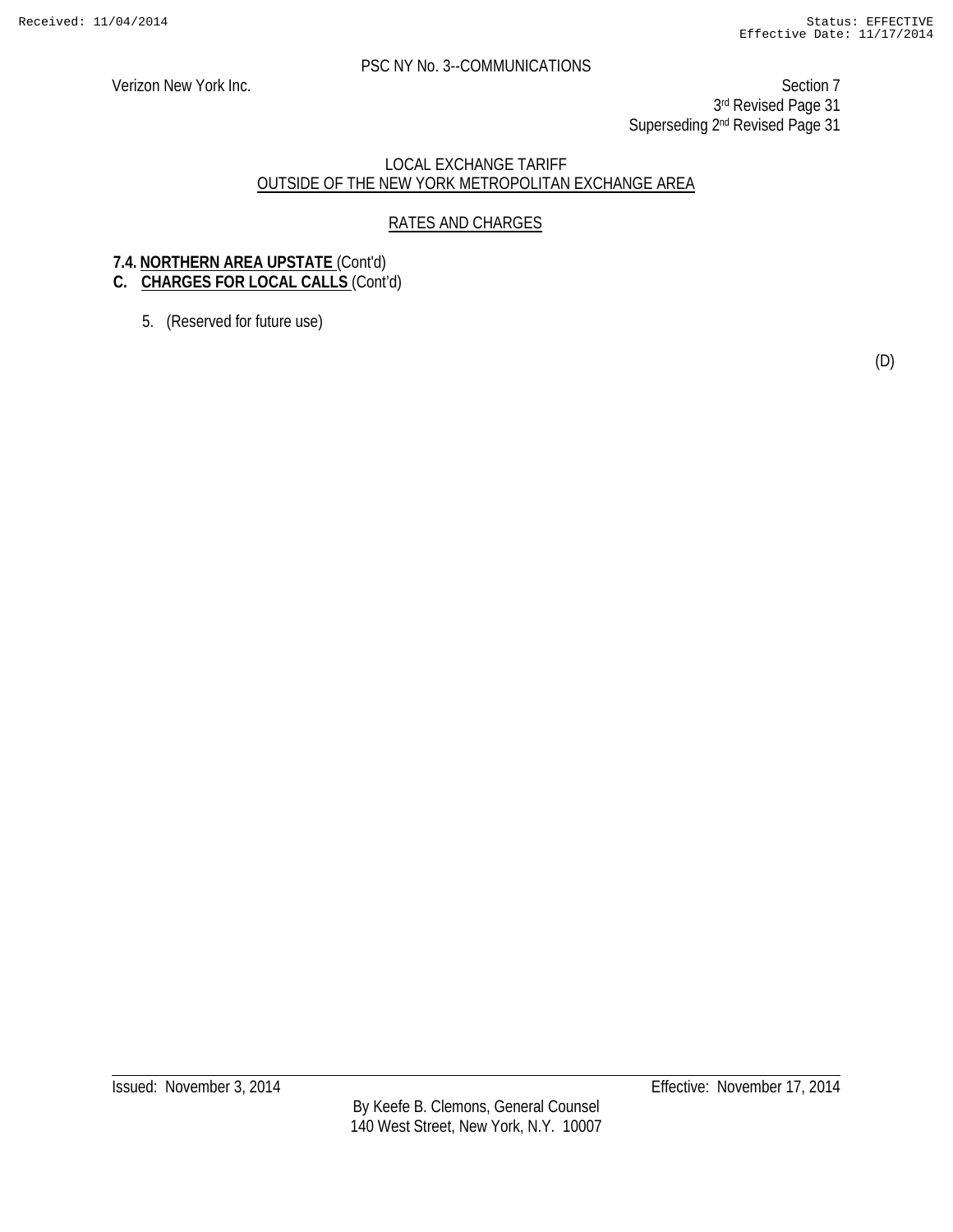PSC NY No. 3--COMMUNICATIONS

Verizon New York Inc.

Section 7
3rd Revised Page 31
Superseding 2nd Revised Page 31

LOCAL EXCHANGE TARIFF
OUTSIDE OF THE NEW YORK METROPOLITAN EXCHANGE AREA

RATES AND CHARGES

**7.4. NORTHERN AREA UPSTATE** (Cont'd)

**C. CHARGES FOR LOCAL CALLS** (Cont'd)

5. (Reserved for future use)

(D)

Issued: November 3, 2014

Effective: November 17, 2014

By Keefe B. Clemons, General Counsel
140 West Street, New York, N.Y. 10007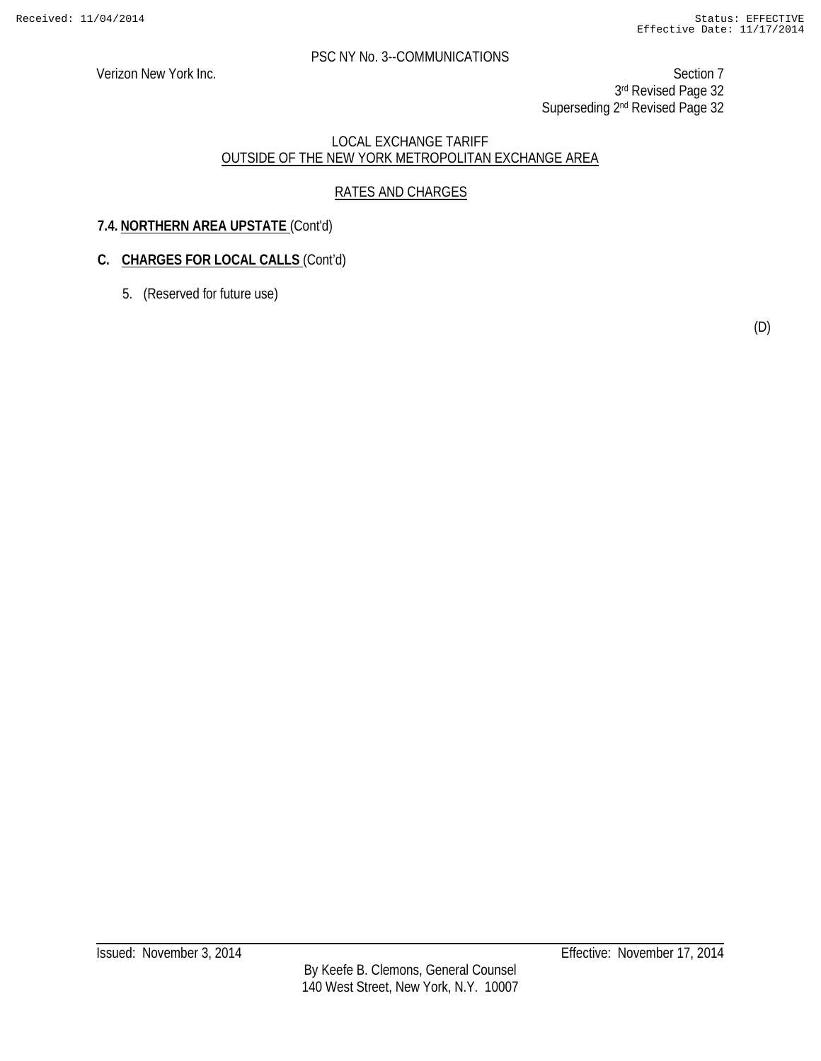PSC NY No. 3--COMMUNICATIONS

Verizon New York Inc.

Section 7
3rd Revised Page 32
Superseding 2nd Revised Page 32

LOCAL EXCHANGE TARIFF
OUTSIDE OF THE NEW YORK METROPOLITAN EXCHANGE AREA

RATES AND CHARGES

**7.4. NORTHERN AREA UPSTATE** (Cont'd)

**C. CHARGES FOR LOCAL CALLS** (Cont'd)

5. (Reserved for future use)

(D)

Issued: November 3, 2014 — Effective: November 17, 2014

By Keefe B. Clemons, General Counsel
140 West Street, New York, N.Y. 10007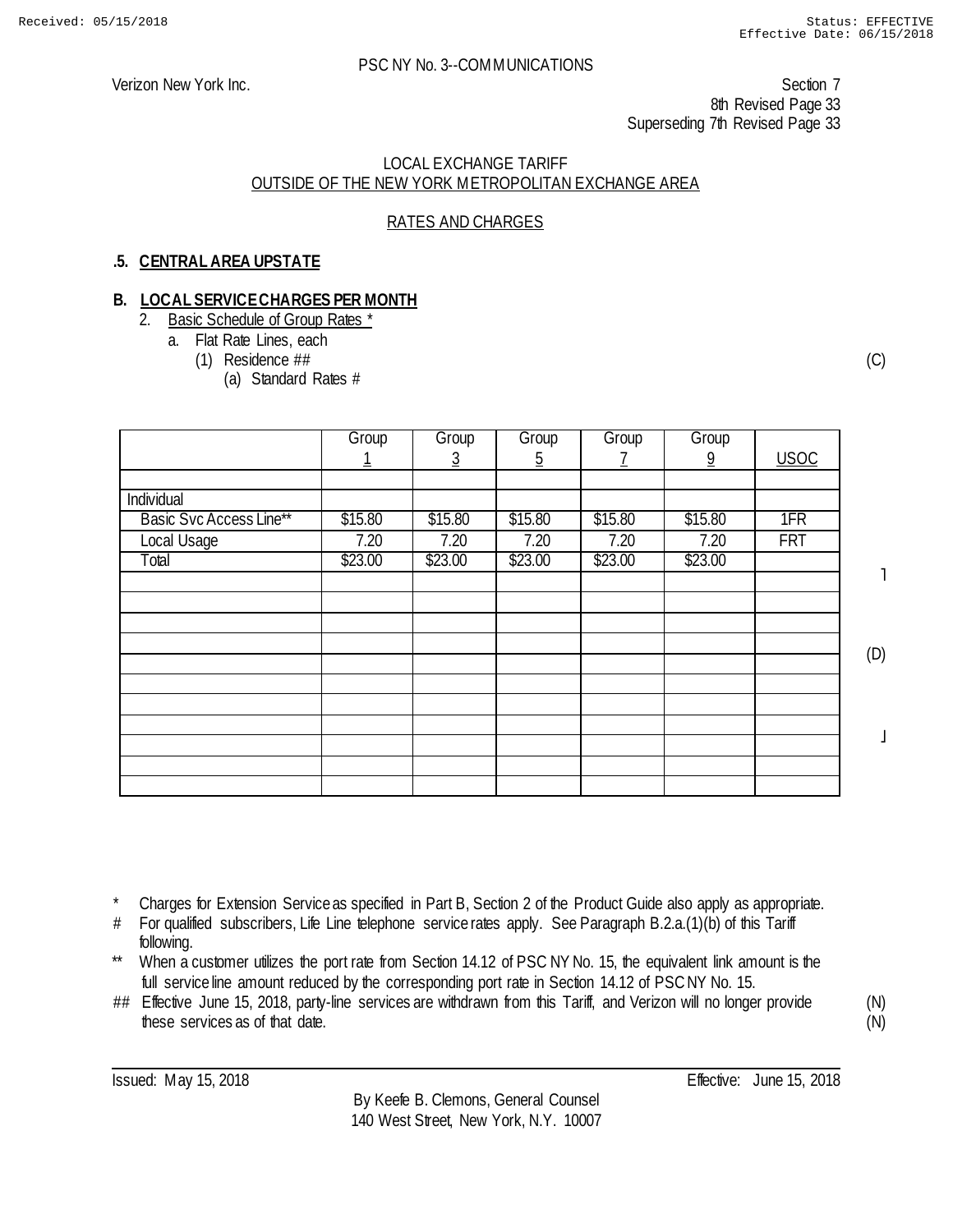Received: 05/15/2018 Status: EFFECTIVE Effective Date: 06/15/2018

PSC NY No. 3--COMMUNICATIONS

Verizon New York Inc.

Section 7
8th Revised Page 33
Superseding 7th Revised Page 33

LOCAL EXCHANGE TARIFF
OUTSIDE OF THE NEW YORK METROPOLITAN EXCHANGE AREA

RATES AND CHARGES

## .5. CENTRAL AREA UPSTATE

### B. LOCAL SERVICE CHARGES PER MONTH

2. Basic Schedule of Group Rates *
    a. Flat Rate Lines, each
        (1) Residence ## (C)
            (a) Standard Rates #

| | Group 1 | Group 3 | Group 5 | Group 7 | Group 9 | USOC |
|---|---|---|---|---|---|---|
| | | | | | | |
| Individual | | | | | | |
| Basic Svc Access Line** | $15.80 | $15.80 | $15.80 | $15.80 | $15.80 | 1FR |
| Local Usage | 7.20 | 7.20 | 7.20 | 7.20 | 7.20 | FRT |
| Total | $23.00 | $23.00 | $23.00 | $23.00 | $23.00 | |
| | | | | | | |
| | | | | | | |
| | | | | | | |
| | | | | | | |
| | | | | | | |
| | | | | | | |
| | | | | | | |
| | | | | | | |
| | | | | | | |
| | | | | | | |
| | | | | | | |

(D)

\* Charges for Extension Service as specified in Part B, Section 2 of the Product Guide also apply as appropriate.

\# For qualified subscribers, Life Line telephone service rates apply. See Paragraph B.2.a.(1)(b) of this Tariff following.

\*\* When a customer utilizes the port rate from Section 14.12 of PSC NY No. 15, the equivalent link amount is the full service line amount reduced by the corresponding port rate in Section 14.12 of PSC NY No. 15.

\#\# Effective June 15, 2018, party-line services are withdrawn from this Tariff, and Verizon will no longer provide these services as of that date. (N)

Issued: May 15, 2018 Effective: June 15, 2018

By Keefe B. Clemons, General Counsel
140 West Street, New York, N.Y. 10007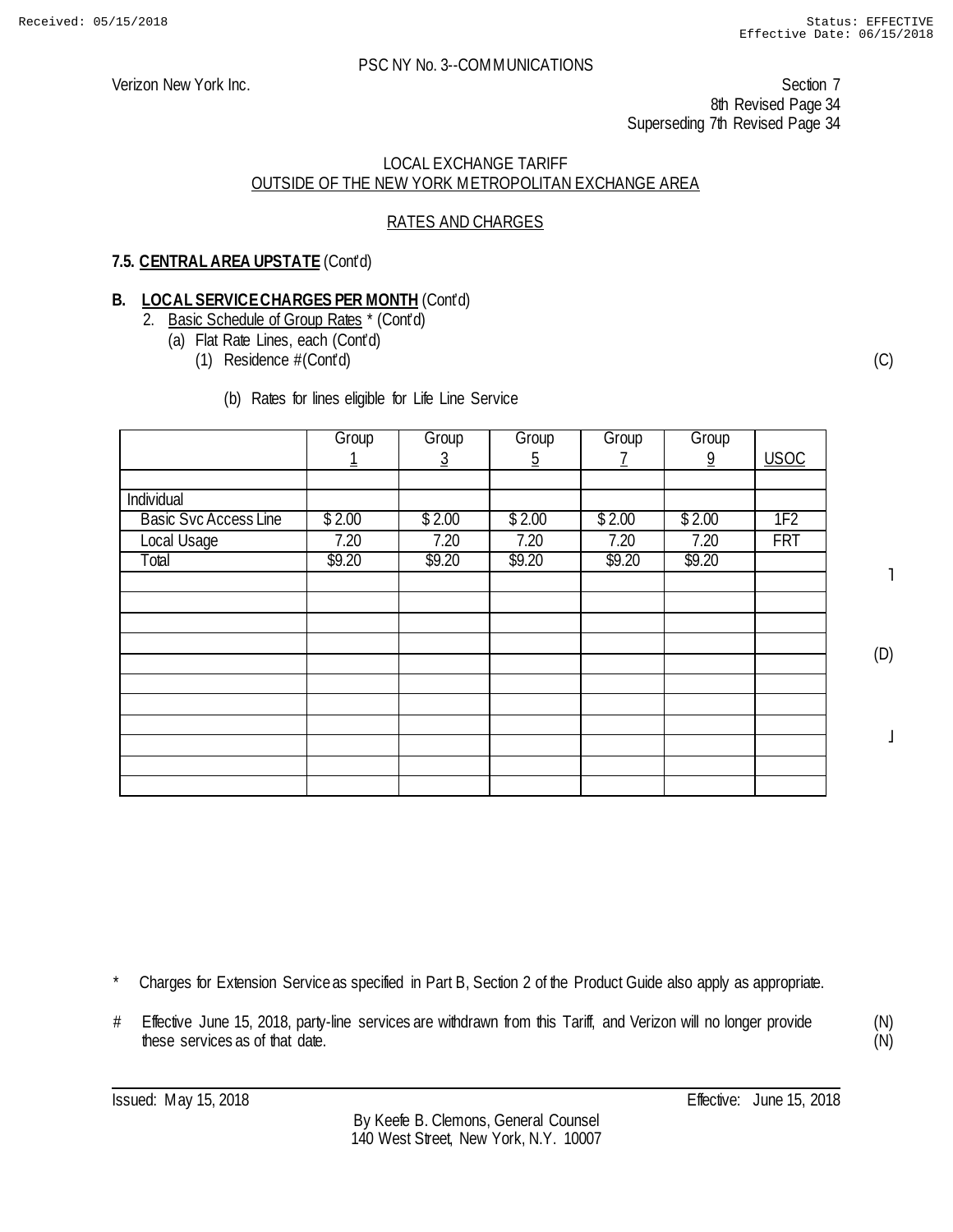PSC NY No. 3--COMMUNICATIONS

Verizon New York Inc.

Section 7
8th Revised Page 34
Superseding 7th Revised Page 34

LOCAL EXCHANGE TARIFF
OUTSIDE OF THE NEW YORK METROPOLITAN EXCHANGE AREA

RATES AND CHARGES

**7.5. CENTRAL AREA UPSTATE** (Cont'd)

**B. LOCAL SERVICE CHARGES PER MONTH** (Cont'd)

2. Basic Schedule of Group Rates * (Cont'd)
   (a) Flat Rate Lines, each (Cont'd)
      (1) Residence #(Cont'd) (C)

         (b) Rates for lines eligible for Life Line Service

| | Group 1 | Group 3 | Group 5 | Group 7 | Group 9 | USOC |
|---|---|---|---|---|---|---|
| | | | | | | |
| Individual | | | | | | |
| Basic Svc Access Line | $ 2.00 | $ 2.00 | $ 2.00 | $ 2.00 | $ 2.00 | 1F2 |
| Local Usage | 7.20 | 7.20 | 7.20 | 7.20 | 7.20 | FRT |
| Total | $9.20 | $9.20 | $9.20 | $9.20 | $9.20 | |
| | | | | | | |
| | | | | | | |
| | | | | | | |
| | | | | | | |
| | | | | | | |
| | | | | | | |
| | | | | | | |
| | | | | | | |
| | | | | | | |
| | | | | | | |
| | | | | | | |

(D)

\* Charges for Extension Service as specified in Part B, Section 2 of the Product Guide also apply as appropriate.

\# Effective June 15, 2018, party-line services are withdrawn from this Tariff, and Verizon will no longer provide these services as of that date. (N)

Issued: May 15, 2018

Effective: June 15, 2018

By Keefe B. Clemons, General Counsel
140 West Street, New York, N.Y. 10007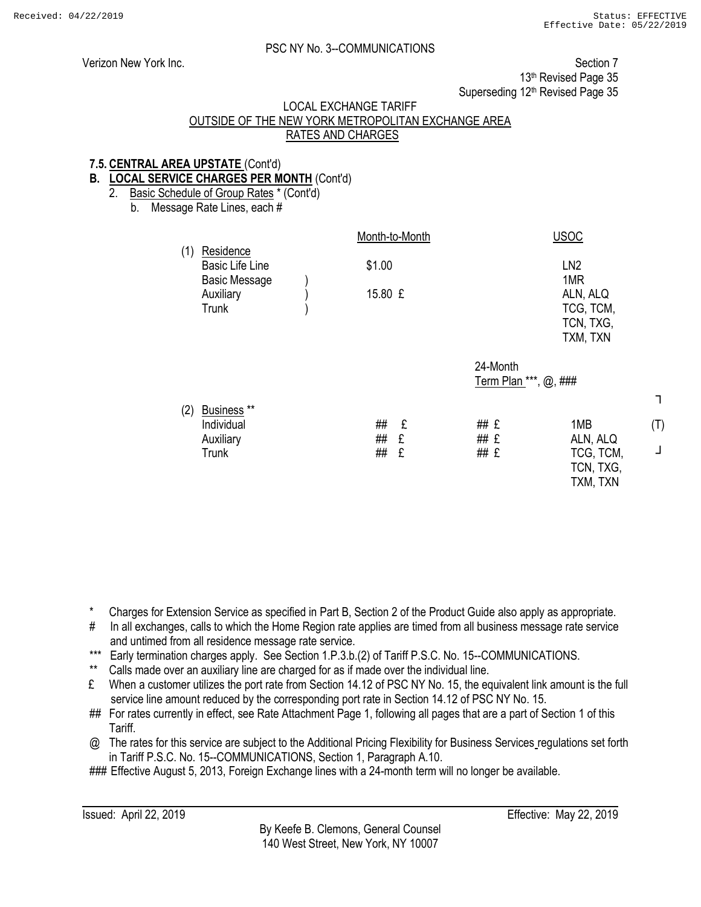PSC NY No. 3--COMMUNICATIONS

Verizon New York Inc.

Section 7
13th Revised Page 35
Superseding 12th Revised Page 35

LOCAL EXCHANGE TARIFF
OUTSIDE OF THE NEW YORK METROPOLITAN EXCHANGE AREA
RATES AND CHARGES

**7.5. CENTRAL AREA UPSTATE** (Cont'd)

**B. LOCAL SERVICE CHARGES PER MONTH** (Cont'd)

2. Basic Schedule of Group Rates * (Cont'd)

   b. Message Rate Lines, each #

| | Month-to-Month | | USOC | |
|---|---|---|---|---|
| (1) Residence | | | | |
| Basic Life Line | $1.00 | | LN2 | |
| Basic Message ) | | | 1MR | |
| Auxiliary ) | 15.80 £ | | ALN, ALQ | |
| Trunk ) | | | TCG, TCM, TCN, TXG, TXM, TXN | |
| | | 24-Month Term Plan ***, @, ### | | |
| (2) Business ** | | | | |
| Individual | ## £ | ## £ | 1MB | (T) |
| Auxiliary | ## £ | ## £ | ALN, ALQ | |
| Trunk | ## £ | ## £ | TCG, TCM, TCN, TXG, TXM, TXN | |

\* Charges for Extension Service as specified in Part B, Section 2 of the Product Guide also apply as appropriate.

\# In all exchanges, calls to which the Home Region rate applies are timed from all business message rate service and untimed from all residence message rate service.

\*** Early termination charges apply. See Section 1.P.3.b.(2) of Tariff P.S.C. No. 15--COMMUNICATIONS.

\** Calls made over an auxiliary line are charged for as if made over the individual line.

£ When a customer utilizes the port rate from Section 14.12 of PSC NY No. 15, the equivalent link amount is the full service line amount reduced by the corresponding port rate in Section 14.12 of PSC NY No. 15.

\## For rates currently in effect, see Rate Attachment Page 1, following all pages that are a part of Section 1 of this Tariff.

@ The rates for this service are subject to the Additional Pricing Flexibility for Business Services regulations set forth in Tariff P.S.C. No. 15--COMMUNICATIONS, Section 1, Paragraph A.10.

\### Effective August 5, 2013, Foreign Exchange lines with a 24-month term will no longer be available.

Issued: April 22, 2019 | Effective: May 22, 2019

By Keefe B. Clemons, General Counsel
140 West Street, New York, NY 10007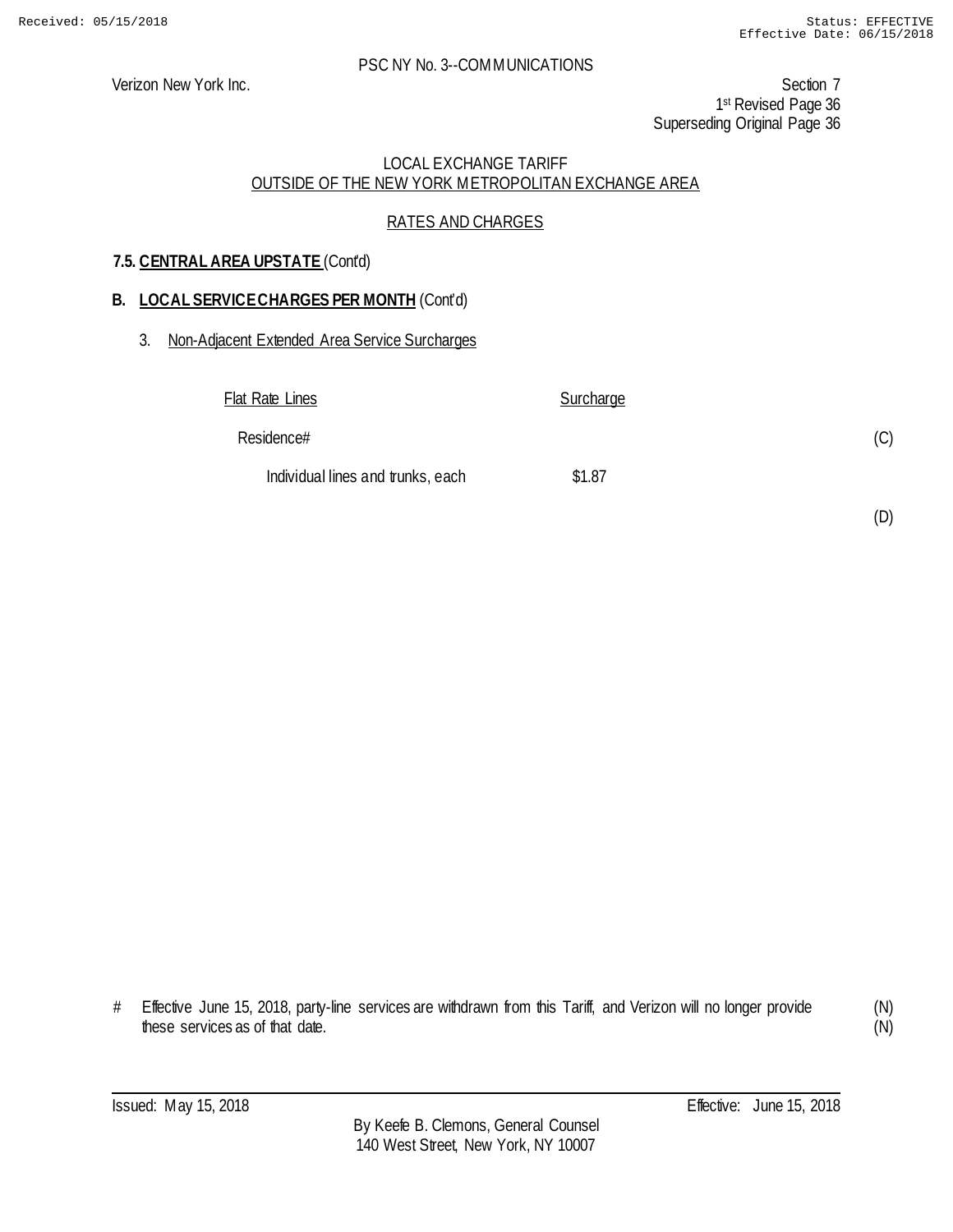PSC NY No. 3--COMMUNICATIONS

Verizon New York Inc.

Section 7
1st Revised Page 36
Superseding Original Page 36

LOCAL EXCHANGE TARIFF
OUTSIDE OF THE NEW YORK METROPOLITAN EXCHANGE AREA

RATES AND CHARGES

**7.5. CENTRAL AREA UPSTATE** (Cont'd)

**B. LOCAL SERVICE CHARGES PER MONTH** (Cont'd)

3. Non-Adjacent Extended Area Service Surcharges

| Flat Rate Lines | Surcharge | |
|---|---|---|
| Residence# | | (C) |
| Individual lines and trunks, each | $1.87 | |
| | | (D) |

\# Effective June 15, 2018, party-line services are withdrawn from this Tariff, and Verizon will no longer provide these services as of that date. (N) (N)

Issued: May 15, 2018

Effective: June 15, 2018

By Keefe B. Clemons, General Counsel
140 West Street, New York, NY 10007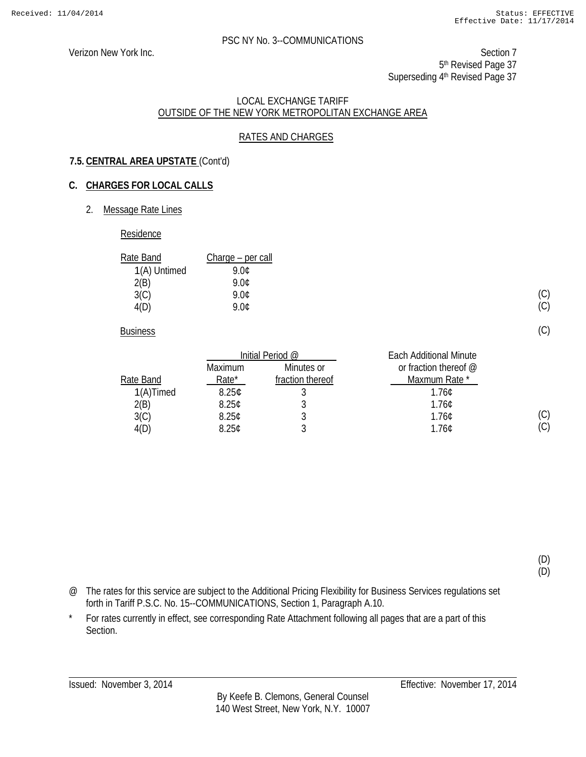PSC NY No. 3--COMMUNICATIONS

Verizon New York Inc.

Section 7
5th Revised Page 37
Superseding 4th Revised Page 37

LOCAL EXCHANGE TARIFF
OUTSIDE OF THE NEW YORK METROPOLITAN EXCHANGE AREA

RATES AND CHARGES

**7.5. CENTRAL AREA UPSTATE** (Cont'd)

**C. CHARGES FOR LOCAL CALLS**

2. Message Rate Lines

Residence

| Rate Band | Charge – per call | |
|---|---|---|
| 1(A) Untimed | 9.0¢ | |
| 2(B) | 9.0¢ | |
| 3(C) | 9.0¢ | (C) |
| 4(D) | 9.0¢ | (C) |

Business (C)

| | Initial Period @ | | Each Additional Minute or fraction thereof @ | |
|---|---|---|---|---|
| Rate Band | Maximum Rate* | Minutes or fraction thereof | Maxmum Rate * | |
| 1(A)Timed | 8.25¢ | 3 | 1.76¢ | |
| 2(B) | 8.25¢ | 3 | 1.76¢ | |
| 3(C) | 8.25¢ | 3 | 1.76¢ | (C) |
| 4(D) | 8.25¢ | 3 | 1.76¢ | (C) |

(D)
(D)

@ The rates for this service are subject to the Additional Pricing Flexibility for Business Services regulations set forth in Tariff P.S.C. No. 15--COMMUNICATIONS, Section 1, Paragraph A.10.

\* For rates currently in effect, see corresponding Rate Attachment following all pages that are a part of this Section.

Issued: November 3, 2014

Effective: November 17, 2014

By Keefe B. Clemons, General Counsel
140 West Street, New York, N.Y. 10007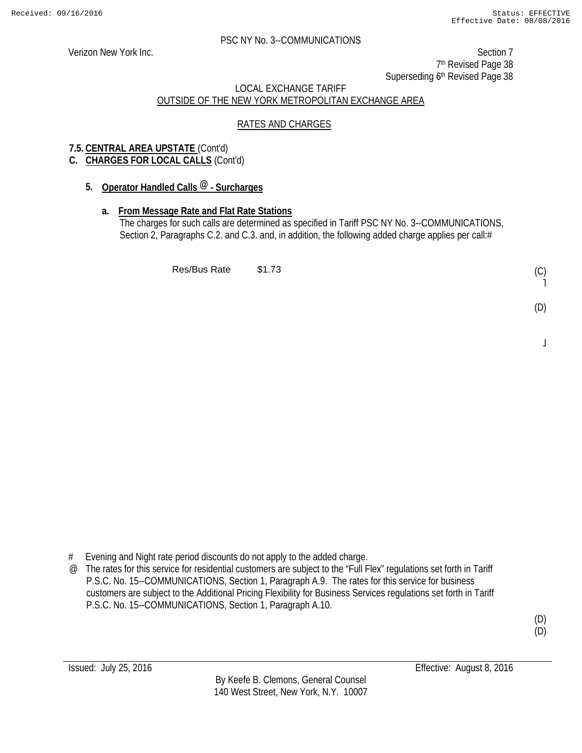PSC NY No. 3--COMMUNICATIONS

Verizon New York Inc.

Section 7
7th Revised Page 38
Superseding 6th Revised Page 38

LOCAL EXCHANGE TARIFF
OUTSIDE OF THE NEW YORK METROPOLITAN EXCHANGE AREA

RATES AND CHARGES

**7.5. CENTRAL AREA UPSTATE** (Cont'd)

**C. CHARGES FOR LOCAL CALLS** (Cont'd)

**5. Operator Handled Calls @ - Surcharges**

**a. From Message Rate and Flat Rate Stations**

The charges for such calls are determined as specified in Tariff PSC NY No. 3--COMMUNICATIONS, Section 2, Paragraphs C.2. and C.3. and, in addition, the following added charge applies per call:#

Res/Bus Rate $1.73 (C)

(D)

\# Evening and Night rate period discounts do not apply to the added charge.

@ The rates for this service for residential customers are subject to the "Full Flex" regulations set forth in Tariff P.S.C. No. 15--COMMUNICATIONS, Section 1, Paragraph A.9. The rates for this service for business customers are subject to the Additional Pricing Flexibility for Business Services regulations set forth in Tariff P.S.C. No. 15--COMMUNICATIONS, Section 1, Paragraph A.10.

(D)
(D)

Issued: July 25, 2016 Effective: August 8, 2016

By Keefe B. Clemons, General Counsel
140 West Street, New York, N.Y. 10007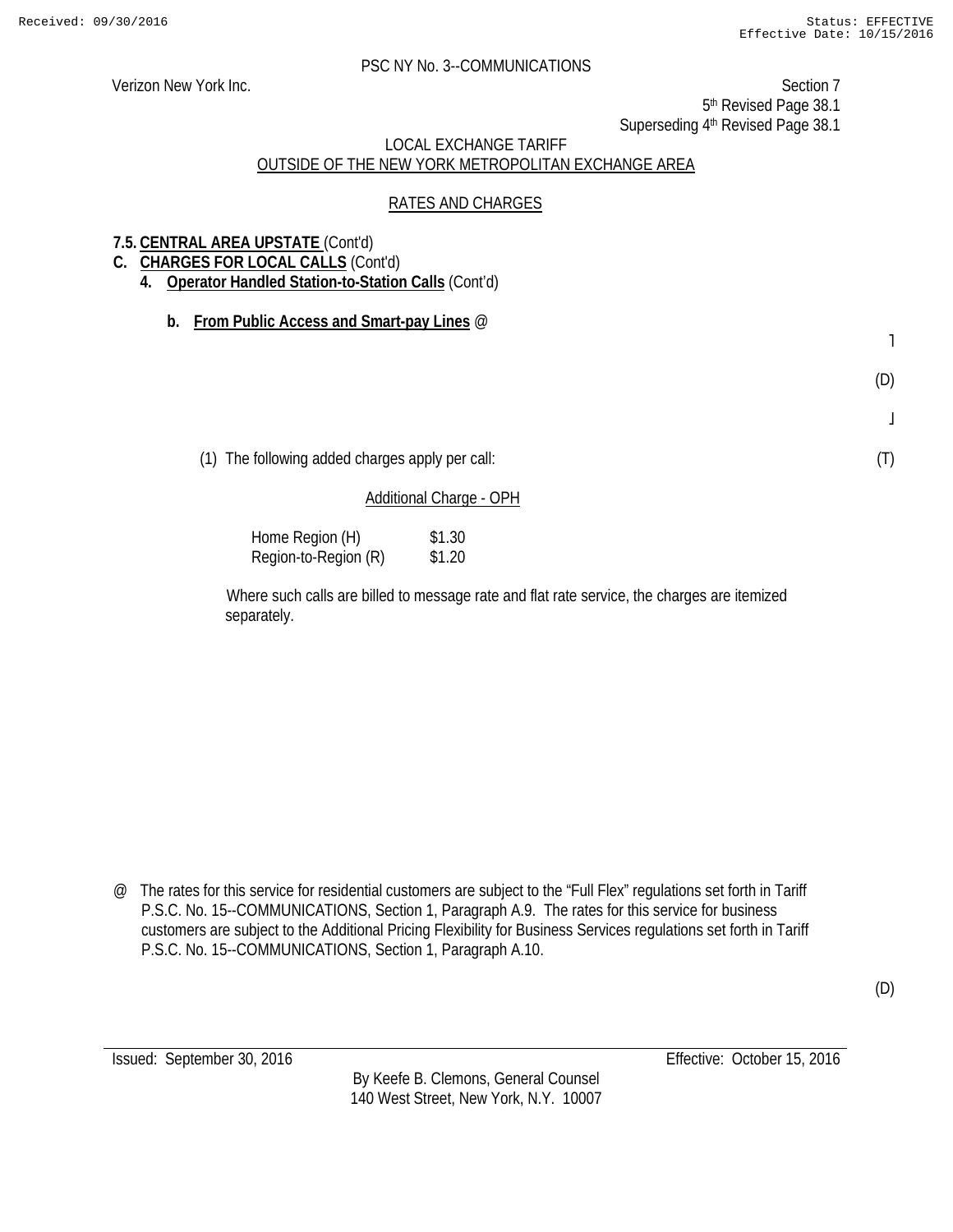Received: 09/30/2016 Status: EFFECTIVE
Effective Date: 10/15/2016

PSC NY No. 3--COMMUNICATIONS

Verizon New York Inc. Section 7
5th Revised Page 38.1
Superseding 4th Revised Page 38.1

LOCAL EXCHANGE TARIFF
OUTSIDE OF THE NEW YORK METROPOLITAN EXCHANGE AREA

RATES AND CHARGES

**7.5. CENTRAL AREA UPSTATE** (Cont'd)

**C. CHARGES FOR LOCAL CALLS** (Cont'd)

**4. Operator Handled Station-to-Station Calls** (Cont'd)

**b. From Public Access and Smart-pay Lines** @

(D)

(1) The following added charges apply per call: (T)

Additional Charge - OPH

| | |
|---|---|
| Home Region (H) | $1.30 |
| Region-to-Region (R) | $1.20 |

Where such calls are billed to message rate and flat rate service, the charges are itemized separately.

@ The rates for this service for residential customers are subject to the "Full Flex" regulations set forth in Tariff P.S.C. No. 15--COMMUNICATIONS, Section 1, Paragraph A.9. The rates for this service for business customers are subject to the Additional Pricing Flexibility for Business Services regulations set forth in Tariff P.S.C. No. 15--COMMUNICATIONS, Section 1, Paragraph A.10.

(D)

Issued: September 30, 2016 Effective: October 15, 2016

By Keefe B. Clemons, General Counsel
140 West Street, New York, N.Y. 10007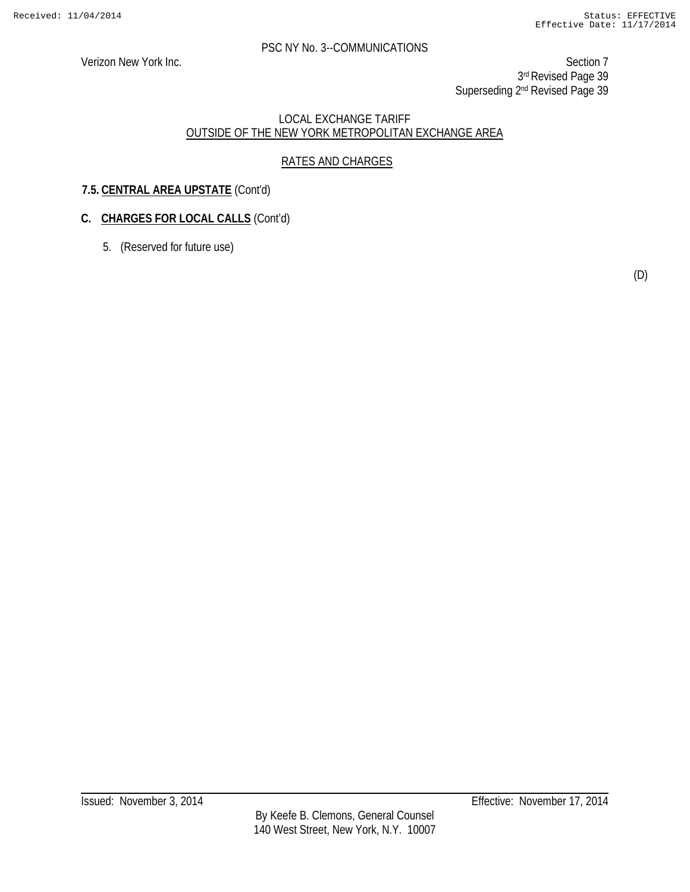PSC NY No. 3--COMMUNICATIONS

Verizon New York Inc.

Section 7
3rd Revised Page 39
Superseding 2nd Revised Page 39

LOCAL EXCHANGE TARIFF
OUTSIDE OF THE NEW YORK METROPOLITAN EXCHANGE AREA

RATES AND CHARGES

**7.5. CENTRAL AREA UPSTATE** (Cont'd)

**C. CHARGES FOR LOCAL CALLS** (Cont'd)

5. (Reserved for future use)

(D)

Issued: November 3, 2014

Effective: November 17, 2014

By Keefe B. Clemons, General Counsel
140 West Street, New York, N.Y. 10007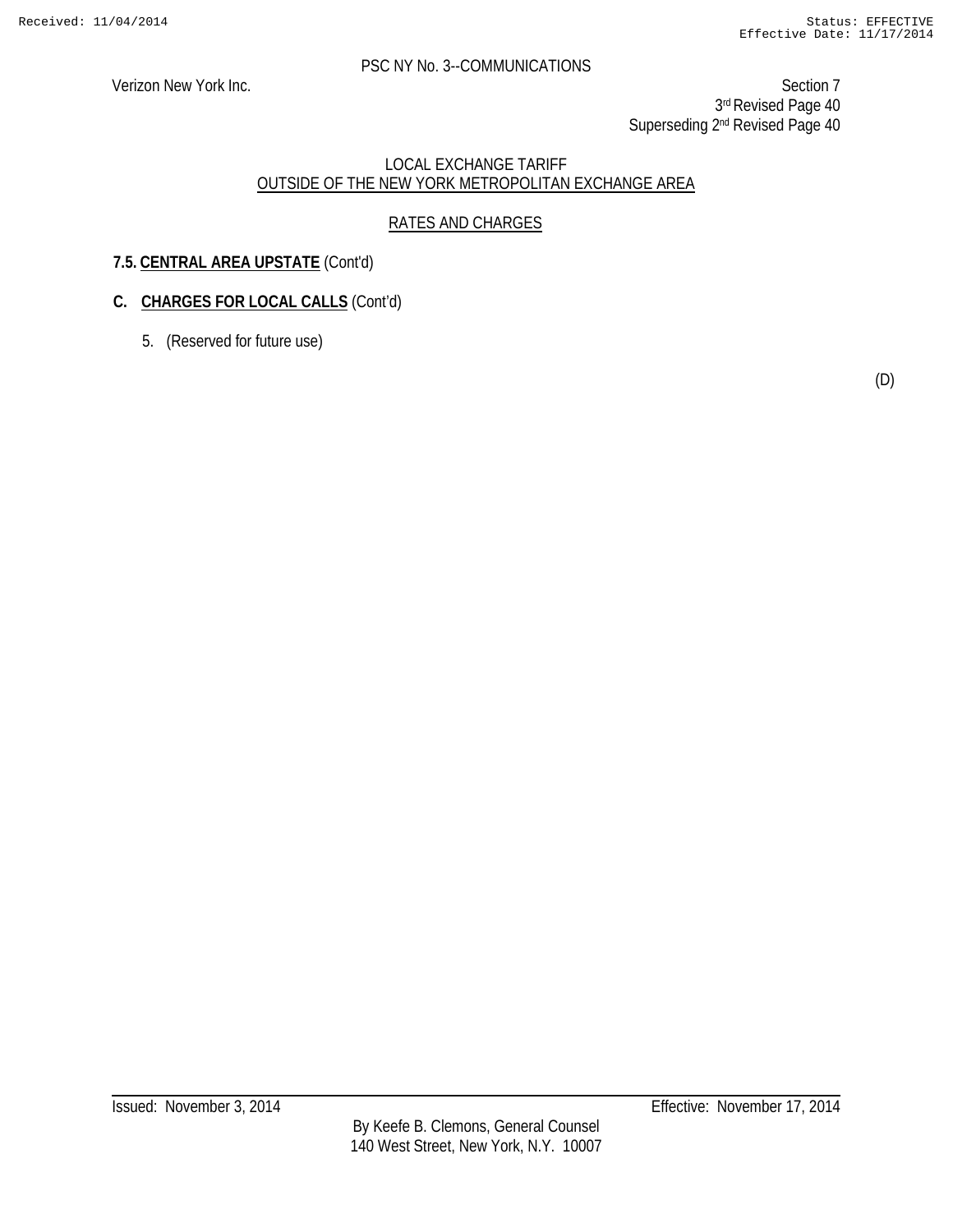PSC NY No. 3--COMMUNICATIONS

Verizon New York Inc.

Section 7
3rd Revised Page 40
Superseding 2nd Revised Page 40

LOCAL EXCHANGE TARIFF
OUTSIDE OF THE NEW YORK METROPOLITAN EXCHANGE AREA

RATES AND CHARGES

**7.5. CENTRAL AREA UPSTATE** (Cont'd)

**C. CHARGES FOR LOCAL CALLS** (Cont'd)

5. (Reserved for future use)

(D)

Issued: November 3, 2014 Effective: November 17, 2014

By Keefe B. Clemons, General Counsel
140 West Street, New York, N.Y. 10007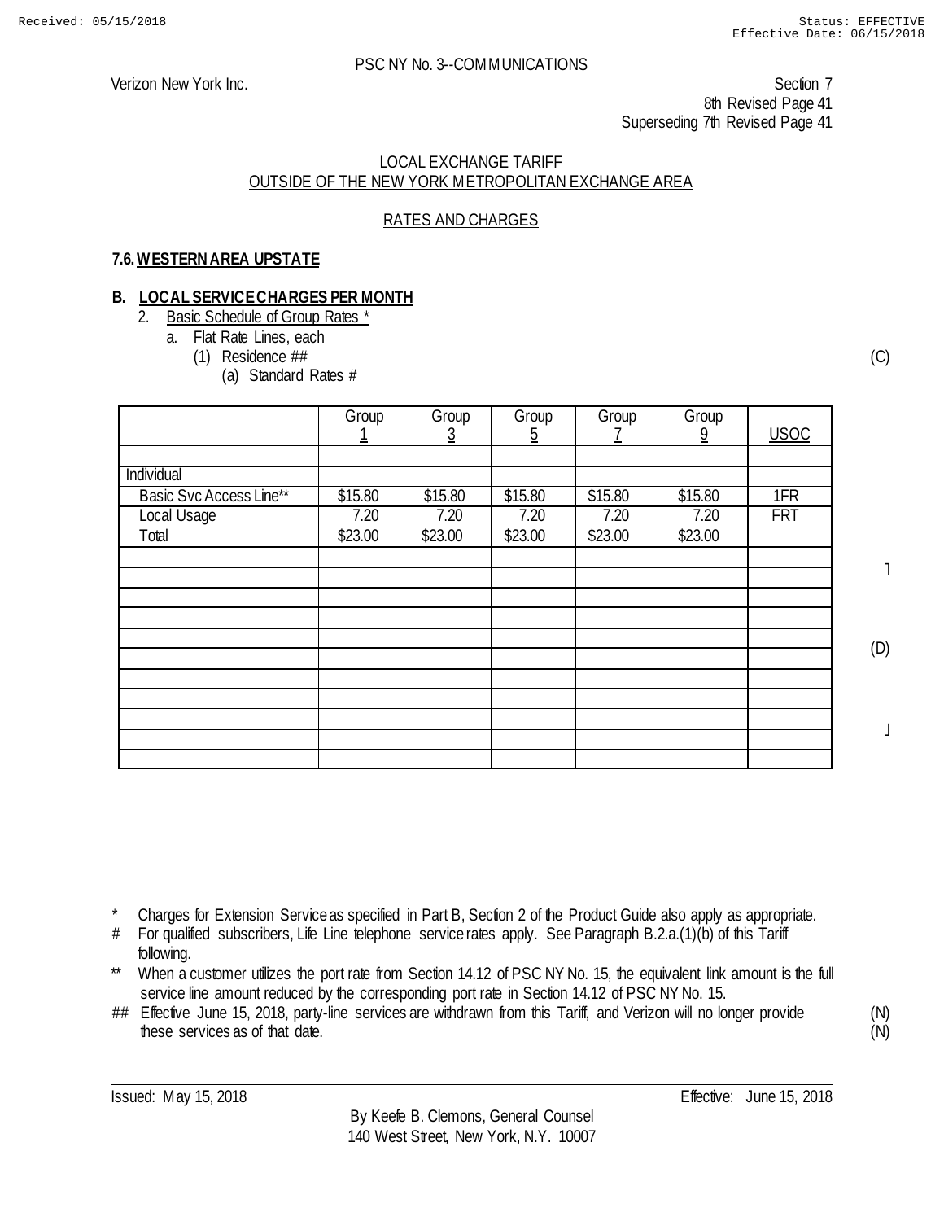PSC NY No. 3--COMMUNICATIONS

Verizon New York Inc.

Section 7
8th Revised Page 41
Superseding 7th Revised Page 41

LOCAL EXCHANGE TARIFF
OUTSIDE OF THE NEW YORK METROPOLITAN EXCHANGE AREA

RATES AND CHARGES

**7.6. WESTERN AREA UPSTATE**

**B. LOCAL SERVICE CHARGES PER MONTH**

2. Basic Schedule of Group Rates *
   a. Flat Rate Lines, each
      (1) Residence ## (C)
         (a) Standard Rates #

| | Group 1 | Group 3 | Group 5 | Group 7 | Group 9 | USOC |
|---|---|---|---|---|---|---|
| | | | | | | |
| Individual | | | | | | |
| Basic Svc Access Line** | $15.80 | $15.80 | $15.80 | $15.80 | $15.80 | 1FR |
| Local Usage | 7.20 | 7.20 | 7.20 | 7.20 | 7.20 | FRT |
| Total | $23.00 | $23.00 | $23.00 | $23.00 | $23.00 | |
| | | | | | | |
| | | | | | | |
| | | | | | | |
| | | | | | | |
| | | | | | | |
| | | | | | | |
| | | | | | | |
| | | | | | | |
| | | | | | | |
| | | | | | | |
| | | | | | | |

(D)

\* Charges for Extension Service as specified in Part B, Section 2 of the Product Guide also apply as appropriate.

\# For qualified subscribers, Life Line telephone service rates apply. See Paragraph B.2.a.(1)(b) of this Tariff following.

\*\* When a customer utilizes the port rate from Section 14.12 of PSC NY No. 15, the equivalent link amount is the full service line amount reduced by the corresponding port rate in Section 14.12 of PSC NY No. 15.

\#\# Effective June 15, 2018, party-line services are withdrawn from this Tariff, and Verizon will no longer provide these services as of that date. (N)

Issued: May 15, 2018

Effective: June 15, 2018

By Keefe B. Clemons, General Counsel
140 West Street, New York, N.Y. 10007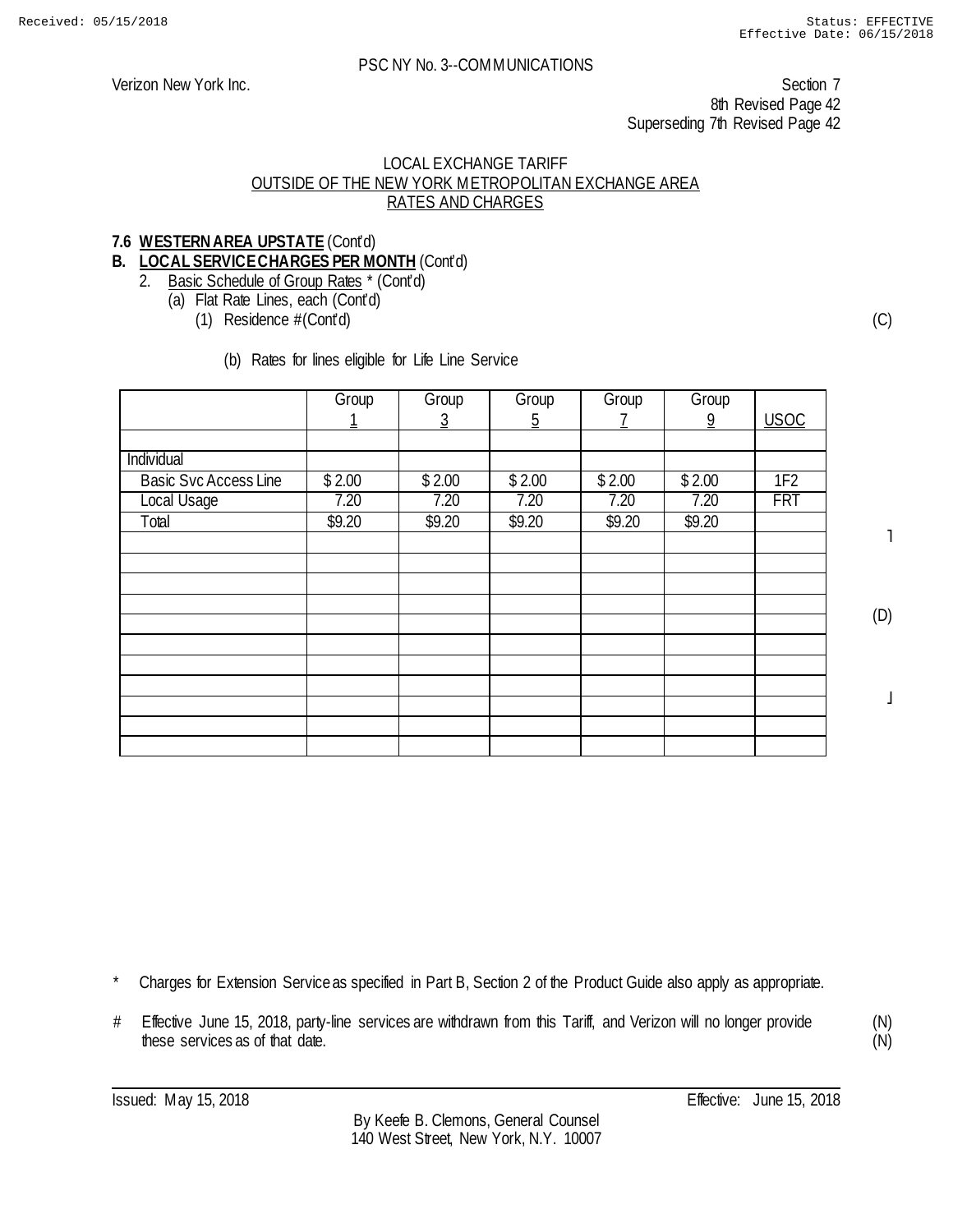PSC NY No. 3--COMMUNICATIONS

Verizon New York Inc.

Section 7
8th Revised Page 42
Superseding 7th Revised Page 42

LOCAL EXCHANGE TARIFF
OUTSIDE OF THE NEW YORK METROPOLITAN EXCHANGE AREA
RATES AND CHARGES

**7.6 WESTERN AREA UPSTATE** (Cont'd)

**B. LOCAL SERVICE CHARGES PER MONTH** (Cont'd)

2. Basic Schedule of Group Rates * (Cont'd)
   (a) Flat Rate Lines, each (Cont'd)
      (1) Residence # (Cont'd) (C)

         (b) Rates for lines eligible for Life Line Service

| | Group 1 | Group 3 | Group 5 | Group 7 | Group 9 | USOC |
|---|---|---|---|---|---|---|
| | | | | | | |
| Individual | | | | | | |
| Basic Svc Access Line | $ 2.00 | $ 2.00 | $ 2.00 | $ 2.00 | $ 2.00 | 1F2 |
| Local Usage | 7.20 | 7.20 | 7.20 | 7.20 | 7.20 | FRT |
| Total | $9.20 | $9.20 | $9.20 | $9.20 | $9.20 | |
| | | | | | | |
| | | | | | | |
| | | | | | | |
| | | | | | | |
| | | | | | | |
| | | | | | | |
| | | | | | | |
| | | | | | | |
| | | | | | | |
| | | | | | | |
| | | | | | | |

(D)

\* Charges for Extension Service as specified in Part B, Section 2 of the Product Guide also apply as appropriate.

\# Effective June 15, 2018, party-line services are withdrawn from this Tariff, and Verizon will no longer provide these services as of that date. (N)

Issued: May 15, 2018

Effective: June 15, 2018

By Keefe B. Clemons, General Counsel
140 West Street, New York, N.Y. 10007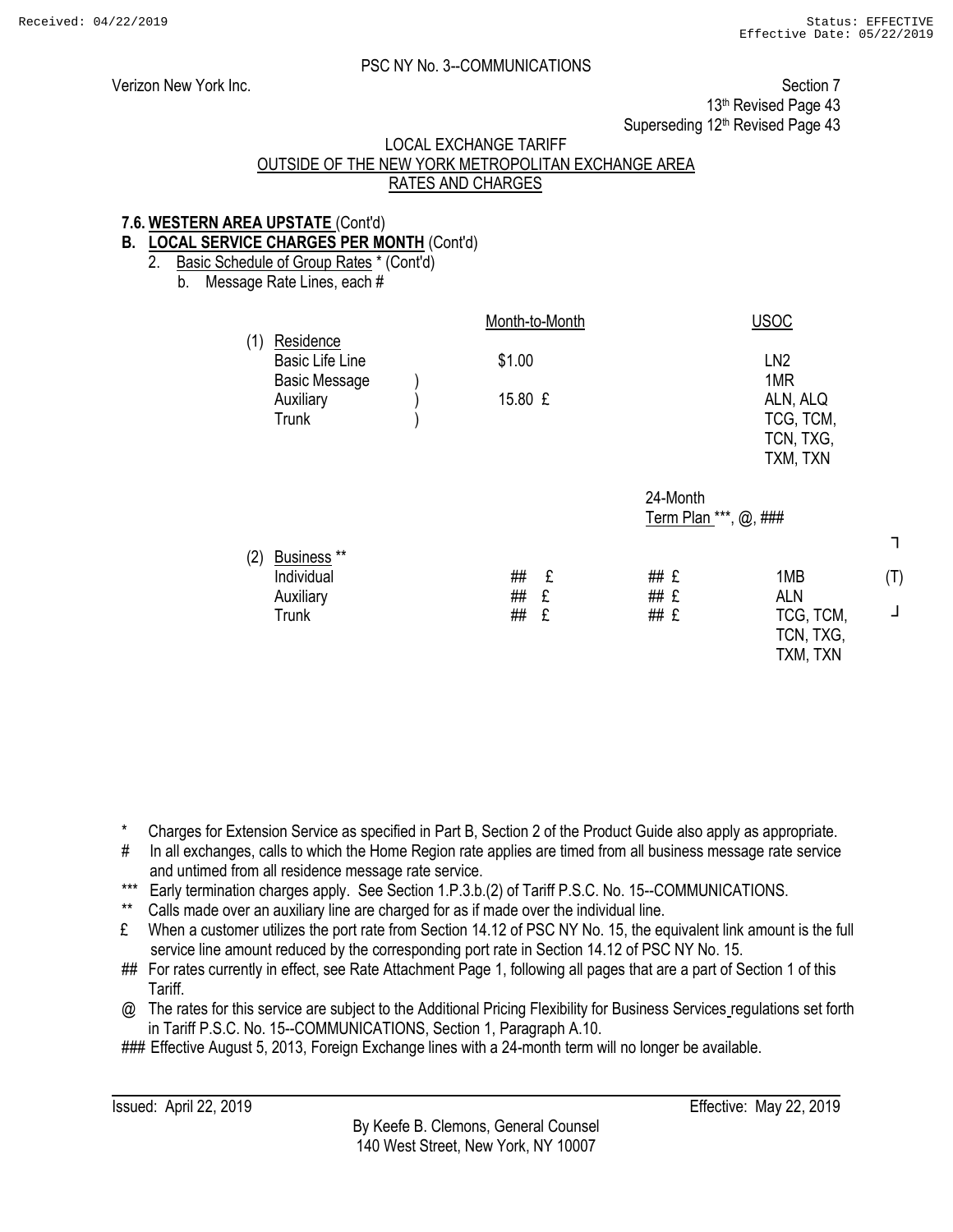PSC NY No. 3--COMMUNICATIONS

Verizon New York Inc.

Section 7
13th Revised Page 43
Superseding 12th Revised Page 43

LOCAL EXCHANGE TARIFF
OUTSIDE OF THE NEW YORK METROPOLITAN EXCHANGE AREA
RATES AND CHARGES

**7.6. WESTERN AREA UPSTATE (Cont'd)**

**B. LOCAL SERVICE CHARGES PER MONTH (Cont'd)**

2. Basic Schedule of Group Rates * (Cont'd)

   b. Message Rate Lines, each #

| | Month-to-Month | 24-Month Term Plan ***, @, ### | USOC | |
|---|---|---|---|---|
| (1) Residence | | | | |
| Basic Life Line | $1.00 | | LN2 | |
| Basic Message ) | | | 1MR | |
| Auxiliary ) | 15.80 £ | | ALN, ALQ | |
| Trunk ) | | | TCG, TCM, TCN, TXG, TXM, TXN | |
| (2) Business ** | | | | |
| Individual | ## £ | ## £ | 1MB | (T) |
| Auxiliary | ## £ | ## £ | ALN | |
| Trunk | ## £ | ## £ | TCG, TCM, TCN, TXG, TXM, TXN | |

\* Charges for Extension Service as specified in Part B, Section 2 of the Product Guide also apply as appropriate.

\# In all exchanges, calls to which the Home Region rate applies are timed from all business message rate service and untimed from all residence message rate service.

\*** Early termination charges apply. See Section 1.P.3.b.(2) of Tariff P.S.C. No. 15--COMMUNICATIONS.

\** Calls made over an auxiliary line are charged for as if made over the individual line.

£ When a customer utilizes the port rate from Section 14.12 of PSC NY No. 15, the equivalent link amount is the full service line amount reduced by the corresponding port rate in Section 14.12 of PSC NY No. 15.

\## For rates currently in effect, see Rate Attachment Page 1, following all pages that are a part of Section 1 of this Tariff.

@ The rates for this service are subject to the Additional Pricing Flexibility for Business Services regulations set forth in Tariff P.S.C. No. 15--COMMUNICATIONS, Section 1, Paragraph A.10.

\### Effective August 5, 2013, Foreign Exchange lines with a 24-month term will no longer be available.

Issued: April 22, 2019

Effective: May 22, 2019

By Keefe B. Clemons, General Counsel
140 West Street, New York, NY 10007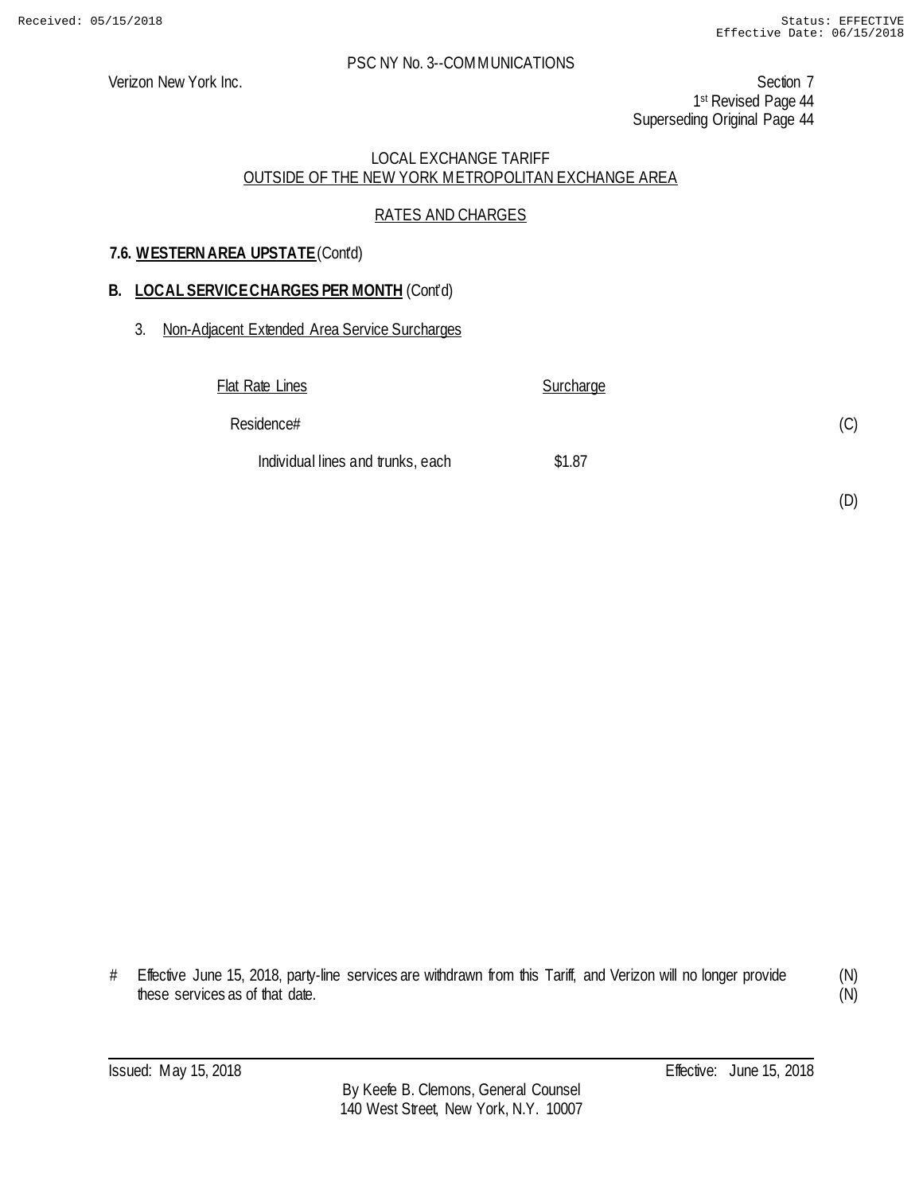PSC NY No. 3--COMMUNICATIONS

Verizon New York Inc.

Section 7
1st Revised Page 44
Superseding Original Page 44

LOCAL EXCHANGE TARIFF
OUTSIDE OF THE NEW YORK METROPOLITAN EXCHANGE AREA

RATES AND CHARGES

### 7.6. WESTERN AREA UPSTATE (Cont'd)

### B. LOCAL SERVICE CHARGES PER MONTH (Cont'd)

3. Non-Adjacent Extended Area Service Surcharges

| Flat Rate Lines | Surcharge | |
|---|---|---|
| Residence# | | (C) |
| Individual lines and trunks, each | $1.87 | |
| | | (D) |

\# Effective June 15, 2018, party-line services are withdrawn from this Tariff, and Verizon will no longer provide these services as of that date. (N)

Issued: May 15, 2018

Effective: June 15, 2018

By Keefe B. Clemons, General Counsel
140 West Street, New York, N.Y. 10007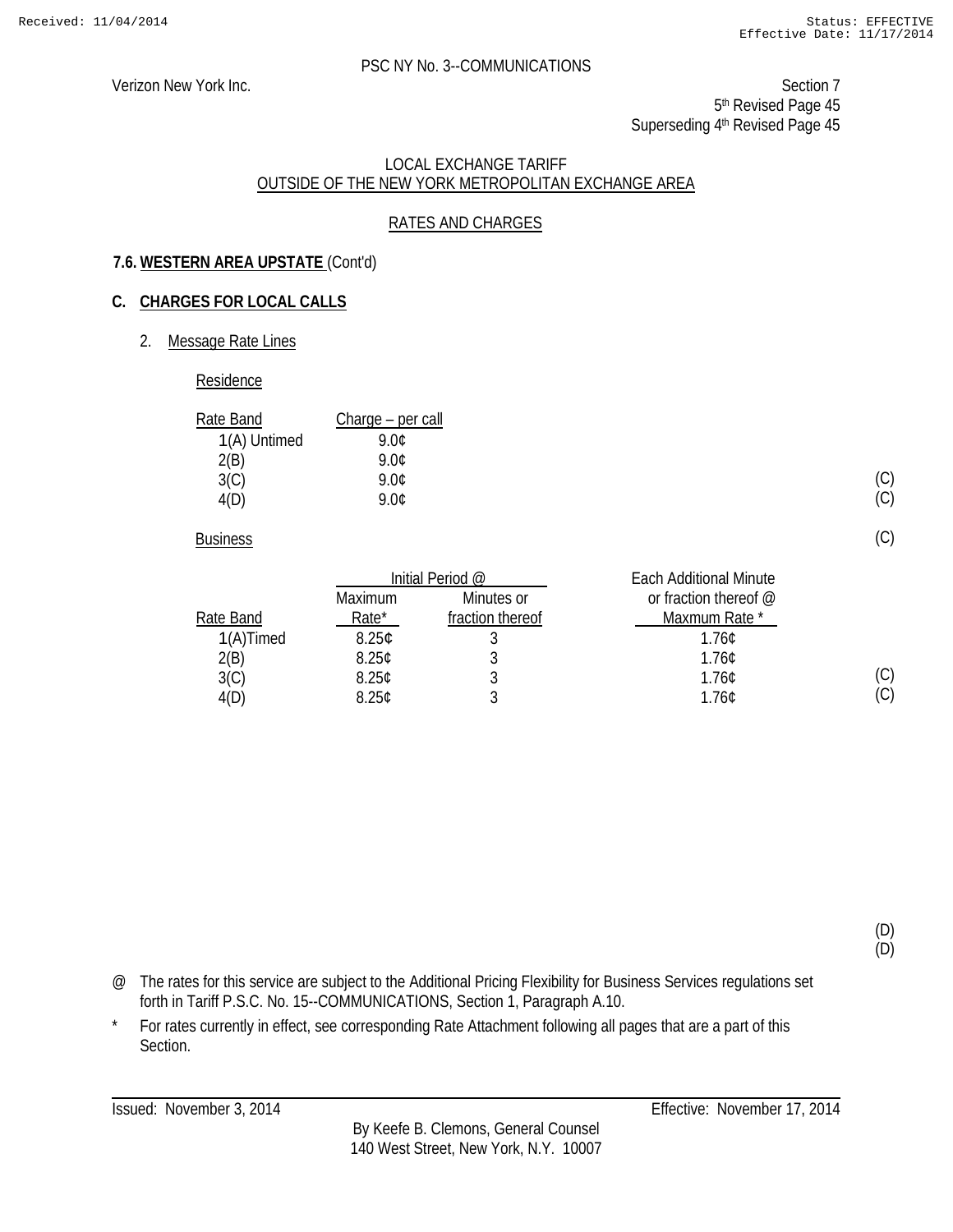PSC NY No. 3--COMMUNICATIONS

Verizon New York Inc.

Section 7
5th Revised Page 45
Superseding 4th Revised Page 45

LOCAL EXCHANGE TARIFF
OUTSIDE OF THE NEW YORK METROPOLITAN EXCHANGE AREA

RATES AND CHARGES

**7.6. WESTERN AREA UPSTATE** (Cont'd)

**C. CHARGES FOR LOCAL CALLS**

2. Message Rate Lines

Residence

| Rate Band | Charge – per call | |
|---|---|---|
| 1(A) Untimed | 9.0¢ | |
| 2(B) | 9.0¢ | |
| 3(C) | 9.0¢ | (C) |
| 4(D) | 9.0¢ | (C) |

Business (C)

| | Initial Period @ | | Each Additional Minute or fraction thereof @ | |
|---|---|---|---|---|
| Rate Band | Maximum Rate* | Minutes or fraction thereof | Maxmum Rate * | |
| 1(A)Timed | 8.25¢ | 3 | 1.76¢ | |
| 2(B) | 8.25¢ | 3 | 1.76¢ | |
| 3(C) | 8.25¢ | 3 | 1.76¢ | (C) |
| 4(D) | 8.25¢ | 3 | 1.76¢ | (C) |

(D)
(D)

@ The rates for this service are subject to the Additional Pricing Flexibility for Business Services regulations set forth in Tariff P.S.C. No. 15--COMMUNICATIONS, Section 1, Paragraph A.10.

* For rates currently in effect, see corresponding Rate Attachment following all pages that are a part of this Section.

Issued: November 3, 2014 Effective: November 17, 2014

By Keefe B. Clemons, General Counsel
140 West Street, New York, N.Y. 10007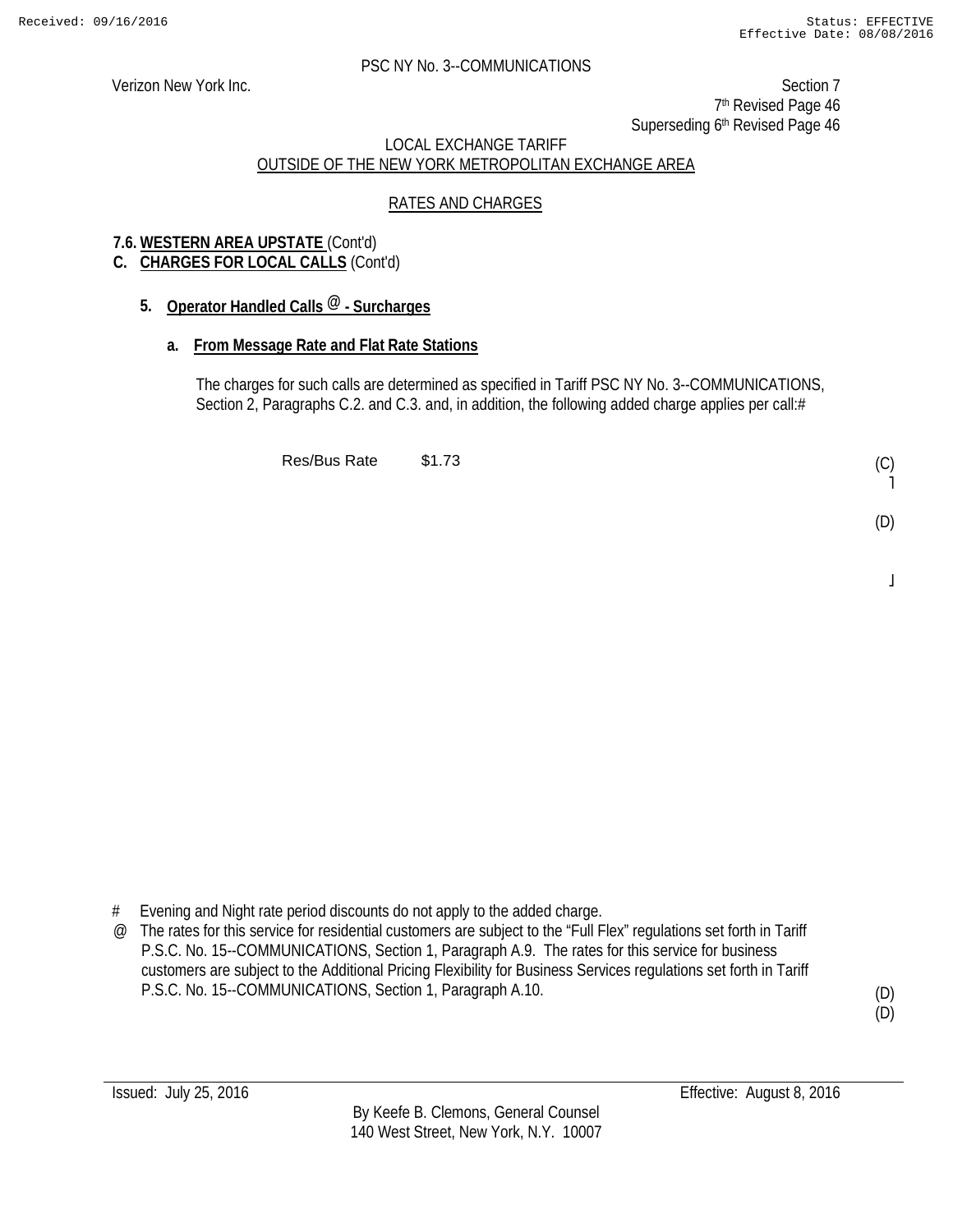PSC NY No. 3--COMMUNICATIONS

Verizon New York Inc.

Section 7
7th Revised Page 46
Superseding 6th Revised Page 46

LOCAL EXCHANGE TARIFF
OUTSIDE OF THE NEW YORK METROPOLITAN EXCHANGE AREA

RATES AND CHARGES

**7.6. WESTERN AREA UPSTATE** (Cont'd)

**C. CHARGES FOR LOCAL CALLS** (Cont'd)

**5. Operator Handled Calls @ - Surcharges**

**a. From Message Rate and Flat Rate Stations**

The charges for such calls are determined as specified in Tariff PSC NY No. 3--COMMUNICATIONS, Section 2, Paragraphs C.2. and C.3. and, in addition, the following added charge applies per call:#

Res/Bus Rate $1.73 (C)

(D)

\# Evening and Night rate period discounts do not apply to the added charge.

@ The rates for this service for residential customers are subject to the "Full Flex" regulations set forth in Tariff P.S.C. No. 15--COMMUNICATIONS, Section 1, Paragraph A.9. The rates for this service for business customers are subject to the Additional Pricing Flexibility for Business Services regulations set forth in Tariff P.S.C. No. 15--COMMUNICATIONS, Section 1, Paragraph A.10. (D) (D)

Issued: July 25, 2016

Effective: August 8, 2016

By Keefe B. Clemons, General Counsel
140 West Street, New York, N.Y. 10007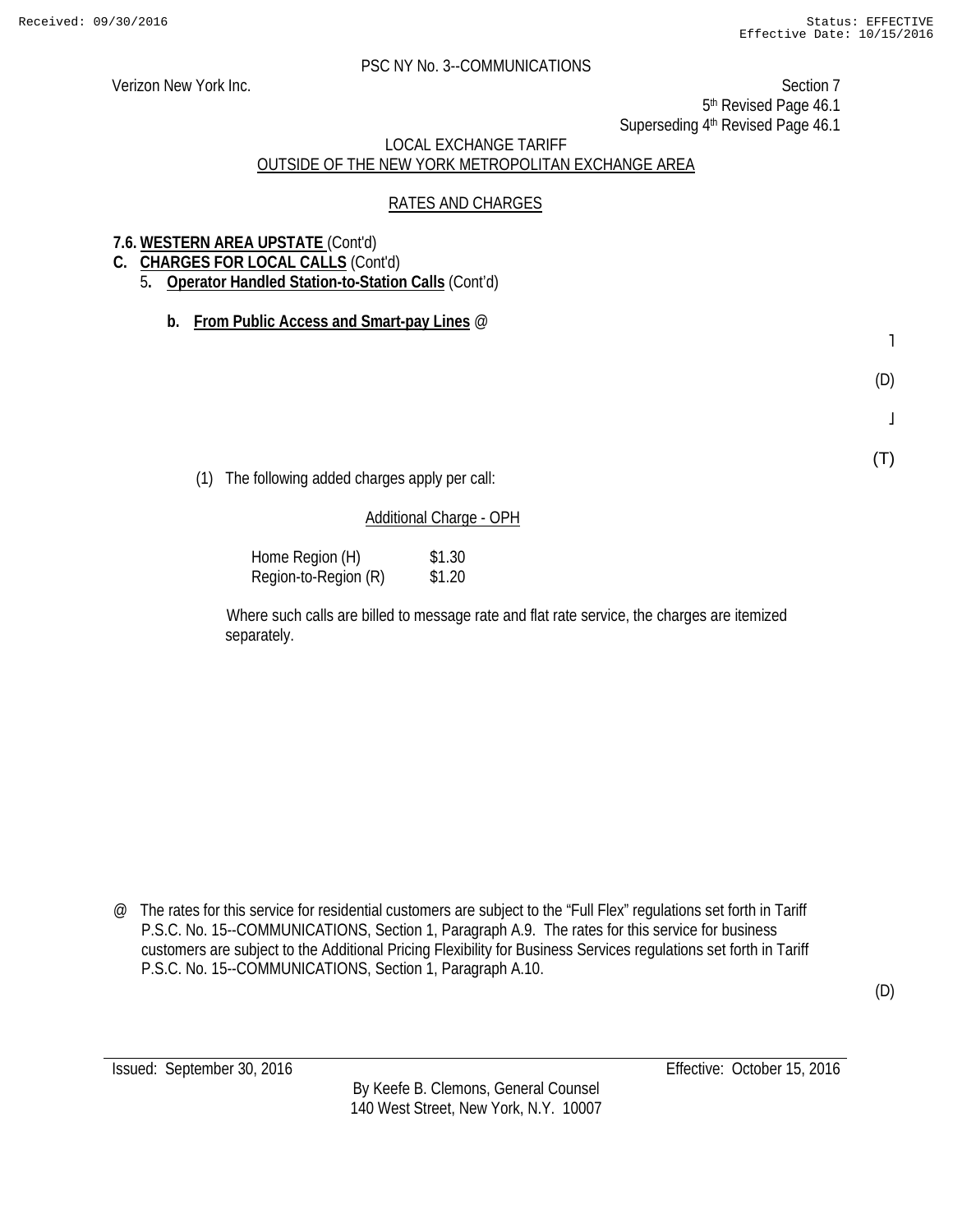PSC NY No. 3--COMMUNICATIONS

Verizon New York Inc.

Section 7
5th Revised Page 46.1
Superseding 4th Revised Page 46.1

LOCAL EXCHANGE TARIFF
OUTSIDE OF THE NEW YORK METROPOLITAN EXCHANGE AREA

RATES AND CHARGES

**7.6. WESTERN AREA UPSTATE** (Cont'd)

**C. CHARGES FOR LOCAL CALLS** (Cont'd)

5. **Operator Handled Station-to-Station Calls** (Cont'd)

**b. From Public Access and Smart-pay Lines** @

(D)

(T)

(1) The following added charges apply per call:

Additional Charge - OPH

| | |
|---|---|
| Home Region (H) | $1.30 |
| Region-to-Region (R) | $1.20 |

Where such calls are billed to message rate and flat rate service, the charges are itemized separately.

@ The rates for this service for residential customers are subject to the "Full Flex" regulations set forth in Tariff P.S.C. No. 15--COMMUNICATIONS, Section 1, Paragraph A.9. The rates for this service for business customers are subject to the Additional Pricing Flexibility for Business Services regulations set forth in Tariff P.S.C. No. 15--COMMUNICATIONS, Section 1, Paragraph A.10.

(D)

Issued: September 30, 2016

Effective: October 15, 2016

By Keefe B. Clemons, General Counsel
140 West Street, New York, N.Y. 10007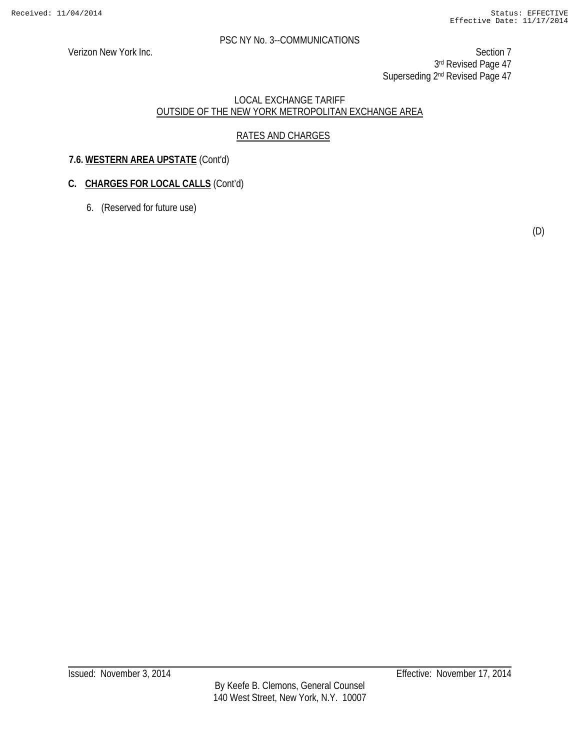PSC NY No. 3--COMMUNICATIONS

Verizon New York Inc.

Section 7
3rd Revised Page 47
Superseding 2nd Revised Page 47

LOCAL EXCHANGE TARIFF
OUTSIDE OF THE NEW YORK METROPOLITAN EXCHANGE AREA

RATES AND CHARGES

**7.6. WESTERN AREA UPSTATE** (Cont'd)

**C. CHARGES FOR LOCAL CALLS** (Cont'd)

6. (Reserved for future use)

(D)

Issued: November 3, 2014

Effective: November 17, 2014

By Keefe B. Clemons, General Counsel
140 West Street, New York, N.Y. 10007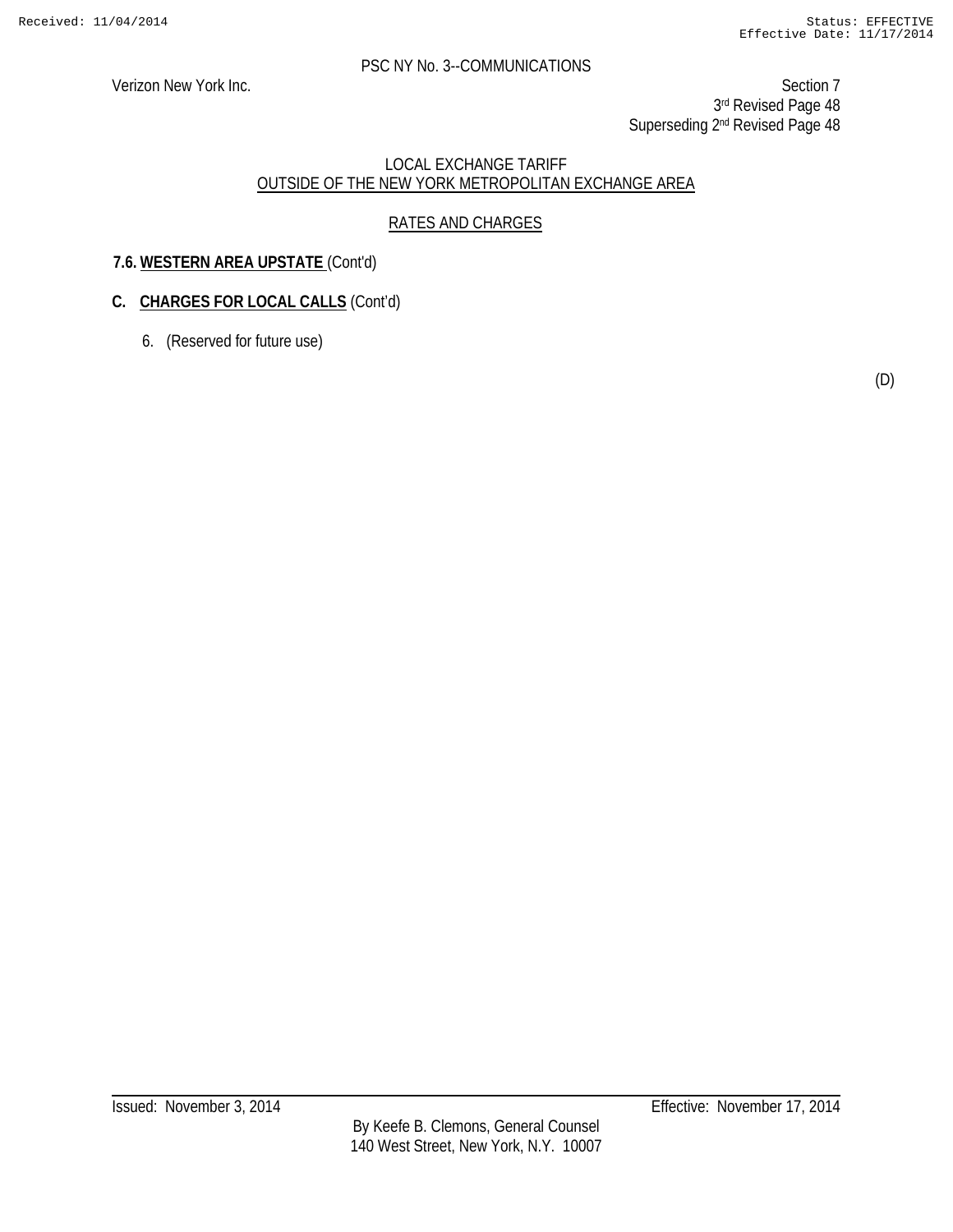PSC NY No. 3--COMMUNICATIONS

Verizon New York Inc.

Section 7
3rd Revised Page 48
Superseding 2nd Revised Page 48

LOCAL EXCHANGE TARIFF
OUTSIDE OF THE NEW YORK METROPOLITAN EXCHANGE AREA

RATES AND CHARGES

**7.6. WESTERN AREA UPSTATE** (Cont'd)

**C. CHARGES FOR LOCAL CALLS** (Cont'd)

6. (Reserved for future use)

(D)

Issued: November 3, 2014

Effective: November 17, 2014

By Keefe B. Clemons, General Counsel
140 West Street, New York, N.Y. 10007